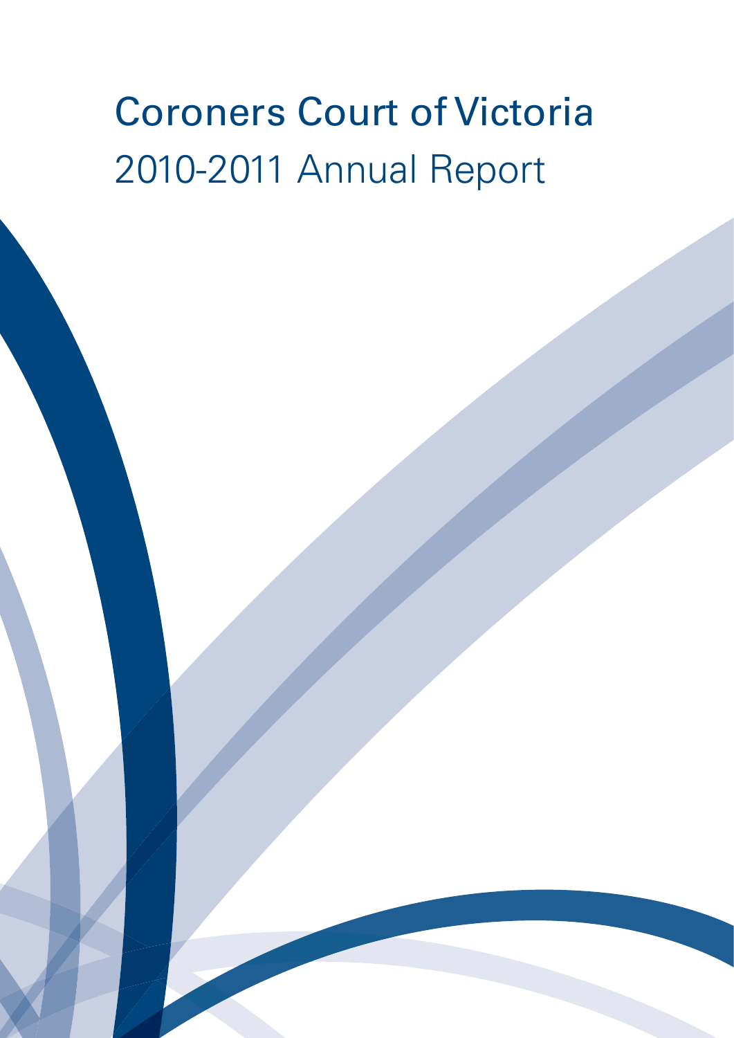# Coroners Court of Victoria
## 2010-2011 Annual Report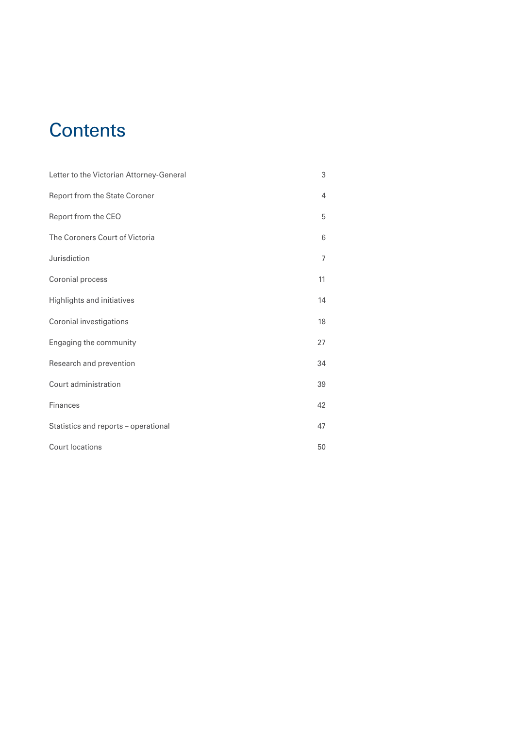# Contents

| | |
|---|---|
| Letter to the Victorian Attorney-General | 3 |
| Report from the State Coroner | 4 |
| Report from the CEO | 5 |
| The Coroners Court of Victoria | 6 |
| Jurisdiction | 7 |
| Coronial process | 11 |
| Highlights and initiatives | 14 |
| Coronial investigations | 18 |
| Engaging the community | 27 |
| Research and prevention | 34 |
| Court administration | 39 |
| Finances | 42 |
| Statistics and reports – operational | 47 |
| Court locations | 50 |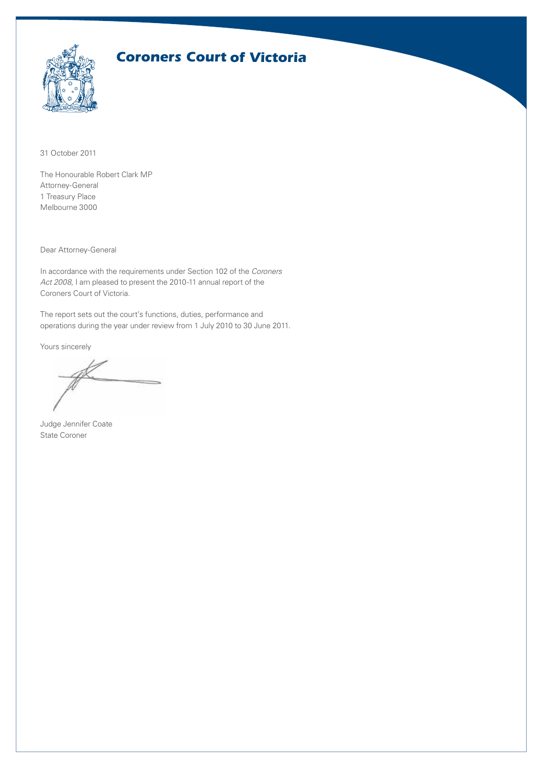# Coroners Court of Victoria

31 October 2011

The Honourable Robert Clark MP
Attorney-General
1 Treasury Place
Melbourne 3000

Dear Attorney-General

In accordance with the requirements under Section 102 of the *Coroners Act 2008*, I am pleased to present the 2010-11 annual report of the Coroners Court of Victoria.

The report sets out the court's functions, duties, performance and operations during the year under review from 1 July 2010 to 30 June 2011.

Yours sincerely

Judge Jennifer Coate
State Coroner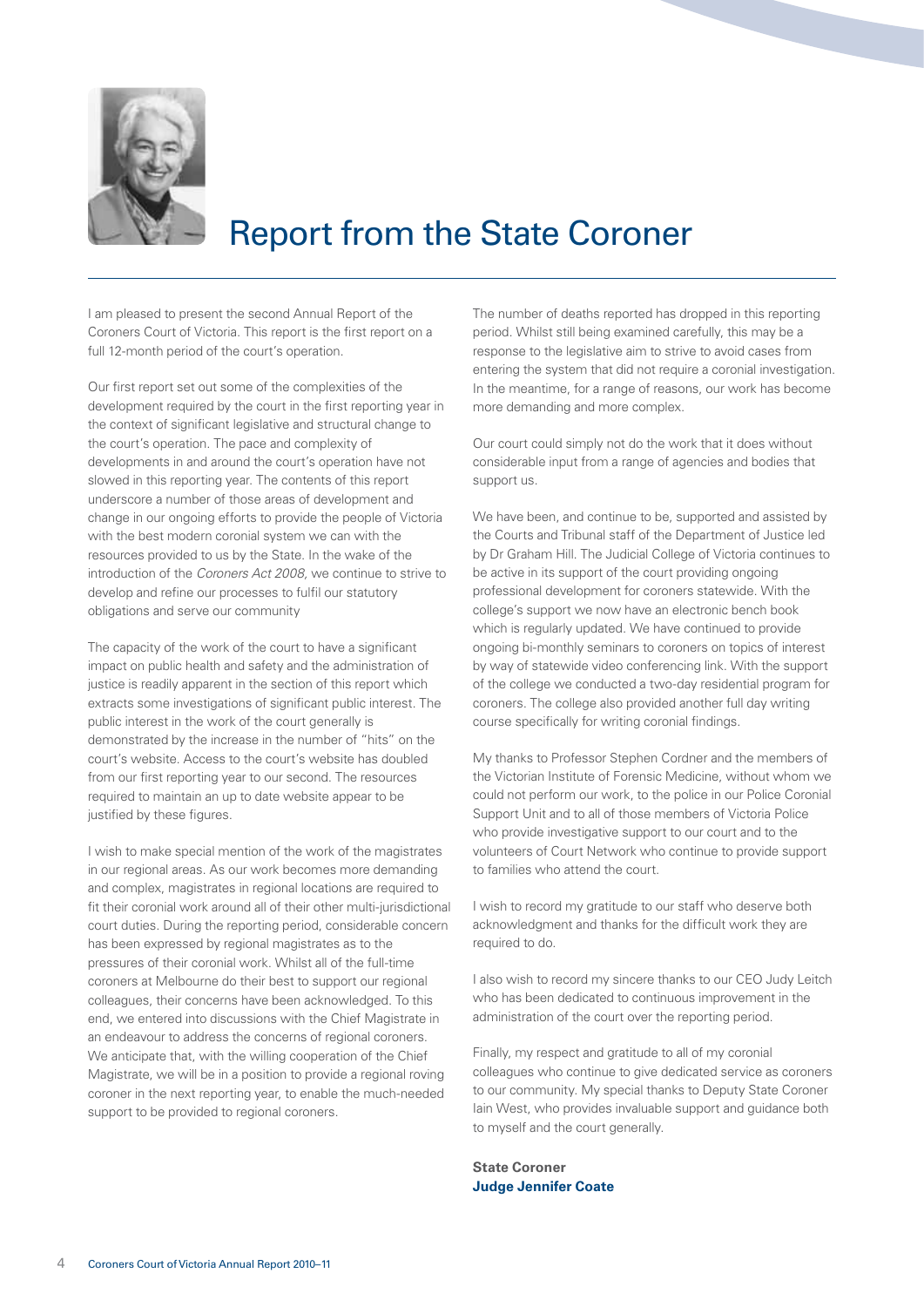# Report from the State Coroner

I am pleased to present the second Annual Report of the Coroners Court of Victoria. This report is the first report on a full 12-month period of the court's operation.

Our first report set out some of the complexities of the development required by the court in the first reporting year in the context of significant legislative and structural change to the court's operation. The pace and complexity of developments in and around the court's operation have not slowed in this reporting year. The contents of this report underscore a number of those areas of development and change in our ongoing efforts to provide the people of Victoria with the best modern coronial system we can with the resources provided to us by the State. In the wake of the introduction of the *Coroners Act 2008*, we continue to strive to develop and refine our processes to fulfil our statutory obligations and serve our community

The capacity of the work of the court to have a significant impact on public health and safety and the administration of justice is readily apparent in the section of this report which extracts some investigations of significant public interest. The public interest in the work of the court generally is demonstrated by the increase in the number of "hits" on the court's website. Access to the court's website has doubled from our first reporting year to our second. The resources required to maintain an up to date website appear to be justified by these figures.

I wish to make special mention of the work of the magistrates in our regional areas. As our work becomes more demanding and complex, magistrates in regional locations are required to fit their coronial work around all of their other multi-jurisdictional court duties. During the reporting period, considerable concern has been expressed by regional magistrates as to the pressures of their coronial work. Whilst all of the full-time coroners at Melbourne do their best to support our regional colleagues, their concerns have been acknowledged. To this end, we entered into discussions with the Chief Magistrate in an endeavour to address the concerns of regional coroners. We anticipate that, with the willing cooperation of the Chief Magistrate, we will be in a position to provide a regional roving coroner in the next reporting year, to enable the much-needed support to be provided to regional coroners.

The number of deaths reported has dropped in this reporting period. Whilst still being examined carefully, this may be a response to the legislative aim to strive to avoid cases from entering the system that did not require a coronial investigation. In the meantime, for a range of reasons, our work has become more demanding and more complex.

Our court could simply not do the work that it does without considerable input from a range of agencies and bodies that support us.

We have been, and continue to be, supported and assisted by the Courts and Tribunal staff of the Department of Justice led by Dr Graham Hill. The Judicial College of Victoria continues to be active in its support of the court providing ongoing professional development for coroners statewide. With the college's support we now have an electronic bench book which is regularly updated. We have continued to provide ongoing bi-monthly seminars to coroners on topics of interest by way of statewide video conferencing link. With the support of the college we conducted a two-day residential program for coroners. The college also provided another full day writing course specifically for writing coronial findings.

My thanks to Professor Stephen Cordner and the members of the Victorian Institute of Forensic Medicine, without whom we could not perform our work, to the police in our Police Coronial Support Unit and to all of those members of Victoria Police who provide investigative support to our court and to the volunteers of Court Network who continue to provide support to families who attend the court.

I wish to record my gratitude to our staff who deserve both acknowledgment and thanks for the difficult work they are required to do.

I also wish to record my sincere thanks to our CEO Judy Leitch who has been dedicated to continuous improvement in the administration of the court over the reporting period.

Finally, my respect and gratitude to all of my coronial colleagues who continue to give dedicated service as coroners to our community. My special thanks to Deputy State Coroner Iain West, who provides invaluable support and guidance both to myself and the court generally.

**State Coroner**
**Judge Jennifer Coate**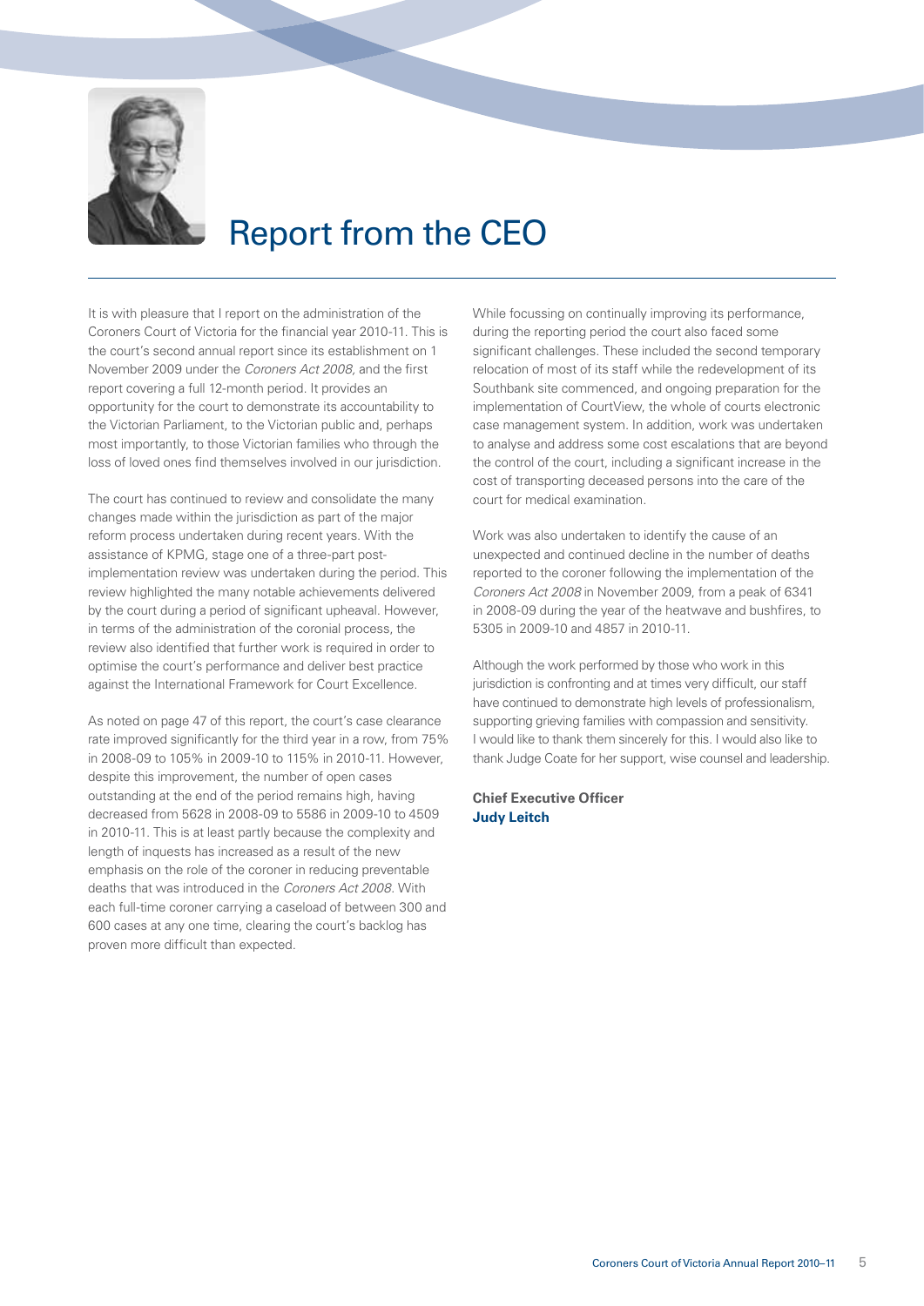# Report from the CEO

It is with pleasure that I report on the administration of the Coroners Court of Victoria for the financial year 2010-11. This is the court's second annual report since its establishment on 1 November 2009 under the *Coroners Act 2008*, and the first report covering a full 12-month period. It provides an opportunity for the court to demonstrate its accountability to the Victorian Parliament, to the Victorian public and, perhaps most importantly, to those Victorian families who through the loss of loved ones find themselves involved in our jurisdiction.

The court has continued to review and consolidate the many changes made within the jurisdiction as part of the major reform process undertaken during recent years. With the assistance of KPMG, stage one of a three-part post-implementation review was undertaken during the period. This review highlighted the many notable achievements delivered by the court during a period of significant upheaval. However, in terms of the administration of the coronial process, the review also identified that further work is required in order to optimise the court's performance and deliver best practice against the International Framework for Court Excellence.

As noted on page 47 of this report, the court's case clearance rate improved significantly for the third year in a row, from 75% in 2008-09 to 105% in 2009-10 to 115% in 2010-11. However, despite this improvement, the number of open cases outstanding at the end of the period remains high, having decreased from 5628 in 2008-09 to 5586 in 2009-10 to 4509 in 2010-11. This is at least partly because the complexity and length of inquests has increased as a result of the new emphasis on the role of the coroner in reducing preventable deaths that was introduced in the *Coroners Act 2008*. With each full-time coroner carrying a caseload of between 300 and 600 cases at any one time, clearing the court's backlog has proven more difficult than expected.

While focussing on continually improving its performance, during the reporting period the court also faced some significant challenges. These included the second temporary relocation of most of its staff while the redevelopment of its Southbank site commenced, and ongoing preparation for the implementation of CourtView, the whole of courts electronic case management system. In addition, work was undertaken to analyse and address some cost escalations that are beyond the control of the court, including a significant increase in the cost of transporting deceased persons into the care of the court for medical examination.

Work was also undertaken to identify the cause of an unexpected and continued decline in the number of deaths reported to the coroner following the implementation of the *Coroners Act 2008* in November 2009, from a peak of 6341 in 2008-09 during the year of the heatwave and bushfires, to 5305 in 2009-10 and 4857 in 2010-11.

Although the work performed by those who work in this jurisdiction is confronting and at times very difficult, our staff have continued to demonstrate high levels of professionalism, supporting grieving families with compassion and sensitivity. I would like to thank them sincerely for this. I would also like to thank Judge Coate for her support, wise counsel and leadership.

**Chief Executive Officer**
**Judy Leitch**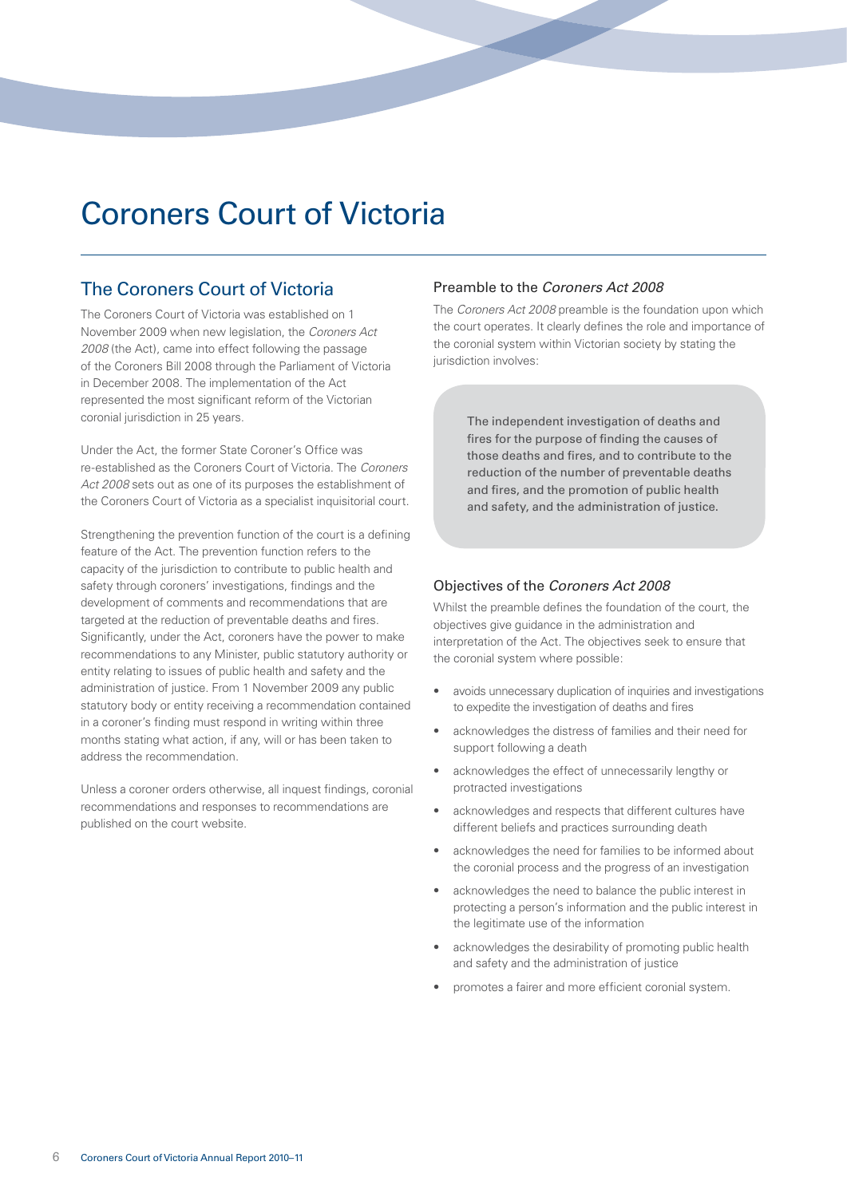# Coroners Court of Victoria

## The Coroners Court of Victoria

The Coroners Court of Victoria was established on 1 November 2009 when new legislation, the *Coroners Act 2008* (the Act), came into effect following the passage of the Coroners Bill 2008 through the Parliament of Victoria in December 2008. The implementation of the Act represented the most significant reform of the Victorian coronial jurisdiction in 25 years.

Under the Act, the former State Coroner's Office was re-established as the Coroners Court of Victoria. The *Coroners Act 2008* sets out as one of its purposes the establishment of the Coroners Court of Victoria as a specialist inquisitorial court.

Strengthening the prevention function of the court is a defining feature of the Act. The prevention function refers to the capacity of the jurisdiction to contribute to public health and safety through coroners' investigations, findings and the development of comments and recommendations that are targeted at the reduction of preventable deaths and fires. Significantly, under the Act, coroners have the power to make recommendations to any Minister, public statutory authority or entity relating to issues of public health and safety and the administration of justice. From 1 November 2009 any public statutory body or entity receiving a recommendation contained in a coroner's finding must respond in writing within three months stating what action, if any, will or has been taken to address the recommendation.

Unless a coroner orders otherwise, all inquest findings, coronial recommendations and responses to recommendations are published on the court website.

### Preamble to the *Coroners Act 2008*

The *Coroners Act 2008* preamble is the foundation upon which the court operates. It clearly defines the role and importance of the coronial system within Victorian society by stating the jurisdiction involves:

> The independent investigation of deaths and fires for the purpose of finding the causes of those deaths and fires, and to contribute to the reduction of the number of preventable deaths and fires, and the promotion of public health and safety, and the administration of justice.

### Objectives of the *Coroners Act 2008*

Whilst the preamble defines the foundation of the court, the objectives give guidance in the administration and interpretation of the Act. The objectives seek to ensure that the coronial system where possible:

- avoids unnecessary duplication of inquiries and investigations to expedite the investigation of deaths and fires
- acknowledges the distress of families and their need for support following a death
- acknowledges the effect of unnecessarily lengthy or protracted investigations
- acknowledges and respects that different cultures have different beliefs and practices surrounding death
- acknowledges the need for families to be informed about the coronial process and the progress of an investigation
- acknowledges the need to balance the public interest in protecting a person's information and the public interest in the legitimate use of the information
- acknowledges the desirability of promoting public health and safety and the administration of justice
- promotes a fairer and more efficient coronial system.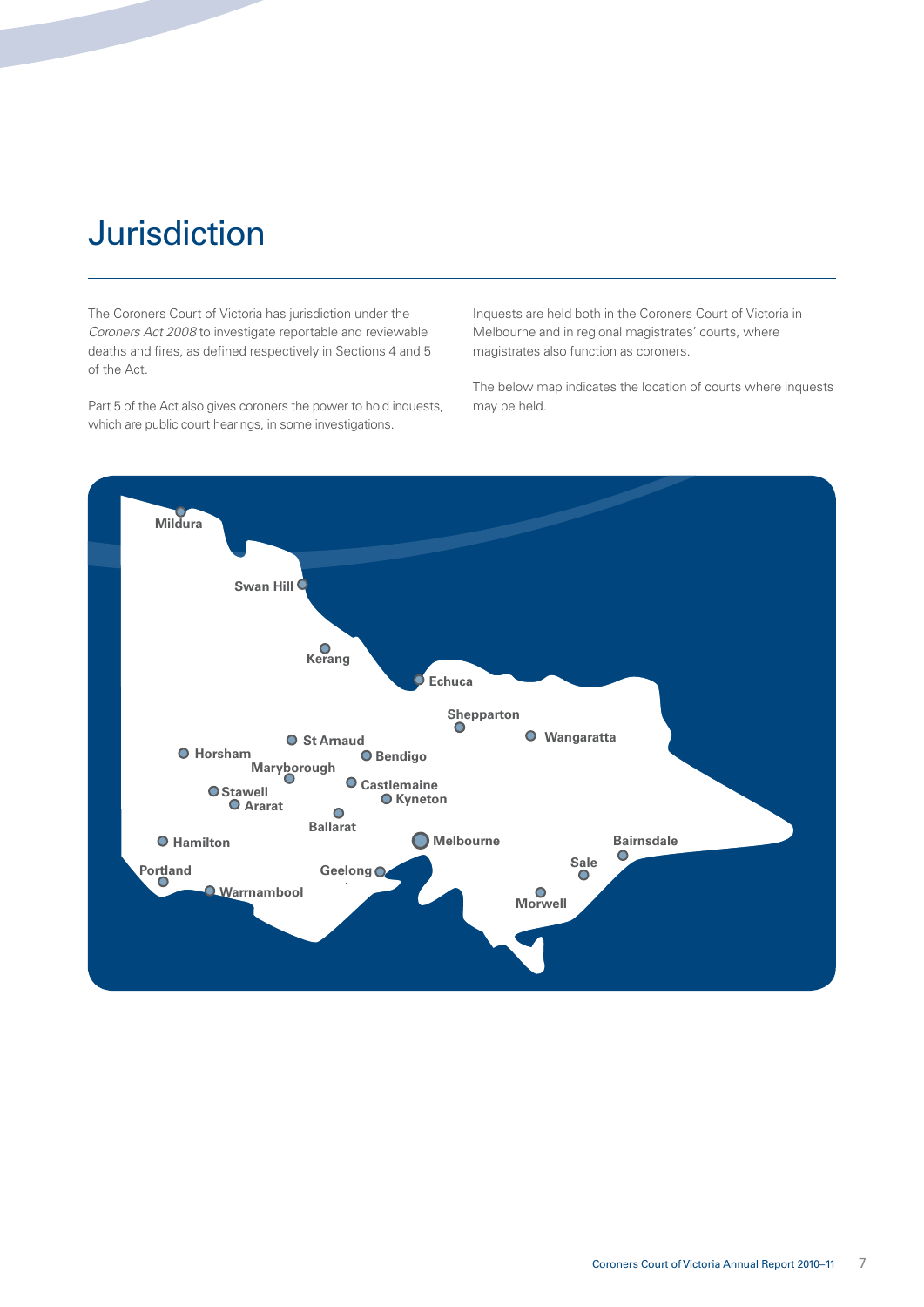# Jurisdiction

The Coroners Court of Victoria has jurisdiction under the *Coroners Act 2008* to investigate reportable and reviewable deaths and fires, as defined respectively in Sections 4 and 5 of the Act.

Part 5 of the Act also gives coroners the power to hold inquests, which are public court hearings, in some investigations.

Inquests are held both in the Coroners Court of Victoria in Melbourne and in regional magistrates' courts, where magistrates also function as coroners.

The below map indicates the location of courts where inquests may be held.

Mildura
Swan Hill
Kerang
Echuca
Shepparton
Wangaratta
St Arnaud
Horsham
Bendigo
Maryborough
Castlemaine
Stawell
Kyneton
Ararat
Ballarat
Hamilton
Melbourne
Bairnsdale
Portland
Geelong
Sale
Warrnambool
Morwell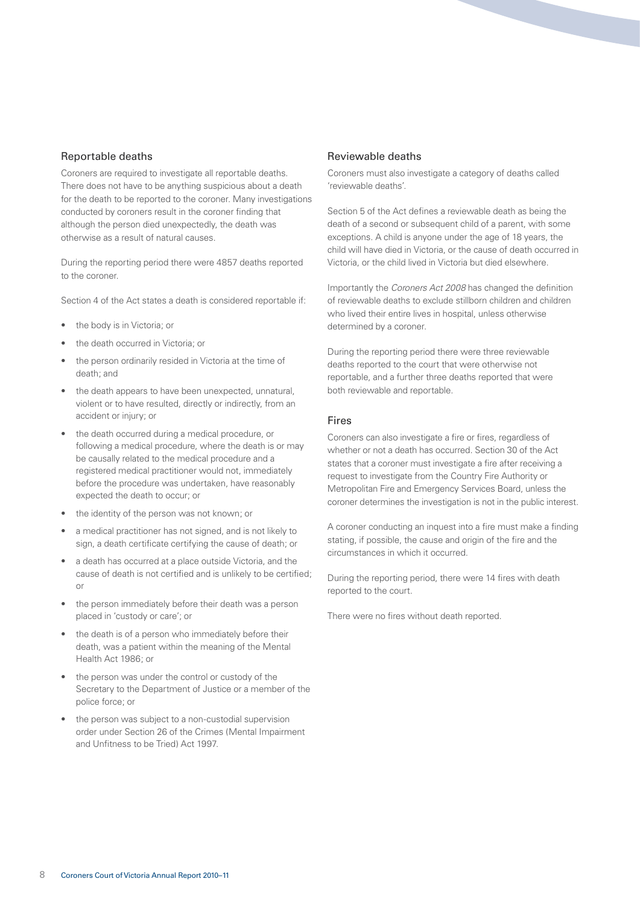## Reportable deaths

Coroners are required to investigate all reportable deaths. There does not have to be anything suspicious about a death for the death to be reported to the coroner. Many investigations conducted by coroners result in the coroner finding that although the person died unexpectedly, the death was otherwise as a result of natural causes.

During the reporting period there were 4857 deaths reported to the coroner.

Section 4 of the Act states a death is considered reportable if:

- the body is in Victoria; or
- the death occurred in Victoria; or
- the person ordinarily resided in Victoria at the time of death; and
- the death appears to have been unexpected, unnatural, violent or to have resulted, directly or indirectly, from an accident or injury; or
- the death occurred during a medical procedure, or following a medical procedure, where the death is or may be causally related to the medical procedure and a registered medical practitioner would not, immediately before the procedure was undertaken, have reasonably expected the death to occur; or
- the identity of the person was not known; or
- a medical practitioner has not signed, and is not likely to sign, a death certificate certifying the cause of death; or
- a death has occurred at a place outside Victoria, and the cause of death is not certified and is unlikely to be certified; or
- the person immediately before their death was a person placed in 'custody or care'; or
- the death is of a person who immediately before their death, was a patient within the meaning of the Mental Health Act 1986; or
- the person was under the control or custody of the Secretary to the Department of Justice or a member of the police force; or
- the person was subject to a non-custodial supervision order under Section 26 of the Crimes (Mental Impairment and Unfitness to be Tried) Act 1997.

## Reviewable deaths

Coroners must also investigate a category of deaths called 'reviewable deaths'.

Section 5 of the Act defines a reviewable death as being the death of a second or subsequent child of a parent, with some exceptions. A child is anyone under the age of 18 years, the child will have died in Victoria, or the cause of death occurred in Victoria, or the child lived in Victoria but died elsewhere.

Importantly the *Coroners Act 2008* has changed the definition of reviewable deaths to exclude stillborn children and children who lived their entire lives in hospital, unless otherwise determined by a coroner.

During the reporting period there were three reviewable deaths reported to the court that were otherwise not reportable, and a further three deaths reported that were both reviewable and reportable.

## Fires

Coroners can also investigate a fire or fires, regardless of whether or not a death has occurred. Section 30 of the Act states that a coroner must investigate a fire after receiving a request to investigate from the Country Fire Authority or Metropolitan Fire and Emergency Services Board, unless the coroner determines the investigation is not in the public interest.

A coroner conducting an inquest into a fire must make a finding stating, if possible, the cause and origin of the fire and the circumstances in which it occurred.

During the reporting period, there were 14 fires with death reported to the court.

There were no fires without death reported.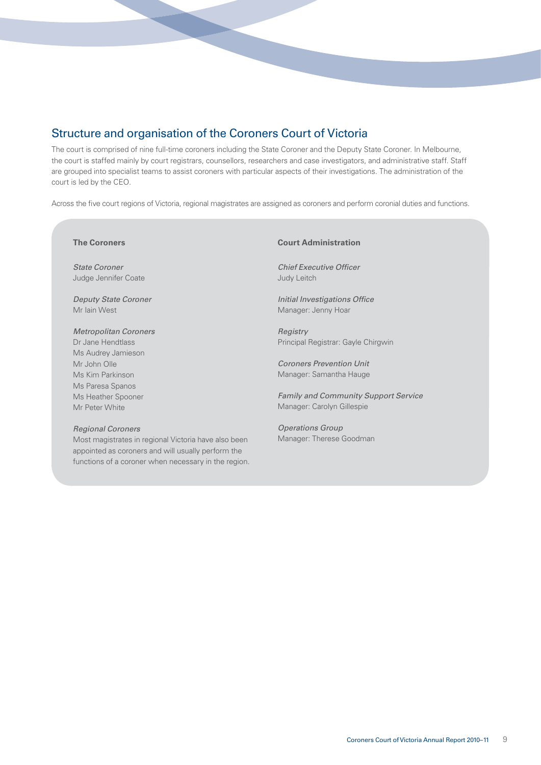## Structure and organisation of the Coroners Court of Victoria

The court is comprised of nine full-time coroners including the State Coroner and the Deputy State Coroner. In Melbourne, the court is staffed mainly by court registrars, counsellors, researchers and case investigators, and administrative staff. Staff are grouped into specialist teams to assist coroners with particular aspects of their investigations. The administration of the court is led by the CEO.

Across the five court regions of Victoria, regional magistrates are assigned as coroners and perform coronial duties and functions.

### The Coroners

*State Coroner*
Judge Jennifer Coate

*Deputy State Coroner*
Mr Iain West

*Metropolitan Coroners*
Dr Jane Hendtlass
Ms Audrey Jamieson
Mr John Olle
Ms Kim Parkinson
Ms Paresa Spanos
Ms Heather Spooner
Mr Peter White

*Regional Coroners*
Most magistrates in regional Victoria have also been appointed as coroners and will usually perform the functions of a coroner when necessary in the region.

### Court Administration

*Chief Executive Officer*
Judy Leitch

*Initial Investigations Office*
Manager: Jenny Hoar

*Registry*
Principal Registrar: Gayle Chirgwin

*Coroners Prevention Unit*
Manager: Samantha Hauge

*Family and Community Support Service*
Manager: Carolyn Gillespie

*Operations Group*
Manager: Therese Goodman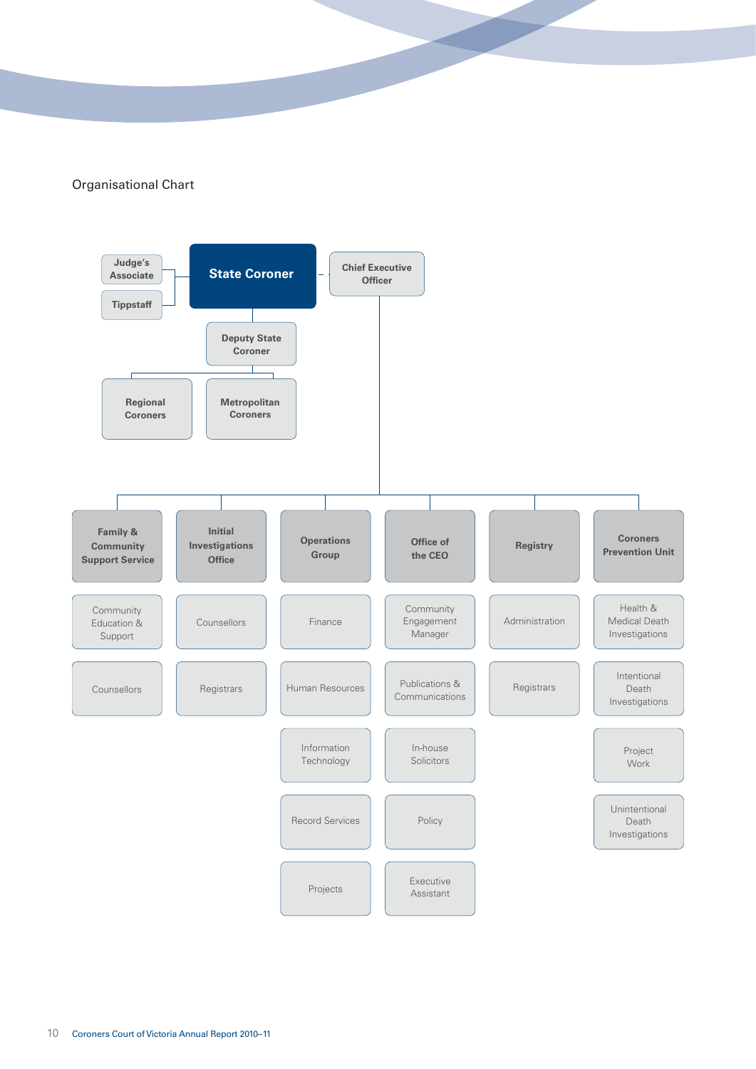## Organisational Chart

- **State Coroner**
  - **Judge's Associate**
  - **Tippstaff**
  - **Deputy State Coroner**
    - **Regional Coroners**
    - **Metropolitan Coroners**
- **Chief Executive Officer**
  - **Family & Community Support Service**
    - Community Education & Support
    - Counsellors
  - **Initial Investigations Office**
    - Counsellors
    - Registrars
  - **Operations Group**
    - Finance
    - Human Resources
    - Information Technology
    - Record Services
    - Projects
  - **Office of the CEO**
    - Community Engagement Manager
    - Publications & Communications
    - In-house Solicitors
    - Policy
    - Executive Assistant
  - **Registry**
    - Administration
    - Registrars
  - **Coroners Prevention Unit**
    - Health & Medical Death Investigations
    - Intentional Death Investigations
    - Project Work
    - Unintentional Death Investigations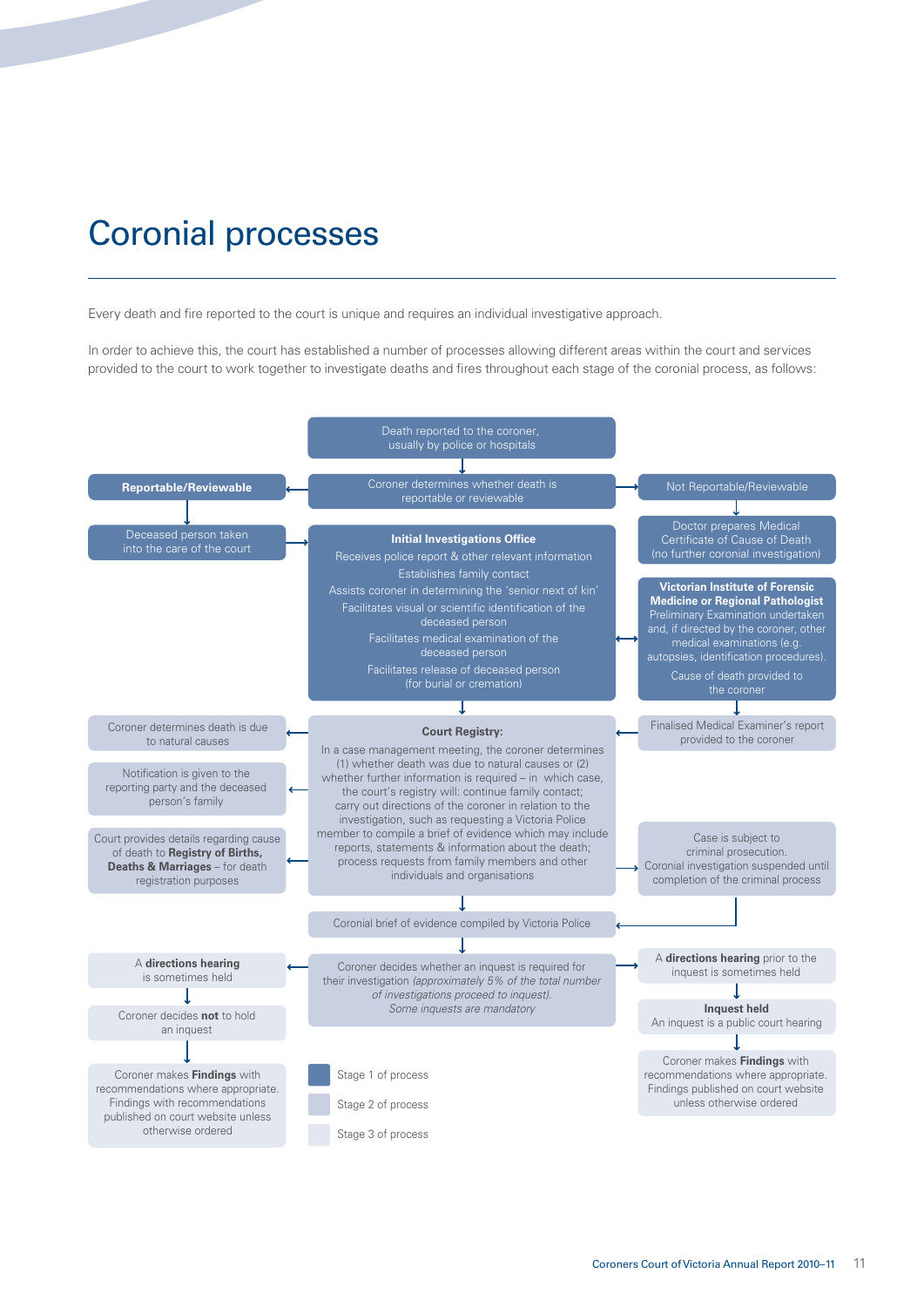# Coronial processes

Every death and fire reported to the court is unique and requires an individual investigative approach.

In order to achieve this, the court has established a number of processes allowing different areas within the court and services provided to the court to work together to investigate deaths and fires throughout each stage of the coronial process, as follows:

Death reported to the coroner, usually by police or hospitals

Coroner determines whether death is reportable or reviewable

**Reportable/Reviewable**

Deceased person taken into the care of the court

Not Reportable/Reviewable

Doctor prepares Medical Certificate of Cause of Death (no further coronial investigation)

**Initial Investigations Office**

Receives police report & other relevant information

Establishes family contact

Assists coroner in determining the 'senior next of kin'

Facilitates visual or scientific identification of the deceased person

Facilitates medical examination of the deceased person

Facilitates release of deceased person (for burial or cremation)

**Victorian Institute of Forensic Medicine or Regional Pathologist**

Preliminary Examination undertaken and, if directed by the coroner, other medical examinations (e.g. autopsies, identification procedures).

Cause of death provided to the coroner

Finalised Medical Examiner's report provided to the coroner

**Court Registry:**

In a case management meeting, the coroner determines (1) whether death was due to natural causes or (2) whether further information is required – in which case, the court's registry will: continue family contact; carry out directions of the coroner in relation to the investigation, such as requesting a Victoria Police member to compile a brief of evidence which may include reports, statements & information about the death; process requests from family members and other individuals and organisations

Coroner determines death is due to natural causes

Notification is given to the reporting party and the deceased person's family

Court provides details regarding cause of death to **Registry of Births, Deaths & Marriages** – for death registration purposes

Case is subject to criminal prosecution. Coronial investigation suspended until completion of the criminal process

Coronial brief of evidence compiled by Victoria Police

Coroner decides whether an inquest is required for their investigation *(approximately 5% of the total number of investigations proceed to inquest). Some inquests are mandatory*

A **directions hearing** is sometimes held

Coroner decides **not** to hold an inquest

Coroner makes **Findings** with recommendations where appropriate. Findings with recommendations published on court website unless otherwise ordered

A **directions hearing** prior to the inquest is sometimes held

**Inquest held**

An inquest is a public court hearing

Coroner makes **Findings** with recommendations where appropriate. Findings published on court website unless otherwise ordered

Stage 1 of process

Stage 2 of process

Stage 3 of process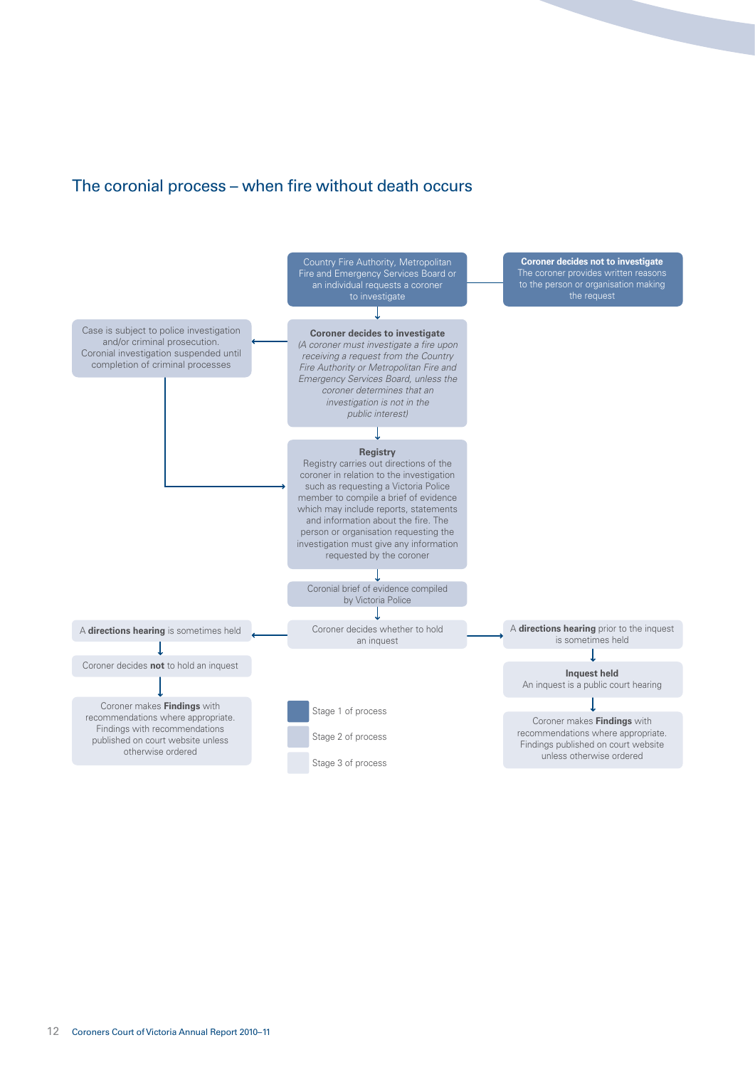## The coronial process – when fire without death occurs

Country Fire Authority, Metropolitan Fire and Emergency Services Board or an individual requests a coroner to investigate

**Coroner decides not to investigate**
The coroner provides written reasons to the person or organisation making the request

**Coroner decides to investigate**
*(A coroner must investigate a fire upon receiving a request from the Country Fire Authority or Metropolitan Fire and Emergency Services Board, unless the coroner determines that an investigation is not in the public interest)*

Case is subject to police investigation and/or criminal prosecution. Coronial investigation suspended until completion of criminal processes

**Registry**
Registry carries out directions of the coroner in relation to the investigation such as requesting a Victoria Police member to compile a brief of evidence which may include reports, statements and information about the fire. The person or organisation requesting the investigation must give any information requested by the coroner

Coronial brief of evidence compiled by Victoria Police

Coroner decides whether to hold an inquest

A **directions hearing** is sometimes held

Coroner decides **not** to hold an inquest

Coroner makes **Findings** with recommendations where appropriate. Findings with recommendations published on court website unless otherwise ordered

A **directions hearing** prior to the inquest is sometimes held

**Inquest held**
An inquest is a public court hearing

Coroner makes **Findings** with recommendations where appropriate. Findings published on court website unless otherwise ordered

Stage 1 of process

Stage 2 of process

Stage 3 of process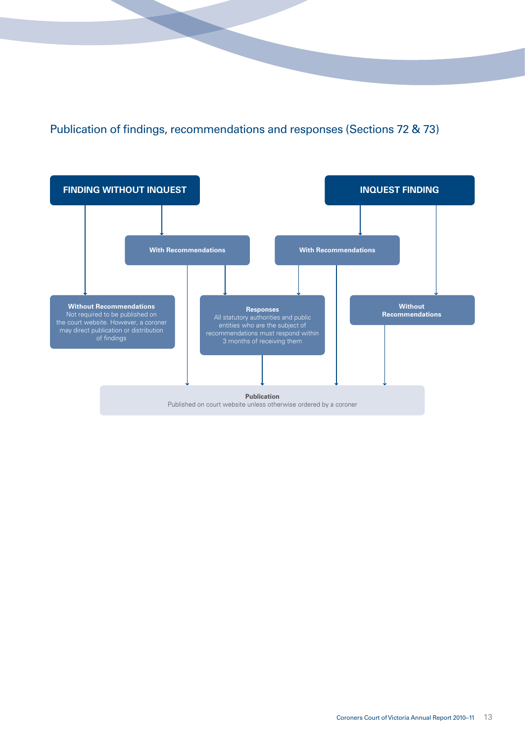## Publication of findings, recommendations and responses (Sections 72 & 73)

FINDING WITHOUT INQUEST

INQUEST FINDING

With Recommendations

With Recommendations

**Without Recommendations**
Not required to be published on the court website. However, a coroner may direct publication or distribution of findings

**Responses**
All statutory authorities and public entities who are the subject of recommendations must respond within 3 months of receiving them

**Without Recommendations**

**Publication**
Published on court website unless otherwise ordered by a coroner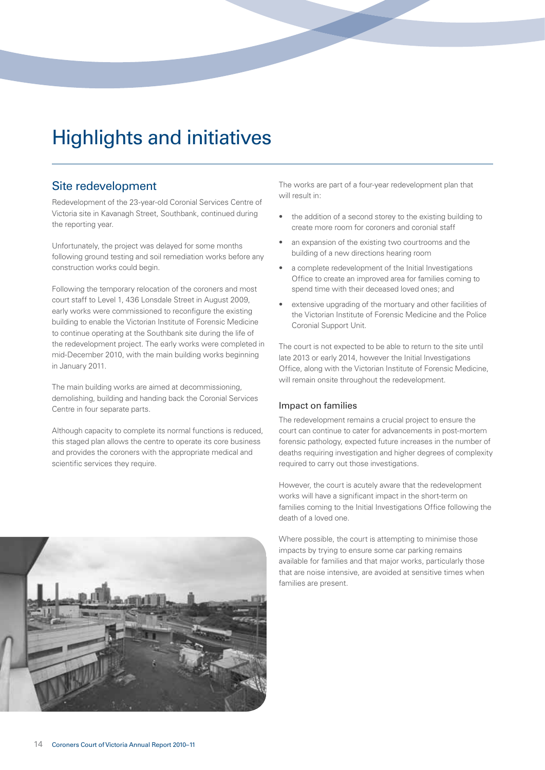# Highlights and initiatives

## Site redevelopment

Redevelopment of the 23-year-old Coronial Services Centre of Victoria site in Kavanagh Street, Southbank, continued during the reporting year.

Unfortunately, the project was delayed for some months following ground testing and soil remediation works before any construction works could begin.

Following the temporary relocation of the coroners and most court staff to Level 1, 436 Lonsdale Street in August 2009, early works were commissioned to reconfigure the existing building to enable the Victorian Institute of Forensic Medicine to continue operating at the Southbank site during the life of the redevelopment project. The early works were completed in mid-December 2010, with the main building works beginning in January 2011.

The main building works are aimed at decommissioning, demolishing, building and handing back the Coronial Services Centre in four separate parts.

Although capacity to complete its normal functions is reduced, this staged plan allows the centre to operate its core business and provides the coroners with the appropriate medical and scientific services they require.

The works are part of a four-year redevelopment plan that will result in:

- the addition of a second storey to the existing building to create more room for coroners and coronial staff
- an expansion of the existing two courtrooms and the building of a new directions hearing room
- a complete redevelopment of the Initial Investigations Office to create an improved area for families coming to spend time with their deceased loved ones; and
- extensive upgrading of the mortuary and other facilities of the Victorian Institute of Forensic Medicine and the Police Coronial Support Unit.

The court is not expected to be able to return to the site until late 2013 or early 2014, however the Initial Investigations Office, along with the Victorian Institute of Forensic Medicine, will remain onsite throughout the redevelopment.

### Impact on families

The redevelopment remains a crucial project to ensure the court can continue to cater for advancements in post-mortem forensic pathology, expected future increases in the number of deaths requiring investigation and higher degrees of complexity required to carry out those investigations.

However, the court is acutely aware that the redevelopment works will have a significant impact in the short-term on families coming to the Initial Investigations Office following the death of a loved one.

Where possible, the court is attempting to minimise those impacts by trying to ensure some car parking remains available for families and that major works, particularly those that are noise intensive, are avoided at sensitive times when families are present.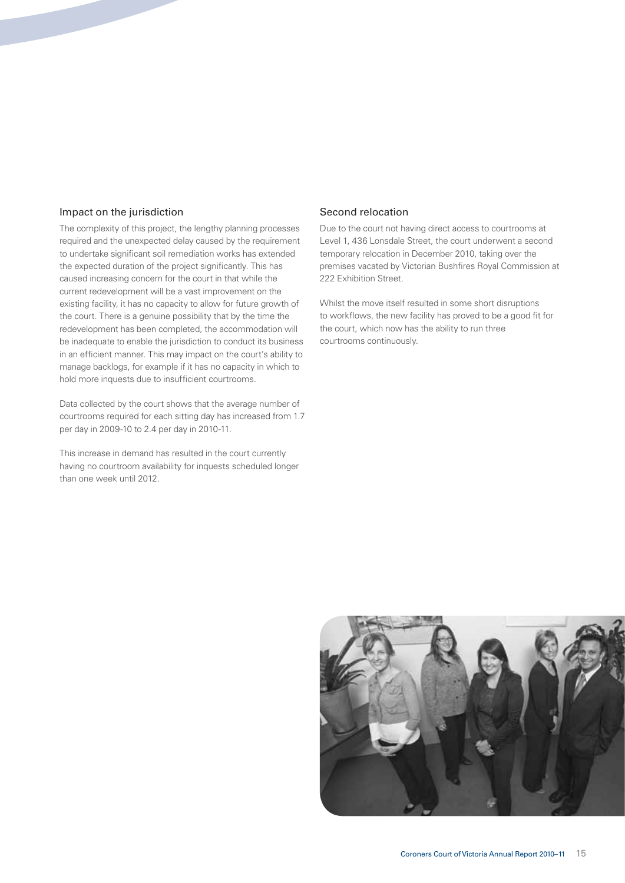## Impact on the jurisdiction

The complexity of this project, the lengthy planning processes required and the unexpected delay caused by the requirement to undertake significant soil remediation works has extended the expected duration of the project significantly. This has caused increasing concern for the court in that while the current redevelopment will be a vast improvement on the existing facility, it has no capacity to allow for future growth of the court. There is a genuine possibility that by the time the redevelopment has been completed, the accommodation will be inadequate to enable the jurisdiction to conduct its business in an efficient manner. This may impact on the court's ability to manage backlogs, for example if it has no capacity in which to hold more inquests due to insufficient courtrooms.

Data collected by the court shows that the average number of courtrooms required for each sitting day has increased from 1.7 per day in 2009-10 to 2.4 per day in 2010-11.

This increase in demand has resulted in the court currently having no courtroom availability for inquests scheduled longer than one week until 2012.

## Second relocation

Due to the court not having direct access to courtrooms at Level 1, 436 Lonsdale Street, the court underwent a second temporary relocation in December 2010, taking over the premises vacated by Victorian Bushfires Royal Commission at 222 Exhibition Street.

Whilst the move itself resulted in some short disruptions to workflows, the new facility has proved to be a good fit for the court, which now has the ability to run three courtrooms continuously.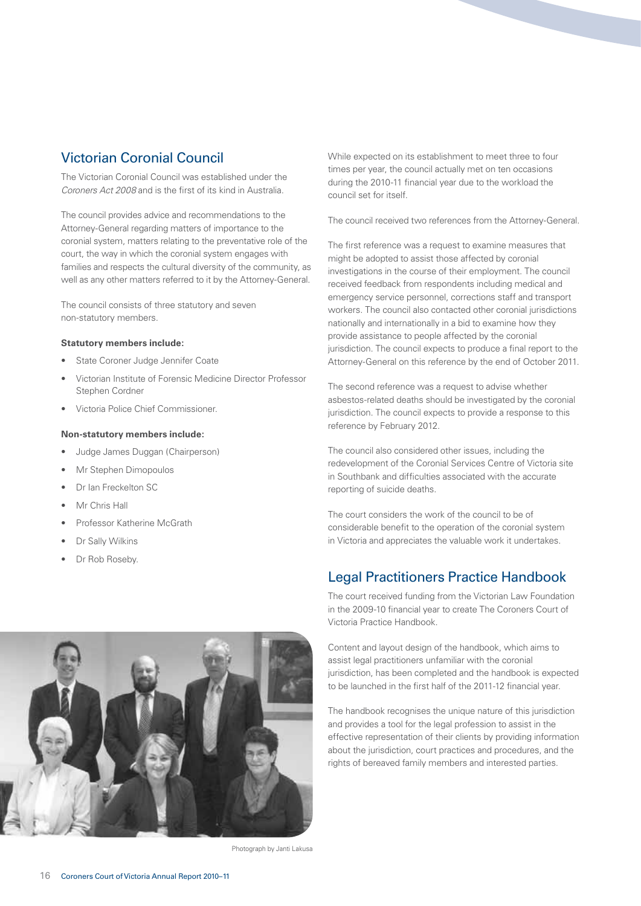## Victorian Coronial Council

The Victorian Coronial Council was established under the *Coroners Act 2008* and is the first of its kind in Australia.

The council provides advice and recommendations to the Attorney-General regarding matters of importance to the coronial system, matters relating to the preventative role of the court, the way in which the coronial system engages with families and respects the cultural diversity of the community, as well as any other matters referred to it by the Attorney-General.

The council consists of three statutory and seven non-statutory members.

**Statutory members include:**

- State Coroner Judge Jennifer Coate
- Victorian Institute of Forensic Medicine Director Professor Stephen Cordner
- Victoria Police Chief Commissioner.

**Non-statutory members include:**

- Judge James Duggan (Chairperson)
- Mr Stephen Dimopoulos
- Dr Ian Freckelton SC
- Mr Chris Hall
- Professor Katherine McGrath
- Dr Sally Wilkins
- Dr Rob Roseby.

Photograph by Janti Lakusa

While expected on its establishment to meet three to four times per year, the council actually met on ten occasions during the 2010-11 financial year due to the workload the council set for itself.

The council received two references from the Attorney-General.

The first reference was a request to examine measures that might be adopted to assist those affected by coronial investigations in the course of their employment. The council received feedback from respondents including medical and emergency service personnel, corrections staff and transport workers. The council also contacted other coronial jurisdictions nationally and internationally in a bid to examine how they provide assistance to people affected by the coronial jurisdiction. The council expects to produce a final report to the Attorney-General on this reference by the end of October 2011.

The second reference was a request to advise whether asbestos-related deaths should be investigated by the coronial jurisdiction. The council expects to provide a response to this reference by February 2012.

The council also considered other issues, including the redevelopment of the Coronial Services Centre of Victoria site in Southbank and difficulties associated with the accurate reporting of suicide deaths.

The court considers the work of the council to be of considerable benefit to the operation of the coronial system in Victoria and appreciates the valuable work it undertakes.

## Legal Practitioners Practice Handbook

The court received funding from the Victorian Law Foundation in the 2009-10 financial year to create The Coroners Court of Victoria Practice Handbook.

Content and layout design of the handbook, which aims to assist legal practitioners unfamiliar with the coronial jurisdiction, has been completed and the handbook is expected to be launched in the first half of the 2011-12 financial year.

The handbook recognises the unique nature of this jurisdiction and provides a tool for the legal profession to assist in the effective representation of their clients by providing information about the jurisdiction, court practices and procedures, and the rights of bereaved family members and interested parties.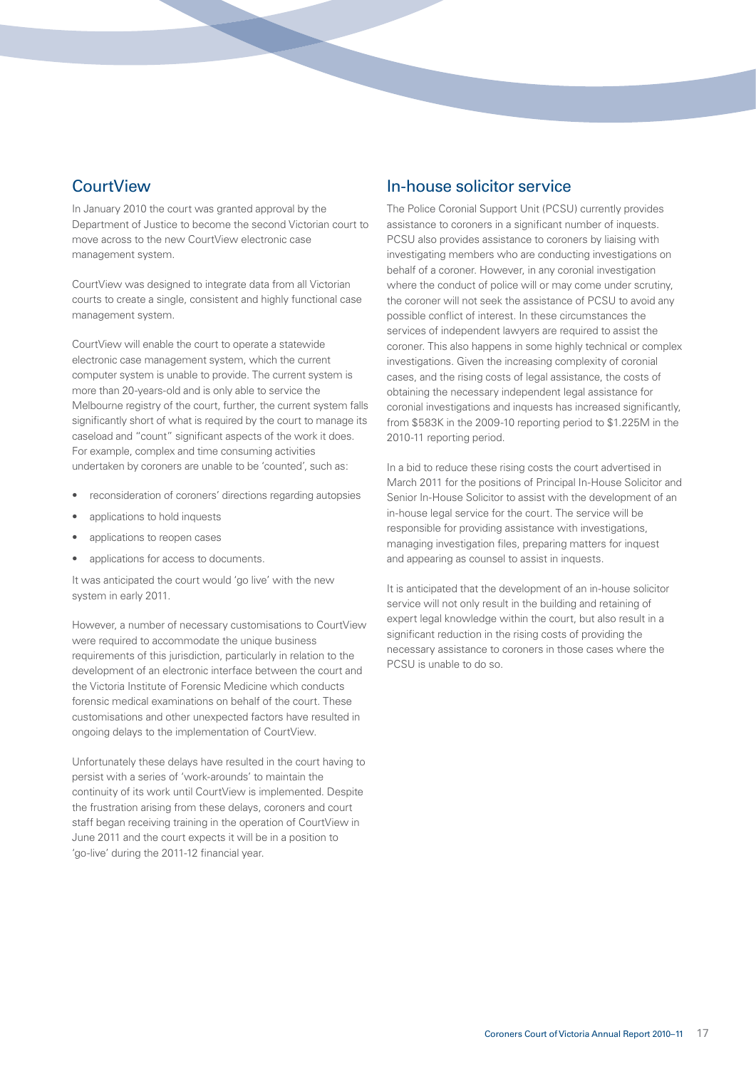## CourtView

In January 2010 the court was granted approval by the Department of Justice to become the second Victorian court to move across to the new CourtView electronic case management system.

CourtView was designed to integrate data from all Victorian courts to create a single, consistent and highly functional case management system.

CourtView will enable the court to operate a statewide electronic case management system, which the current computer system is unable to provide. The current system is more than 20-years-old and is only able to service the Melbourne registry of the court, further, the current system falls significantly short of what is required by the court to manage its caseload and "count" significant aspects of the work it does. For example, complex and time consuming activities undertaken by coroners are unable to be 'counted', such as:

- reconsideration of coroners' directions regarding autopsies
- applications to hold inquests
- applications to reopen cases
- applications for access to documents.

It was anticipated the court would 'go live' with the new system in early 2011.

However, a number of necessary customisations to CourtView were required to accommodate the unique business requirements of this jurisdiction, particularly in relation to the development of an electronic interface between the court and the Victoria Institute of Forensic Medicine which conducts forensic medical examinations on behalf of the court. These customisations and other unexpected factors have resulted in ongoing delays to the implementation of CourtView.

Unfortunately these delays have resulted in the court having to persist with a series of 'work-arounds' to maintain the continuity of its work until CourtView is implemented. Despite the frustration arising from these delays, coroners and court staff began receiving training in the operation of CourtView in June 2011 and the court expects it will be in a position to 'go-live' during the 2011-12 financial year.

## In-house solicitor service

The Police Coronial Support Unit (PCSU) currently provides assistance to coroners in a significant number of inquests. PCSU also provides assistance to coroners by liaising with investigating members who are conducting investigations on behalf of a coroner. However, in any coronial investigation where the conduct of police will or may come under scrutiny, the coroner will not seek the assistance of PCSU to avoid any possible conflict of interest. In these circumstances the services of independent lawyers are required to assist the coroner. This also happens in some highly technical or complex investigations. Given the increasing complexity of coronial cases, and the rising costs of legal assistance, the costs of obtaining the necessary independent legal assistance for coronial investigations and inquests has increased significantly, from $583K in the 2009-10 reporting period to $1.225M in the 2010-11 reporting period.

In a bid to reduce these rising costs the court advertised in March 2011 for the positions of Principal In-House Solicitor and Senior In-House Solicitor to assist with the development of an in-house legal service for the court. The service will be responsible for providing assistance with investigations, managing investigation files, preparing matters for inquest and appearing as counsel to assist in inquests.

It is anticipated that the development of an in-house solicitor service will not only result in the building and retaining of expert legal knowledge within the court, but also result in a significant reduction in the rising costs of providing the necessary assistance to coroners in those cases where the PCSU is unable to do so.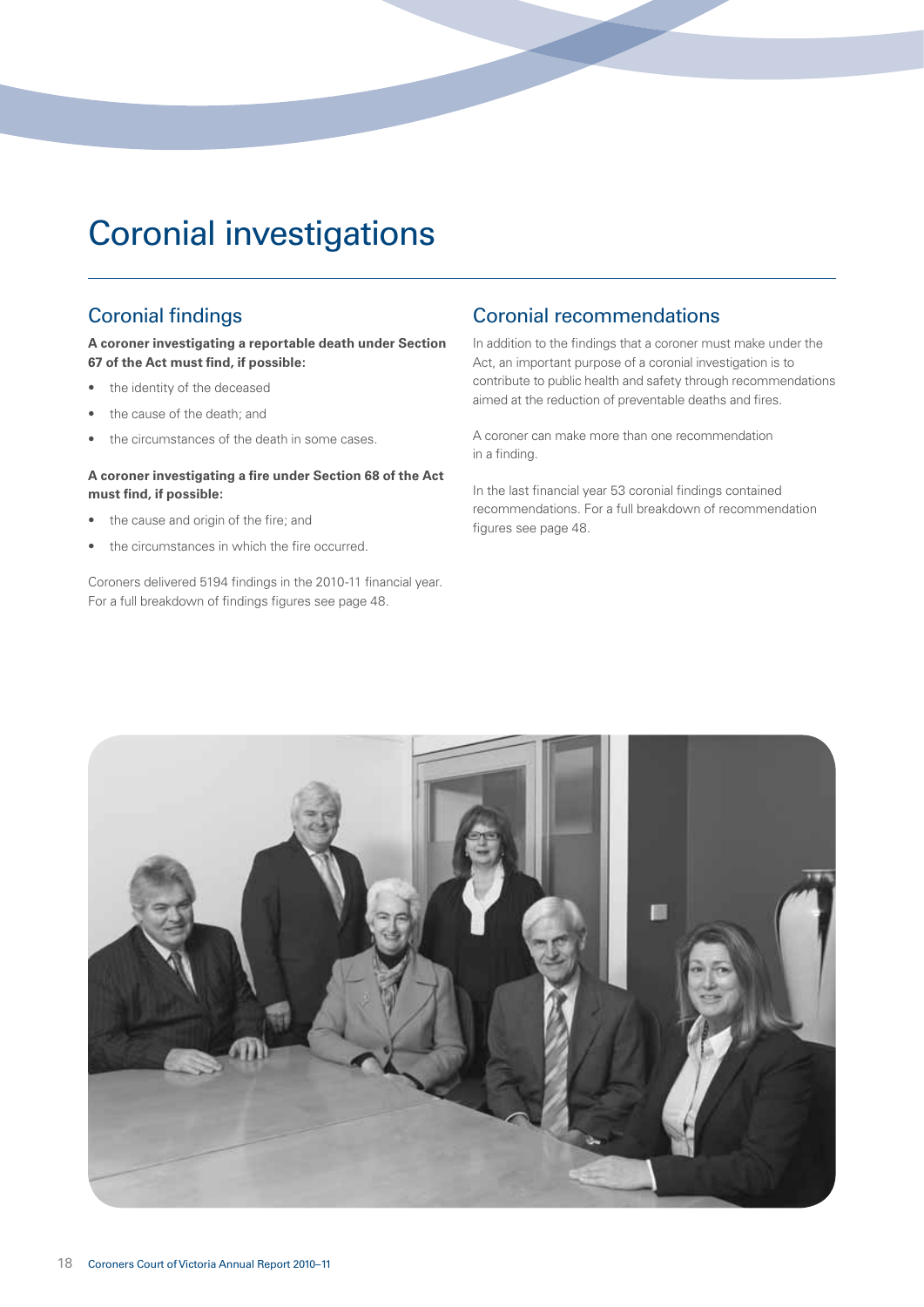# Coronial investigations

## Coronial findings

**A coroner investigating a reportable death under Section 67 of the Act must find, if possible:**

- the identity of the deceased
- the cause of the death; and
- the circumstances of the death in some cases.

**A coroner investigating a fire under Section 68 of the Act must find, if possible:**

- the cause and origin of the fire; and
- the circumstances in which the fire occurred.

Coroners delivered 5194 findings in the 2010-11 financial year. For a full breakdown of findings figures see page 48.

## Coronial recommendations

In addition to the findings that a coroner must make under the Act, an important purpose of a coronial investigation is to contribute to public health and safety through recommendations aimed at the reduction of preventable deaths and fires.

A coroner can make more than one recommendation in a finding.

In the last financial year 53 coronial findings contained recommendations. For a full breakdown of recommendation figures see page 48.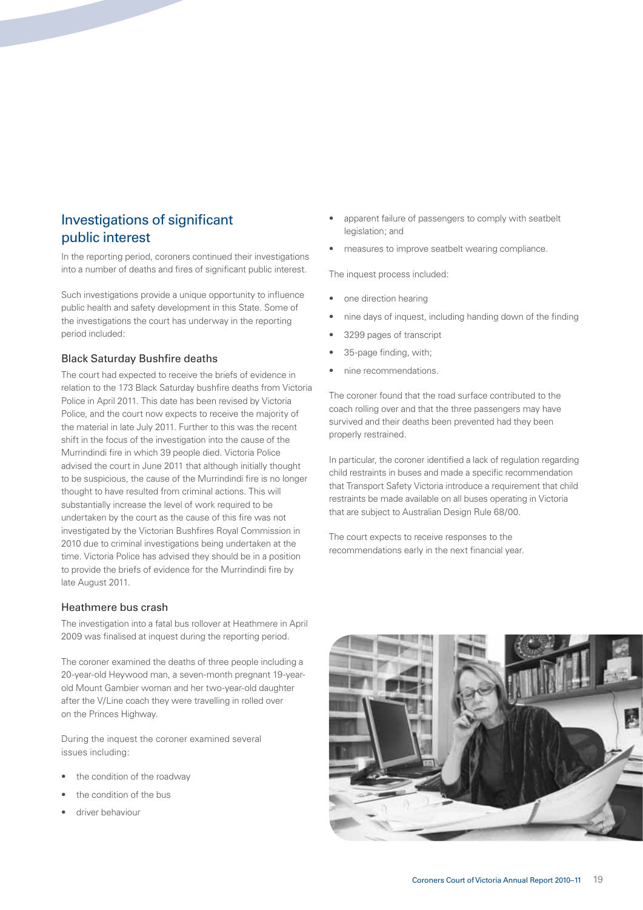## Investigations of significant public interest

In the reporting period, coroners continued their investigations into a number of deaths and fires of significant public interest.

Such investigations provide a unique opportunity to influence public health and safety development in this State. Some of the investigations the court has underway in the reporting period included:

### Black Saturday Bushfire deaths

The court had expected to receive the briefs of evidence in relation to the 173 Black Saturday bushfire deaths from Victoria Police in April 2011. This date has been revised by Victoria Police, and the court now expects to receive the majority of the material in late July 2011. Further to this was the recent shift in the focus of the investigation into the cause of the Murrindindi fire in which 39 people died. Victoria Police advised the court in June 2011 that although initially thought to be suspicious, the cause of the Murrindindi fire is no longer thought to have resulted from criminal actions. This will substantially increase the level of work required to be undertaken by the court as the cause of this fire was not investigated by the Victorian Bushfires Royal Commission in 2010 due to criminal investigations being undertaken at the time. Victoria Police has advised they should be in a position to provide the briefs of evidence for the Murrindindi fire by late August 2011.

### Heathmere bus crash

The investigation into a fatal bus rollover at Heathmere in April 2009 was finalised at inquest during the reporting period.

The coroner examined the deaths of three people including a 20-year-old Heywood man, a seven-month pregnant 19-year-old Mount Gambier woman and her two-year-old daughter after the V/Line coach they were travelling in rolled over on the Princes Highway.

During the inquest the coroner examined several issues including:

- the condition of the roadway
- the condition of the bus
- driver behaviour
- apparent failure of passengers to comply with seatbelt legislation; and
- measures to improve seatbelt wearing compliance.

The inquest process included:

- one direction hearing
- nine days of inquest, including handing down of the finding
- 3299 pages of transcript
- 35-page finding, with;
- nine recommendations.

The coroner found that the road surface contributed to the coach rolling over and that the three passengers may have survived and their deaths been prevented had they been properly restrained.

In particular, the coroner identified a lack of regulation regarding child restraints in buses and made a specific recommendation that Transport Safety Victoria introduce a requirement that child restraints be made available on all buses operating in Victoria that are subject to Australian Design Rule 68/00.

The court expects to receive responses to the recommendations early in the next financial year.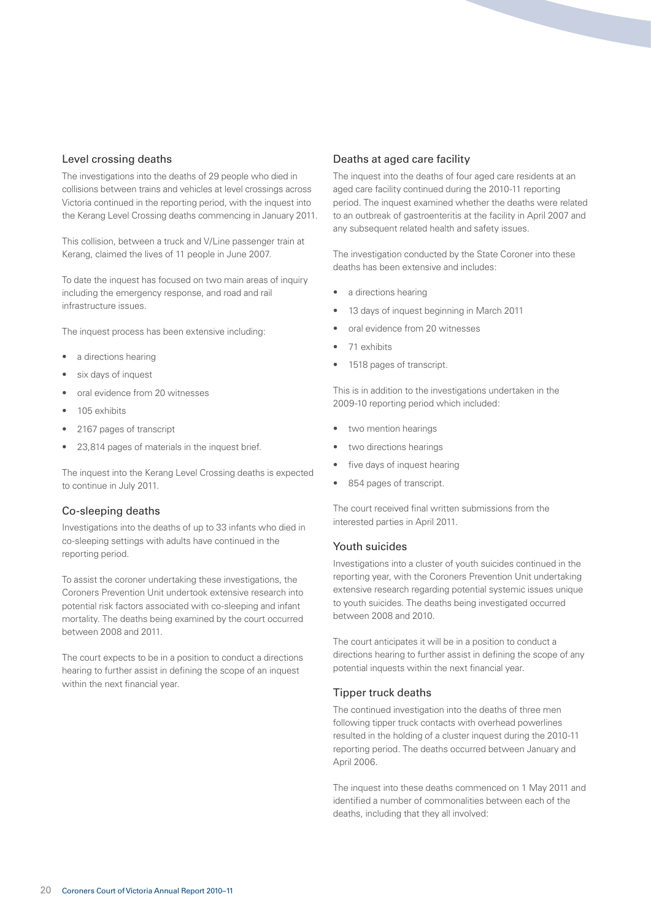## Level crossing deaths

The investigations into the deaths of 29 people who died in collisions between trains and vehicles at level crossings across Victoria continued in the reporting period, with the inquest into the Kerang Level Crossing deaths commencing in January 2011.

This collision, between a truck and V/Line passenger train at Kerang, claimed the lives of 11 people in June 2007.

To date the inquest has focused on two main areas of inquiry including the emergency response, and road and rail infrastructure issues.

The inquest process has been extensive including:

- a directions hearing
- six days of inquest
- oral evidence from 20 witnesses
- 105 exhibits
- 2167 pages of transcript
- 23,814 pages of materials in the inquest brief.

The inquest into the Kerang Level Crossing deaths is expected to continue in July 2011.

## Co-sleeping deaths

Investigations into the deaths of up to 33 infants who died in co-sleeping settings with adults have continued in the reporting period.

To assist the coroner undertaking these investigations, the Coroners Prevention Unit undertook extensive research into potential risk factors associated with co-sleeping and infant mortality. The deaths being examined by the court occurred between 2008 and 2011.

The court expects to be in a position to conduct a directions hearing to further assist in defining the scope of an inquest within the next financial year.

## Deaths at aged care facility

The inquest into the deaths of four aged care residents at an aged care facility continued during the 2010-11 reporting period. The inquest examined whether the deaths were related to an outbreak of gastroenteritis at the facility in April 2007 and any subsequent related health and safety issues.

The investigation conducted by the State Coroner into these deaths has been extensive and includes:

- a directions hearing
- 13 days of inquest beginning in March 2011
- oral evidence from 20 witnesses
- 71 exhibits
- 1518 pages of transcript.

This is in addition to the investigations undertaken in the 2009-10 reporting period which included:

- two mention hearings
- two directions hearings
- five days of inquest hearing
- 854 pages of transcript.

The court received final written submissions from the interested parties in April 2011.

## Youth suicides

Investigations into a cluster of youth suicides continued in the reporting year, with the Coroners Prevention Unit undertaking extensive research regarding potential systemic issues unique to youth suicides. The deaths being investigated occurred between 2008 and 2010.

The court anticipates it will be in a position to conduct a directions hearing to further assist in defining the scope of any potential inquests within the next financial year.

## Tipper truck deaths

The continued investigation into the deaths of three men following tipper truck contacts with overhead powerlines resulted in the holding of a cluster inquest during the 2010-11 reporting period. The deaths occurred between January and April 2006.

The inquest into these deaths commenced on 1 May 2011 and identified a number of commonalities between each of the deaths, including that they all involved: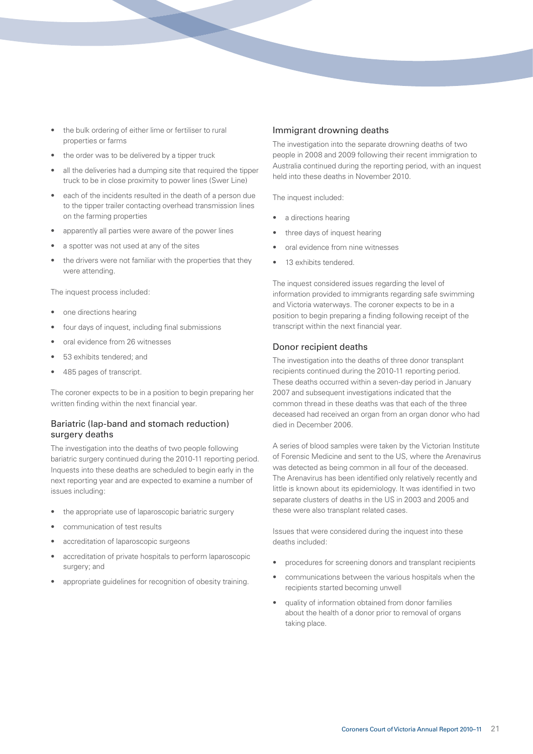- the bulk ordering of either lime or fertiliser to rural properties or farms
- the order was to be delivered by a tipper truck
- all the deliveries had a dumping site that required the tipper truck to be in close proximity to power lines (Swer Line)
- each of the incidents resulted in the death of a person due to the tipper trailer contacting overhead transmission lines on the farming properties
- apparently all parties were aware of the power lines
- a spotter was not used at any of the sites
- the drivers were not familiar with the properties that they were attending.

The inquest process included:

- one directions hearing
- four days of inquest, including final submissions
- oral evidence from 26 witnesses
- 53 exhibits tendered; and
- 485 pages of transcript.

The coroner expects to be in a position to begin preparing her written finding within the next financial year.

### Bariatric (lap-band and stomach reduction) surgery deaths

The investigation into the deaths of two people following bariatric surgery continued during the 2010-11 reporting period. Inquests into these deaths are scheduled to begin early in the next reporting year and are expected to examine a number of issues including:

- the appropriate use of laparoscopic bariatric surgery
- communication of test results
- accreditation of laparoscopic surgeons
- accreditation of private hospitals to perform laparoscopic surgery; and
- appropriate guidelines for recognition of obesity training.

### Immigrant drowning deaths

The investigation into the separate drowning deaths of two people in 2008 and 2009 following their recent immigration to Australia continued during the reporting period, with an inquest held into these deaths in November 2010.

The inquest included:

- a directions hearing
- three days of inquest hearing
- oral evidence from nine witnesses
- 13 exhibits tendered.

The inquest considered issues regarding the level of information provided to immigrants regarding safe swimming and Victoria waterways. The coroner expects to be in a position to begin preparing a finding following receipt of the transcript within the next financial year.

### Donor recipient deaths

The investigation into the deaths of three donor transplant recipients continued during the 2010-11 reporting period. These deaths occurred within a seven-day period in January 2007 and subsequent investigations indicated that the common thread in these deaths was that each of the three deceased had received an organ from an organ donor who had died in December 2006.

A series of blood samples were taken by the Victorian Institute of Forensic Medicine and sent to the US, where the Arenavirus was detected as being common in all four of the deceased. The Arenavirus has been identified only relatively recently and little is known about its epidemiology. It was identified in two separate clusters of deaths in the US in 2003 and 2005 and these were also transplant related cases.

Issues that were considered during the inquest into these deaths included:

- procedures for screening donors and transplant recipients
- communications between the various hospitals when the recipients started becoming unwell
- quality of information obtained from donor families about the health of a donor prior to removal of organs taking place.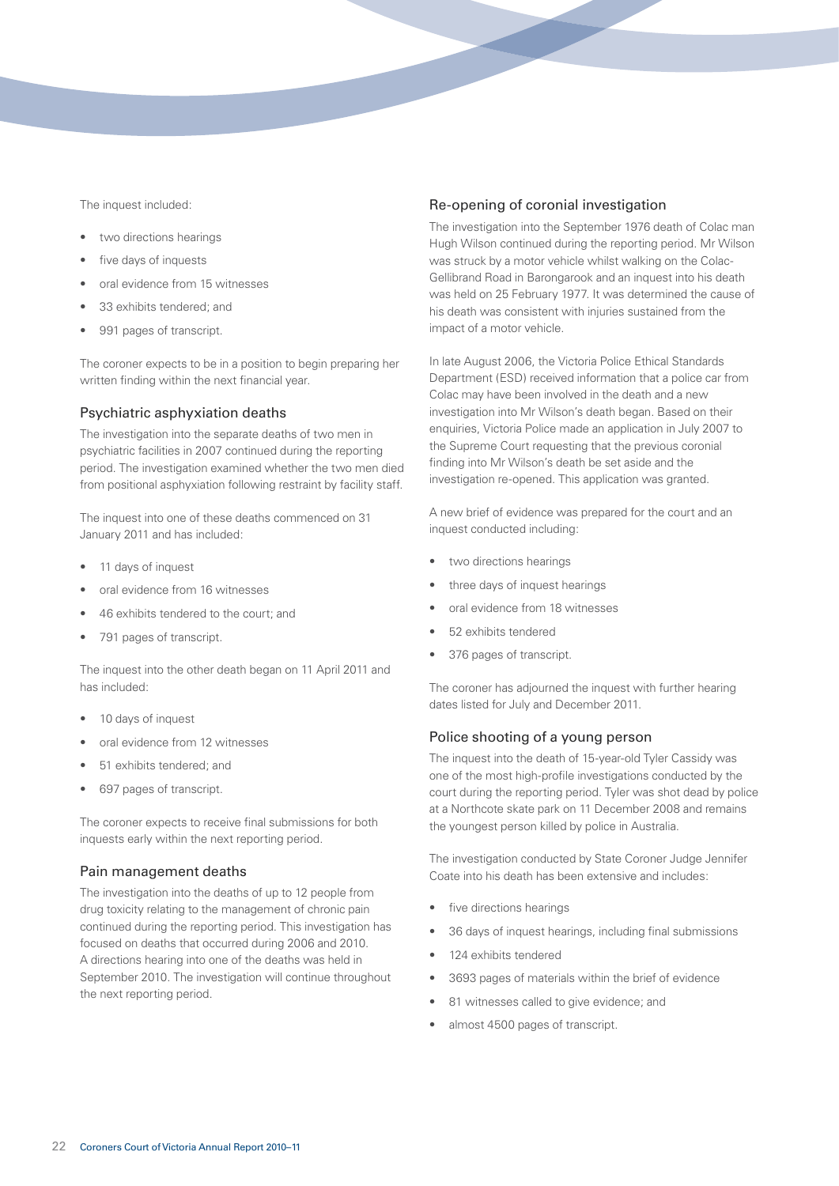The inquest included:

- two directions hearings
- five days of inquests
- oral evidence from 15 witnesses
- 33 exhibits tendered; and
- 991 pages of transcript.

The coroner expects to be in a position to begin preparing her written finding within the next financial year.

### Psychiatric asphyxiation deaths

The investigation into the separate deaths of two men in psychiatric facilities in 2007 continued during the reporting period. The investigation examined whether the two men died from positional asphyxiation following restraint by facility staff.

The inquest into one of these deaths commenced on 31 January 2011 and has included:

- 11 days of inquest
- oral evidence from 16 witnesses
- 46 exhibits tendered to the court; and
- 791 pages of transcript.

The inquest into the other death began on 11 April 2011 and has included:

- 10 days of inquest
- oral evidence from 12 witnesses
- 51 exhibits tendered; and
- 697 pages of transcript.

The coroner expects to receive final submissions for both inquests early within the next reporting period.

### Pain management deaths

The investigation into the deaths of up to 12 people from drug toxicity relating to the management of chronic pain continued during the reporting period. This investigation has focused on deaths that occurred during 2006 and 2010. A directions hearing into one of the deaths was held in September 2010. The investigation will continue throughout the next reporting period.

### Re-opening of coronial investigation

The investigation into the September 1976 death of Colac man Hugh Wilson continued during the reporting period. Mr Wilson was struck by a motor vehicle whilst walking on the Colac-Gellibrand Road in Barongarook and an inquest into his death was held on 25 February 1977. It was determined the cause of his death was consistent with injuries sustained from the impact of a motor vehicle.

In late August 2006, the Victoria Police Ethical Standards Department (ESD) received information that a police car from Colac may have been involved in the death and a new investigation into Mr Wilson's death began. Based on their enquiries, Victoria Police made an application in July 2007 to the Supreme Court requesting that the previous coronial finding into Mr Wilson's death be set aside and the investigation re-opened. This application was granted.

A new brief of evidence was prepared for the court and an inquest conducted including:

- two directions hearings
- three days of inquest hearings
- oral evidence from 18 witnesses
- 52 exhibits tendered
- 376 pages of transcript.

The coroner has adjourned the inquest with further hearing dates listed for July and December 2011.

### Police shooting of a young person

The inquest into the death of 15-year-old Tyler Cassidy was one of the most high-profile investigations conducted by the court during the reporting period. Tyler was shot dead by police at a Northcote skate park on 11 December 2008 and remains the youngest person killed by police in Australia.

The investigation conducted by State Coroner Judge Jennifer Coate into his death has been extensive and includes:

- five directions hearings
- 36 days of inquest hearings, including final submissions
- 124 exhibits tendered
- 3693 pages of materials within the brief of evidence
- 81 witnesses called to give evidence; and
- almost 4500 pages of transcript.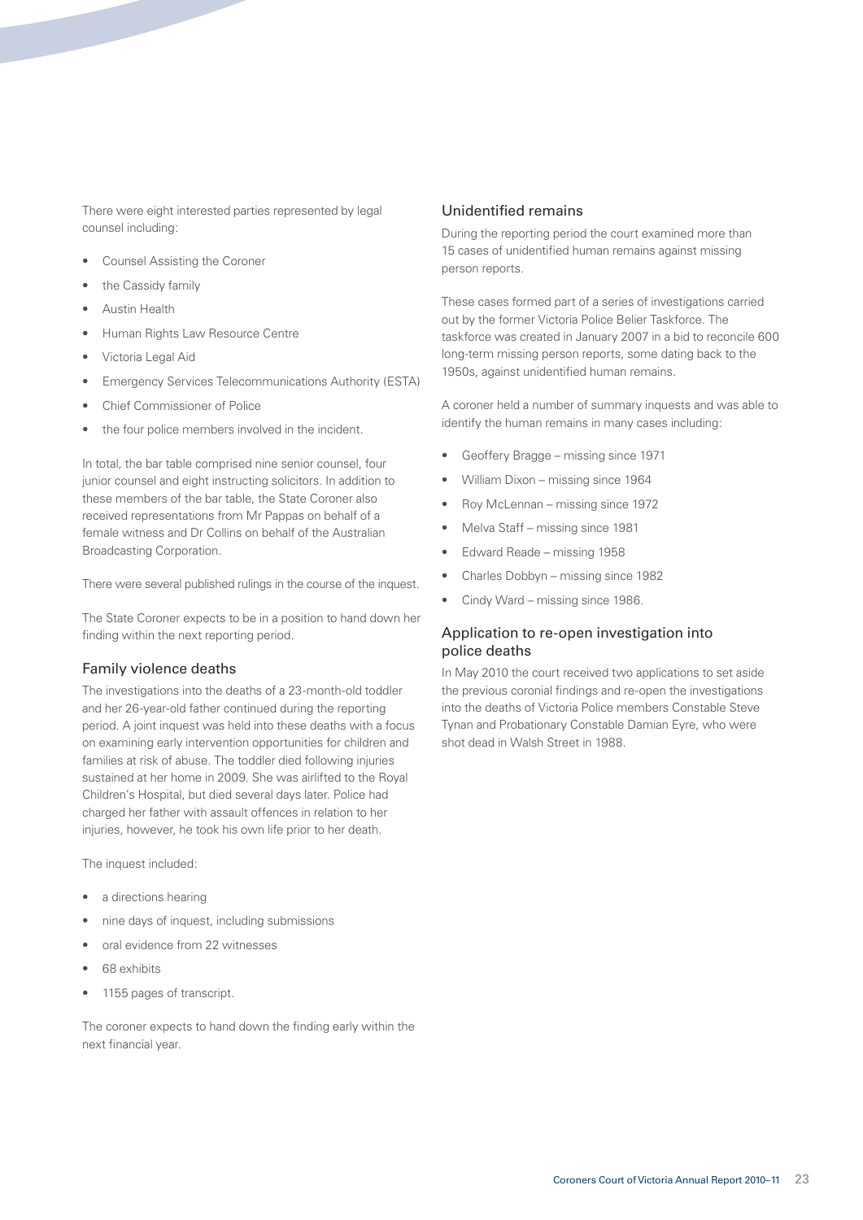There were eight interested parties represented by legal counsel including:

- Counsel Assisting the Coroner
- the Cassidy family
- Austin Health
- Human Rights Law Resource Centre
- Victoria Legal Aid
- Emergency Services Telecommunications Authority (ESTA)
- Chief Commissioner of Police
- the four police members involved in the incident.

In total, the bar table comprised nine senior counsel, four junior counsel and eight instructing solicitors. In addition to these members of the bar table, the State Coroner also received representations from Mr Pappas on behalf of a female witness and Dr Collins on behalf of the Australian Broadcasting Corporation.

There were several published rulings in the course of the inquest.

The State Coroner expects to be in a position to hand down her finding within the next reporting period.

## Family violence deaths

The investigations into the deaths of a 23-month-old toddler and her 26-year-old father continued during the reporting period. A joint inquest was held into these deaths with a focus on examining early intervention opportunities for children and families at risk of abuse. The toddler died following injuries sustained at her home in 2009. She was airlifted to the Royal Children's Hospital, but died several days later. Police had charged her father with assault offences in relation to her injuries, however, he took his own life prior to her death.

The inquest included:

- a directions hearing
- nine days of inquest, including submissions
- oral evidence from 22 witnesses
- 68 exhibits
- 1155 pages of transcript.

The coroner expects to hand down the finding early within the next financial year.

## Unidentified remains

During the reporting period the court examined more than 15 cases of unidentified human remains against missing person reports.

These cases formed part of a series of investigations carried out by the former Victoria Police Belier Taskforce. The taskforce was created in January 2007 in a bid to reconcile 600 long-term missing person reports, some dating back to the 1950s, against unidentified human remains.

A coroner held a number of summary inquests and was able to identify the human remains in many cases including:

- Geoffery Bragge – missing since 1971
- William Dixon – missing since 1964
- Roy McLennan – missing since 1972
- Melva Staff – missing since 1981
- Edward Reade – missing 1958
- Charles Dobbyn – missing since 1982
- Cindy Ward – missing since 1986.

## Application to re-open investigation into police deaths

In May 2010 the court received two applications to set aside the previous coronial findings and re-open the investigations into the deaths of Victoria Police members Constable Steve Tynan and Probationary Constable Damian Eyre, who were shot dead in Walsh Street in 1988.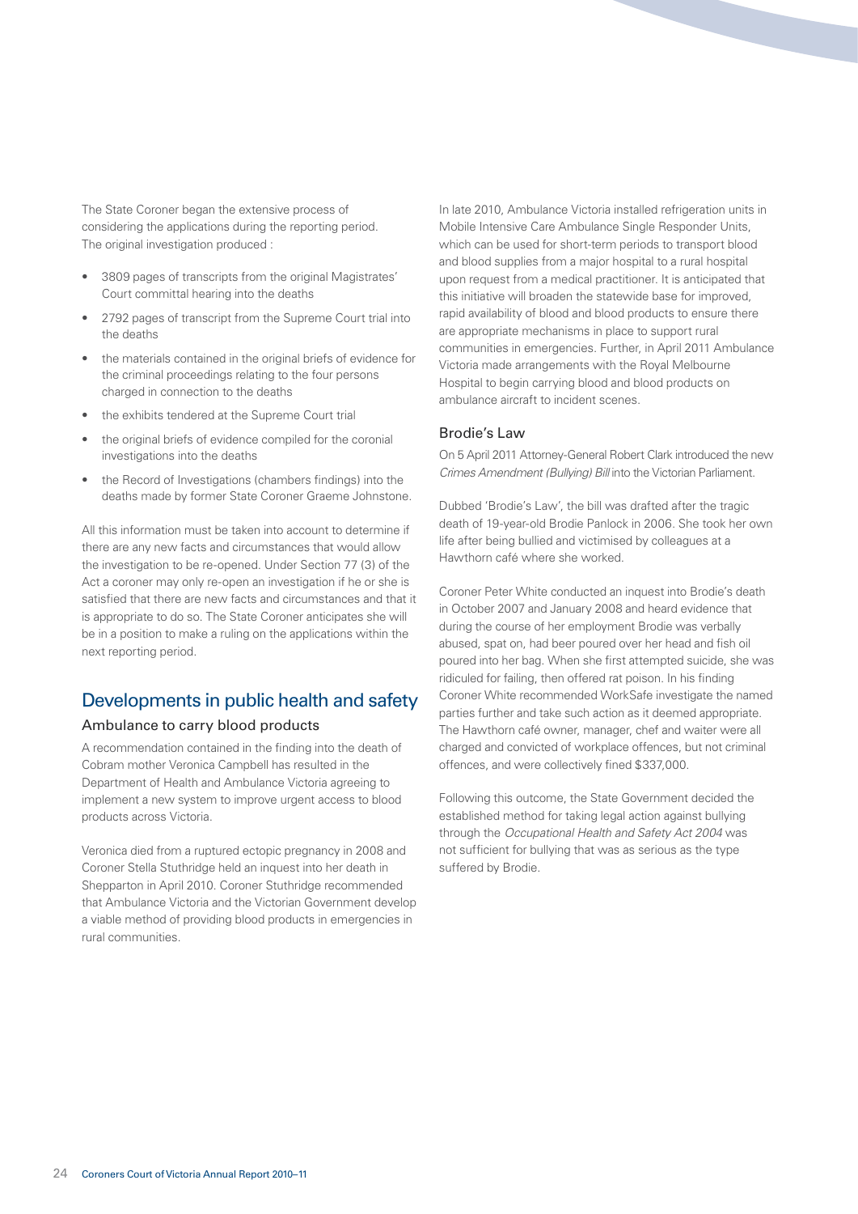The State Coroner began the extensive process of considering the applications during the reporting period. The original investigation produced :

- 3809 pages of transcripts from the original Magistrates' Court committal hearing into the deaths
- 2792 pages of transcript from the Supreme Court trial into the deaths
- the materials contained in the original briefs of evidence for the criminal proceedings relating to the four persons charged in connection to the deaths
- the exhibits tendered at the Supreme Court trial
- the original briefs of evidence compiled for the coronial investigations into the deaths
- the Record of Investigations (chambers findings) into the deaths made by former State Coroner Graeme Johnstone.

All this information must be taken into account to determine if there are any new facts and circumstances that would allow the investigation to be re-opened. Under Section 77 (3) of the Act a coroner may only re-open an investigation if he or she is satisfied that there are new facts and circumstances and that it is appropriate to do so. The State Coroner anticipates she will be in a position to make a ruling on the applications within the next reporting period.

## Developments in public health and safety

### Ambulance to carry blood products

A recommendation contained in the finding into the death of Cobram mother Veronica Campbell has resulted in the Department of Health and Ambulance Victoria agreeing to implement a new system to improve urgent access to blood products across Victoria.

Veronica died from a ruptured ectopic pregnancy in 2008 and Coroner Stella Stuthridge held an inquest into her death in Shepparton in April 2010. Coroner Stuthridge recommended that Ambulance Victoria and the Victorian Government develop a viable method of providing blood products in emergencies in rural communities.

In late 2010, Ambulance Victoria installed refrigeration units in Mobile Intensive Care Ambulance Single Responder Units, which can be used for short-term periods to transport blood and blood supplies from a major hospital to a rural hospital upon request from a medical practitioner. It is anticipated that this initiative will broaden the statewide base for improved, rapid availability of blood and blood products to ensure there are appropriate mechanisms in place to support rural communities in emergencies. Further, in April 2011 Ambulance Victoria made arrangements with the Royal Melbourne Hospital to begin carrying blood and blood products on ambulance aircraft to incident scenes.

### Brodie's Law

On 5 April 2011 Attorney-General Robert Clark introduced the new *Crimes Amendment (Bullying) Bill* into the Victorian Parliament.

Dubbed 'Brodie's Law', the bill was drafted after the tragic death of 19-year-old Brodie Panlock in 2006. She took her own life after being bullied and victimised by colleagues at a Hawthorn café where she worked.

Coroner Peter White conducted an inquest into Brodie's death in October 2007 and January 2008 and heard evidence that during the course of her employment Brodie was verbally abused, spat on, had beer poured over her head and fish oil poured into her bag. When she first attempted suicide, she was ridiculed for failing, then offered rat poison. In his finding Coroner White recommended WorkSafe investigate the named parties further and take such action as it deemed appropriate. The Hawthorn café owner, manager, chef and waiter were all charged and convicted of workplace offences, but not criminal offences, and were collectively fined $337,000.

Following this outcome, the State Government decided the established method for taking legal action against bullying through the *Occupational Health and Safety Act 2004* was not sufficient for bullying that was as serious as the type suffered by Brodie.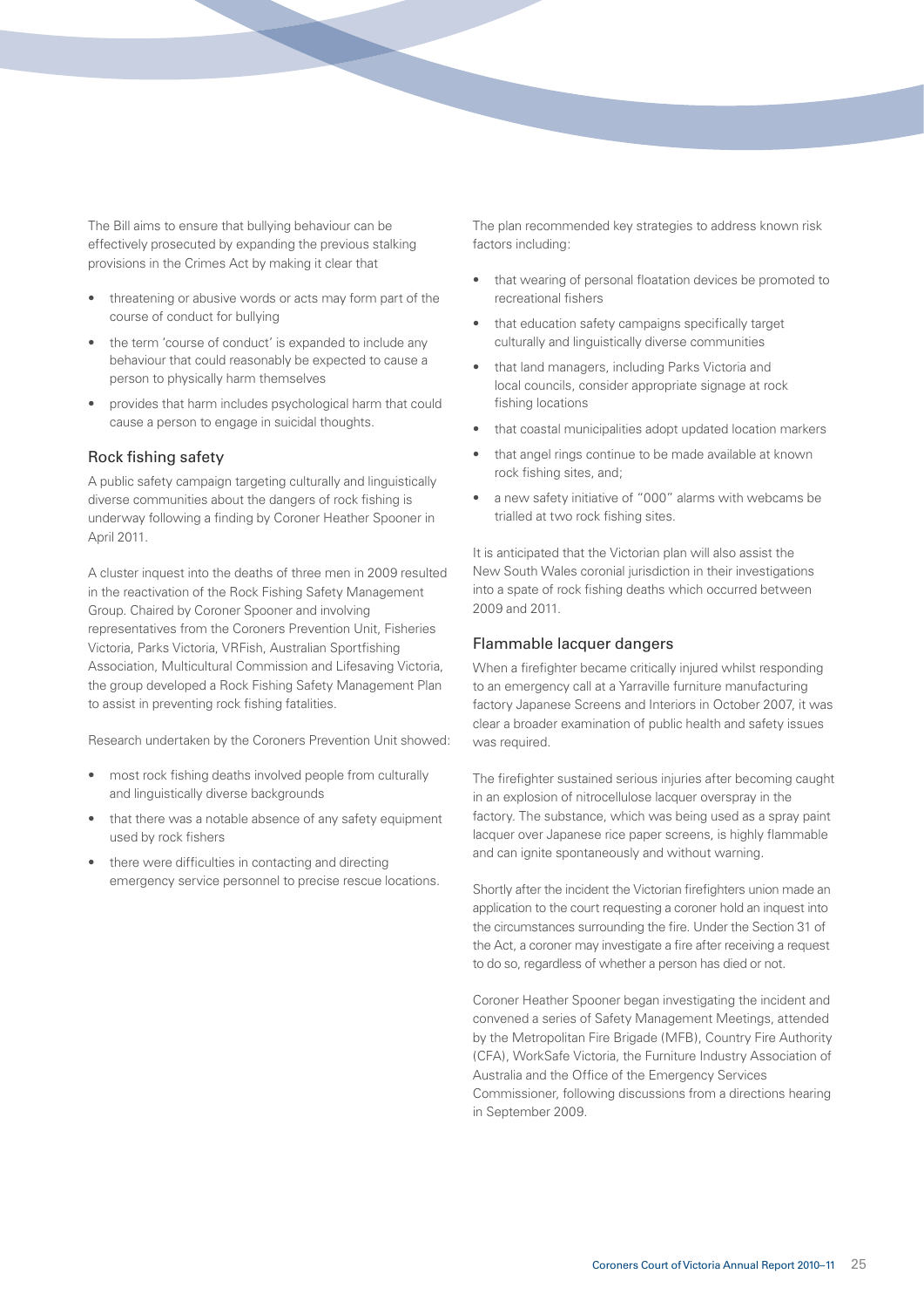The Bill aims to ensure that bullying behaviour can be effectively prosecuted by expanding the previous stalking provisions in the Crimes Act by making it clear that

- threatening or abusive words or acts may form part of the course of conduct for bullying
- the term 'course of conduct' is expanded to include any behaviour that could reasonably be expected to cause a person to physically harm themselves
- provides that harm includes psychological harm that could cause a person to engage in suicidal thoughts.

## Rock fishing safety

A public safety campaign targeting culturally and linguistically diverse communities about the dangers of rock fishing is underway following a finding by Coroner Heather Spooner in April 2011.

A cluster inquest into the deaths of three men in 2009 resulted in the reactivation of the Rock Fishing Safety Management Group. Chaired by Coroner Spooner and involving representatives from the Coroners Prevention Unit, Fisheries Victoria, Parks Victoria, VRFish, Australian Sportfishing Association, Multicultural Commission and Lifesaving Victoria, the group developed a Rock Fishing Safety Management Plan to assist in preventing rock fishing fatalities.

Research undertaken by the Coroners Prevention Unit showed:

- most rock fishing deaths involved people from culturally and linguistically diverse backgrounds
- that there was a notable absence of any safety equipment used by rock fishers
- there were difficulties in contacting and directing emergency service personnel to precise rescue locations.

The plan recommended key strategies to address known risk factors including:

- that wearing of personal floatation devices be promoted to recreational fishers
- that education safety campaigns specifically target culturally and linguistically diverse communities
- that land managers, including Parks Victoria and local councils, consider appropriate signage at rock fishing locations
- that coastal municipalities adopt updated location markers
- that angel rings continue to be made available at known rock fishing sites, and;
- a new safety initiative of "000" alarms with webcams be trialled at two rock fishing sites.

It is anticipated that the Victorian plan will also assist the New South Wales coronial jurisdiction in their investigations into a spate of rock fishing deaths which occurred between 2009 and 2011.

## Flammable lacquer dangers

When a firefighter became critically injured whilst responding to an emergency call at a Yarraville furniture manufacturing factory Japanese Screens and Interiors in October 2007, it was clear a broader examination of public health and safety issues was required.

The firefighter sustained serious injuries after becoming caught in an explosion of nitrocellulose lacquer overspray in the factory. The substance, which was being used as a spray paint lacquer over Japanese rice paper screens, is highly flammable and can ignite spontaneously and without warning.

Shortly after the incident the Victorian firefighters union made an application to the court requesting a coroner hold an inquest into the circumstances surrounding the fire. Under the Section 31 of the Act, a coroner may investigate a fire after receiving a request to do so, regardless of whether a person has died or not.

Coroner Heather Spooner began investigating the incident and convened a series of Safety Management Meetings, attended by the Metropolitan Fire Brigade (MFB), Country Fire Authority (CFA), WorkSafe Victoria, the Furniture Industry Association of Australia and the Office of the Emergency Services Commissioner, following discussions from a directions hearing in September 2009.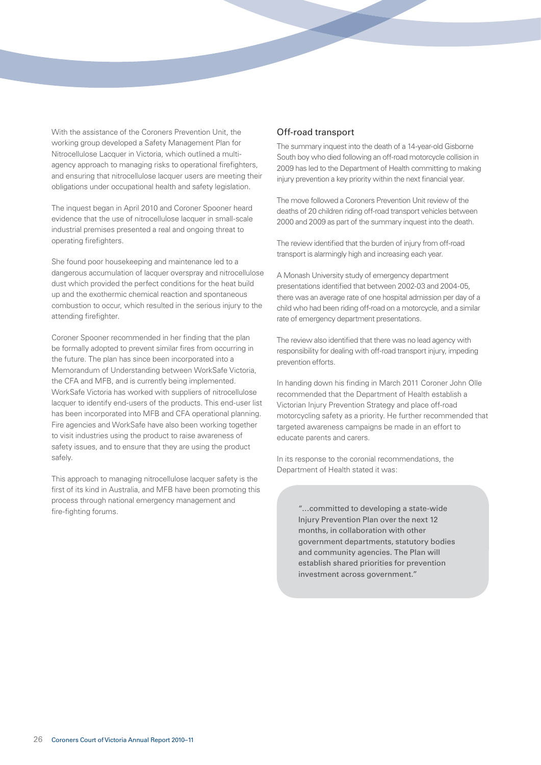With the assistance of the Coroners Prevention Unit, the working group developed a Safety Management Plan for Nitrocellulose Lacquer in Victoria, which outlined a multi-agency approach to managing risks to operational firefighters, and ensuring that nitrocellulose lacquer users are meeting their obligations under occupational health and safety legislation.

The inquest began in April 2010 and Coroner Spooner heard evidence that the use of nitrocellulose lacquer in small-scale industrial premises presented a real and ongoing threat to operating firefighters.

She found poor housekeeping and maintenance led to a dangerous accumulation of lacquer overspray and nitrocellulose dust which provided the perfect conditions for the heat build up and the exothermic chemical reaction and spontaneous combustion to occur, which resulted in the serious injury to the attending firefighter.

Coroner Spooner recommended in her finding that the plan be formally adopted to prevent similar fires from occurring in the future. The plan has since been incorporated into a Memorandum of Understanding between WorkSafe Victoria, the CFA and MFB, and is currently being implemented. WorkSafe Victoria has worked with suppliers of nitrocellulose lacquer to identify end-users of the products. This end-user list has been incorporated into MFB and CFA operational planning. Fire agencies and WorkSafe have also been working together to visit industries using the product to raise awareness of safety issues, and to ensure that they are using the product safely.

This approach to managing nitrocellulose lacquer safety is the first of its kind in Australia, and MFB have been promoting this process through national emergency management and fire-fighting forums.

## Off-road transport

The summary inquest into the death of a 14-year-old Gisborne South boy who died following an off-road motorcycle collision in 2009 has led to the Department of Health committing to making injury prevention a key priority within the next financial year.

The move followed a Coroners Prevention Unit review of the deaths of 20 children riding off-road transport vehicles between 2000 and 2009 as part of the summary inquest into the death.

The review identified that the burden of injury from off-road transport is alarmingly high and increasing each year.

A Monash University study of emergency department presentations identified that between 2002-03 and 2004-05, there was an average rate of one hospital admission per day of a child who had been riding off-road on a motorcycle, and a similar rate of emergency department presentations.

The review also identified that there was no lead agency with responsibility for dealing with off-road transport injury, impeding prevention efforts.

In handing down his finding in March 2011 Coroner John Olle recommended that the Department of Health establish a Victorian Injury Prevention Strategy and place off-road motorcycling safety as a priority. He further recommended that targeted awareness campaigns be made in an effort to educate parents and carers.

In its response to the coronial recommendations, the Department of Health stated it was:

> "...committed to developing a state-wide Injury Prevention Plan over the next 12 months, in collaboration with other government departments, statutory bodies and community agencies. The Plan will establish shared priorities for prevention investment across government."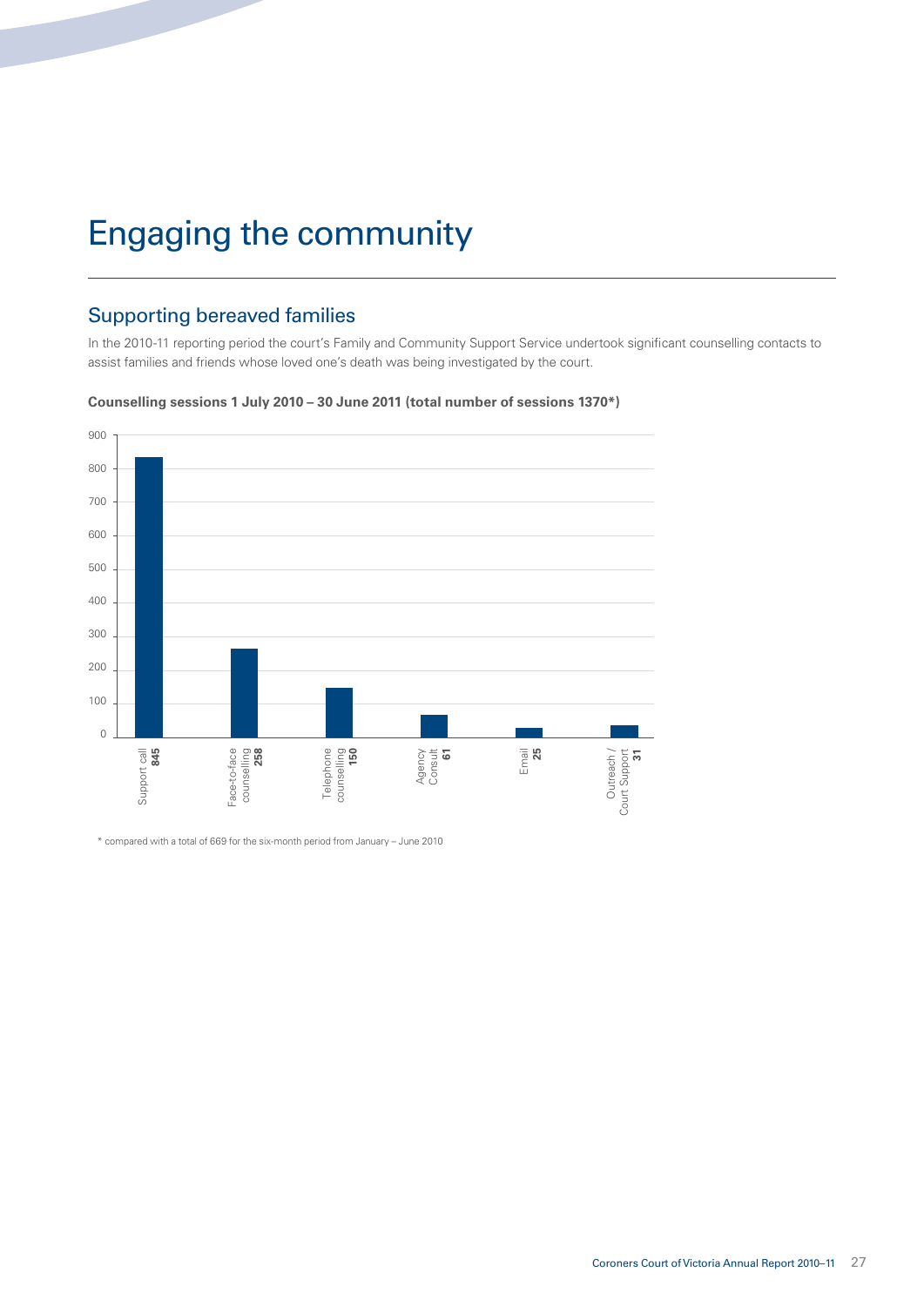# Engaging the community

## Supporting bereaved families

In the 2010-11 reporting period the court's Family and Community Support Service undertook significant counselling contacts to assist families and friends whose loved one's death was being investigated by the court.

**Counselling sessions 1 July 2010 – 30 June 2011 (total number of sessions 1370*)**

900
800
700
600
500
400
300
200
100
0

Support call **845**
Face-to-face counselling **258**
Telephone counselling **150**
Agency Consult **61**
Email **25**
Outreach / Court Support **31**

\* compared with a total of 669 for the six-month period from January – June 2010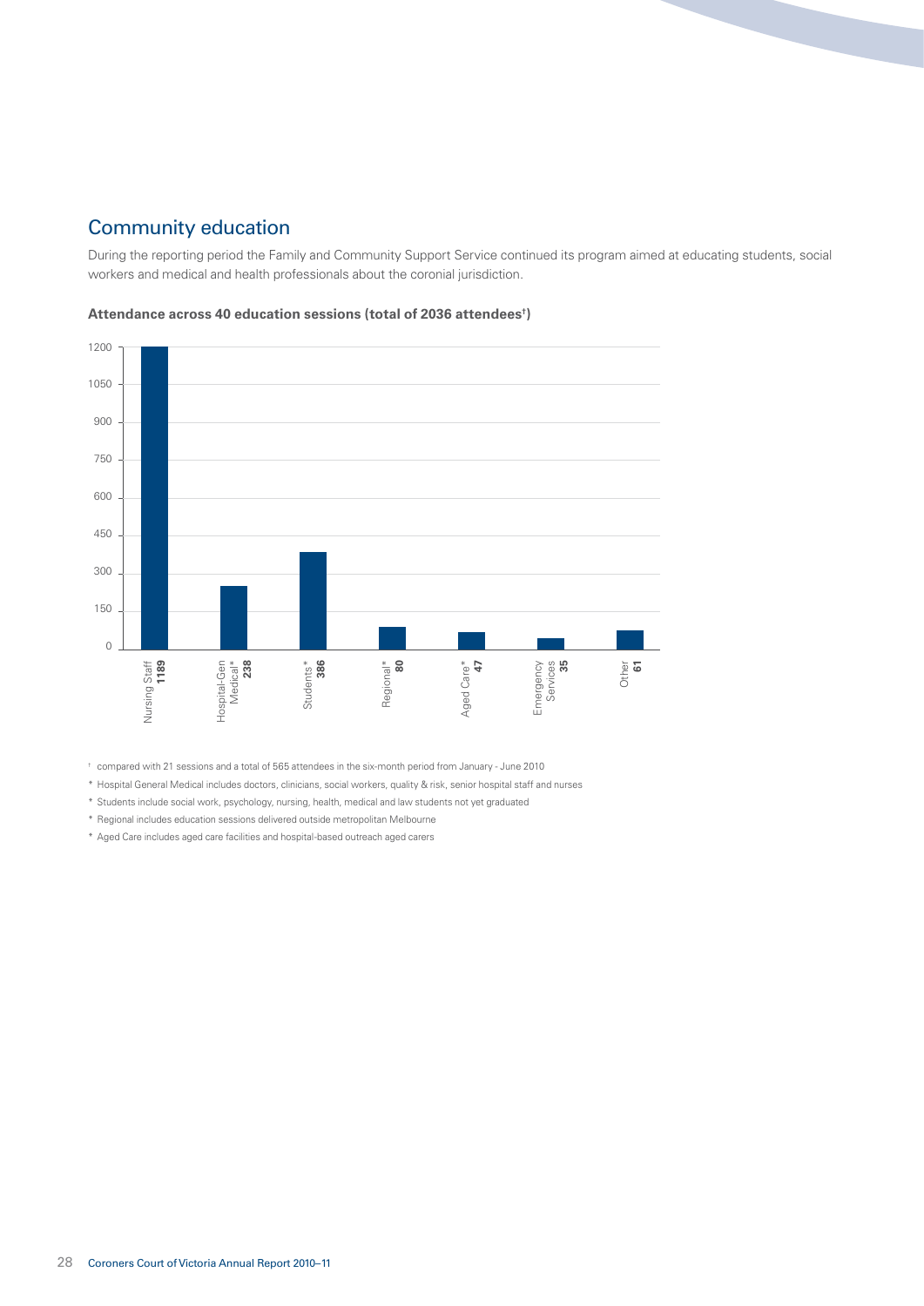## Community education

During the reporting period the Family and Community Support Service continued its program aimed at educating students, social workers and medical and health professionals about the coronial jurisdiction.

**Attendance across 40 education sessions (total of 2036 attendees†)**

1200
1050
900
750
600
450
300
150
0

Nursing Staff **1189**
Hospital-Gen Medical* **238**
Students* **386**
Regional* **80**
Aged Care* **47**
Emergency Services **35**
Other **61**

† compared with 21 sessions and a total of 565 attendees in the six-month period from January - June 2010

\* Hospital General Medical includes doctors, clinicians, social workers, quality & risk, senior hospital staff and nurses

\* Students include social work, psychology, nursing, health, medical and law students not yet graduated

\* Regional includes education sessions delivered outside metropolitan Melbourne

\* Aged Care includes aged care facilities and hospital-based outreach aged carers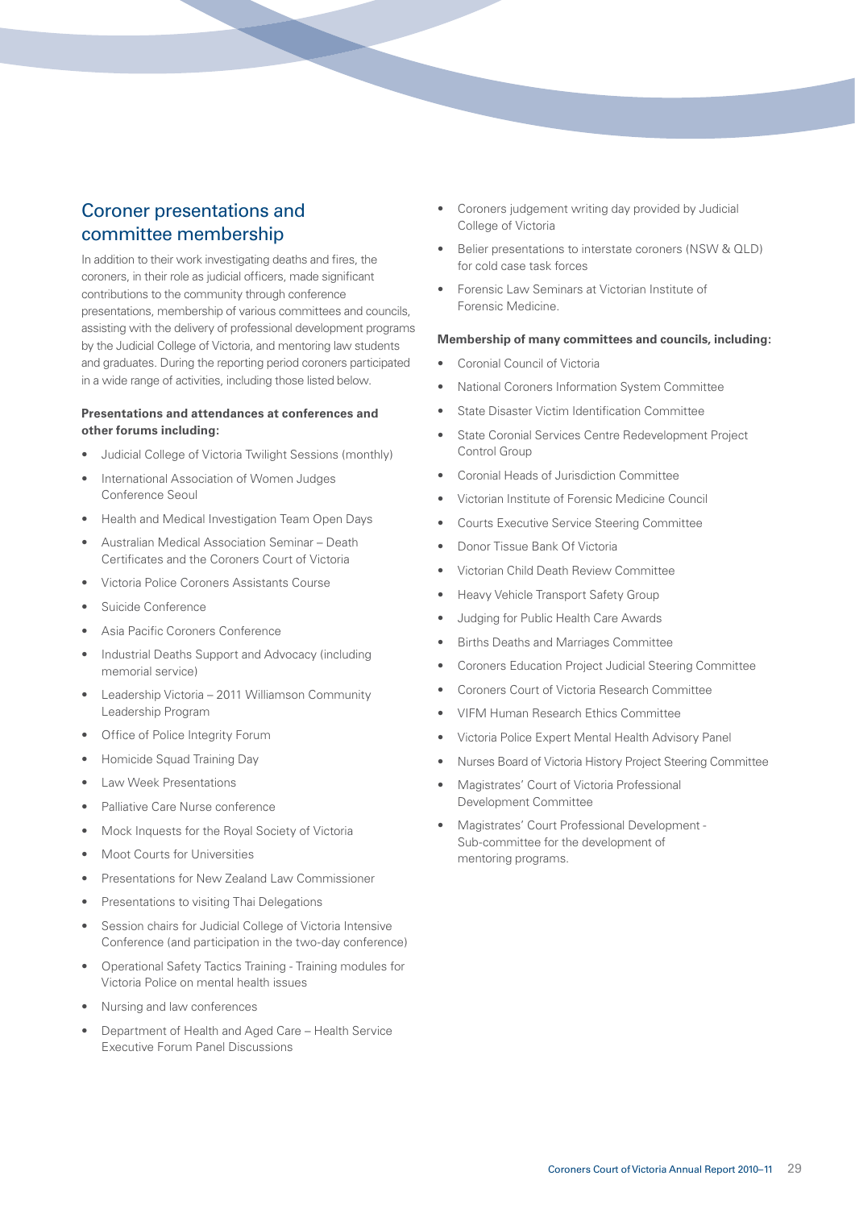## Coroner presentations and committee membership

In addition to their work investigating deaths and fires, the coroners, in their role as judicial officers, made significant contributions to the community through conference presentations, membership of various committees and councils, assisting with the delivery of professional development programs by the Judicial College of Victoria, and mentoring law students and graduates. During the reporting period coroners participated in a wide range of activities, including those listed below.

**Presentations and attendances at conferences and other forums including:**

- Judicial College of Victoria Twilight Sessions (monthly)
- International Association of Women Judges Conference Seoul
- Health and Medical Investigation Team Open Days
- Australian Medical Association Seminar – Death Certificates and the Coroners Court of Victoria
- Victoria Police Coroners Assistants Course
- Suicide Conference
- Asia Pacific Coroners Conference
- Industrial Deaths Support and Advocacy (including memorial service)
- Leadership Victoria – 2011 Williamson Community Leadership Program
- Office of Police Integrity Forum
- Homicide Squad Training Day
- Law Week Presentations
- Palliative Care Nurse conference
- Mock Inquests for the Royal Society of Victoria
- Moot Courts for Universities
- Presentations for New Zealand Law Commissioner
- Presentations to visiting Thai Delegations
- Session chairs for Judicial College of Victoria Intensive Conference (and participation in the two-day conference)
- Operational Safety Tactics Training - Training modules for Victoria Police on mental health issues
- Nursing and law conferences
- Department of Health and Aged Care – Health Service Executive Forum Panel Discussions
- Coroners judgement writing day provided by Judicial College of Victoria
- Belier presentations to interstate coroners (NSW & QLD) for cold case task forces
- Forensic Law Seminars at Victorian Institute of Forensic Medicine.

**Membership of many committees and councils, including:**

- Coronial Council of Victoria
- National Coroners Information System Committee
- State Disaster Victim Identification Committee
- State Coronial Services Centre Redevelopment Project Control Group
- Coronial Heads of Jurisdiction Committee
- Victorian Institute of Forensic Medicine Council
- Courts Executive Service Steering Committee
- Donor Tissue Bank Of Victoria
- Victorian Child Death Review Committee
- Heavy Vehicle Transport Safety Group
- Judging for Public Health Care Awards
- Births Deaths and Marriages Committee
- Coroners Education Project Judicial Steering Committee
- Coroners Court of Victoria Research Committee
- VIFM Human Research Ethics Committee
- Victoria Police Expert Mental Health Advisory Panel
- Nurses Board of Victoria History Project Steering Committee
- Magistrates' Court of Victoria Professional Development Committee
- Magistrates' Court Professional Development - Sub-committee for the development of mentoring programs.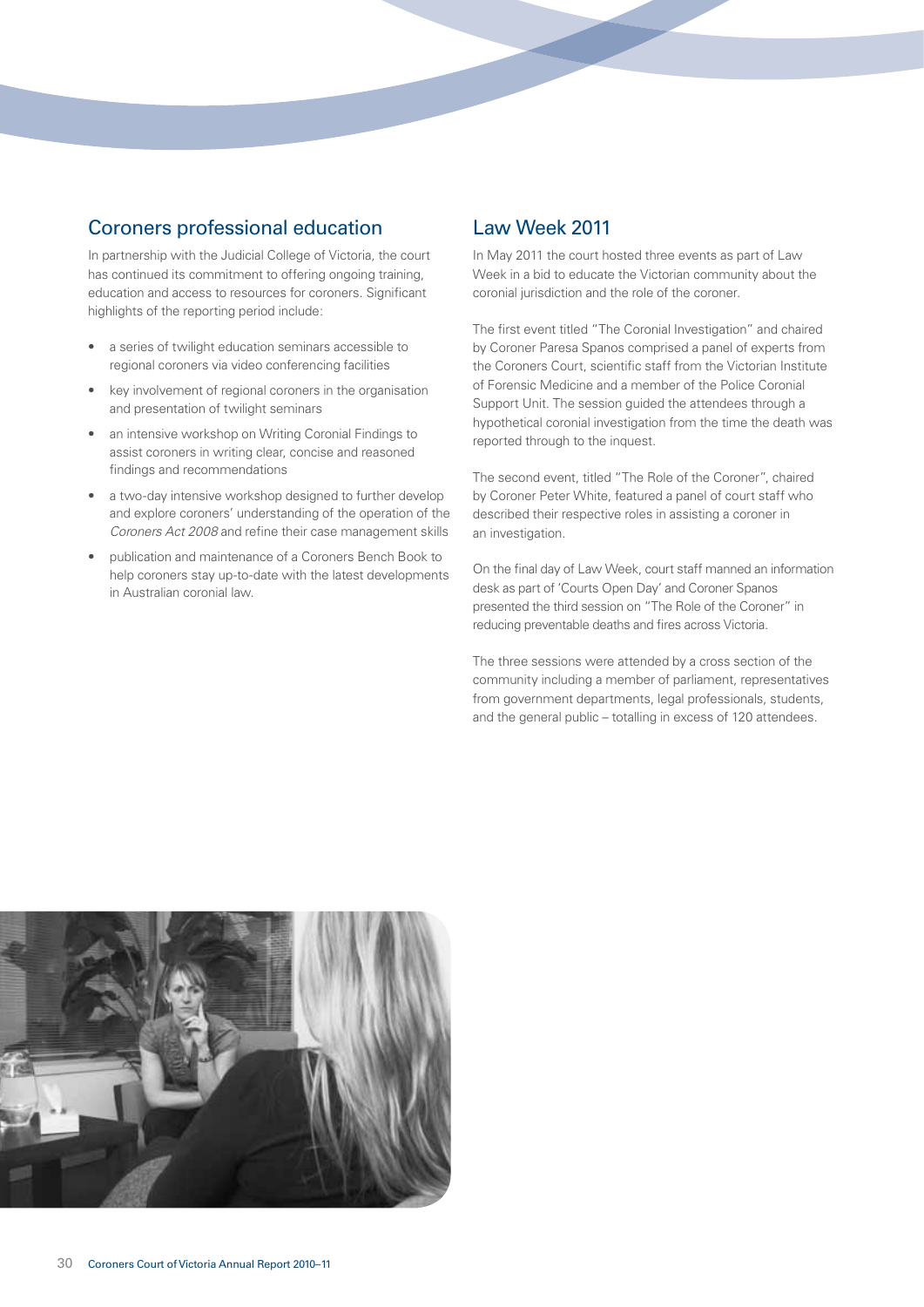## Coroners professional education

In partnership with the Judicial College of Victoria, the court has continued its commitment to offering ongoing training, education and access to resources for coroners. Significant highlights of the reporting period include:

- a series of twilight education seminars accessible to regional coroners via video conferencing facilities
- key involvement of regional coroners in the organisation and presentation of twilight seminars
- an intensive workshop on Writing Coronial Findings to assist coroners in writing clear, concise and reasoned findings and recommendations
- a two-day intensive workshop designed to further develop and explore coroners' understanding of the operation of the *Coroners Act 2008* and refine their case management skills
- publication and maintenance of a Coroners Bench Book to help coroners stay up-to-date with the latest developments in Australian coronial law.

## Law Week 2011

In May 2011 the court hosted three events as part of Law Week in a bid to educate the Victorian community about the coronial jurisdiction and the role of the coroner.

The first event titled "The Coronial Investigation" and chaired by Coroner Paresa Spanos comprised a panel of experts from the Coroners Court, scientific staff from the Victorian Institute of Forensic Medicine and a member of the Police Coronial Support Unit. The session guided the attendees through a hypothetical coronial investigation from the time the death was reported through to the inquest.

The second event, titled "The Role of the Coroner", chaired by Coroner Peter White, featured a panel of court staff who described their respective roles in assisting a coroner in an investigation.

On the final day of Law Week, court staff manned an information desk as part of 'Courts Open Day' and Coroner Spanos presented the third session on "The Role of the Coroner" in reducing preventable deaths and fires across Victoria.

The three sessions were attended by a cross section of the community including a member of parliament, representatives from government departments, legal professionals, students, and the general public – totalling in excess of 120 attendees.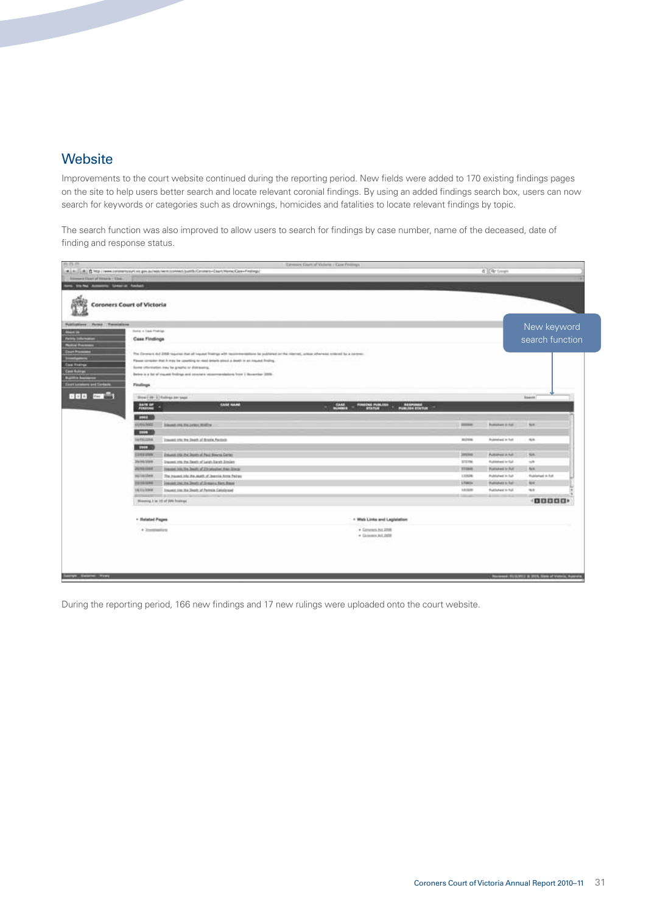## Website

Improvements to the court website continued during the reporting period. New fields were added to 170 existing findings pages on the site to help users better search and locate relevant coronial findings. By using an added findings search box, users can now search for keywords or categories such as drownings, homicides and fatalities to locate relevant findings by topic.

The search function was also improved to allow users to search for findings by case number, name of the deceased, date of finding and response status.

New keyword search function

During the reporting period, 166 new findings and 17 new rulings were uploaded onto the court website.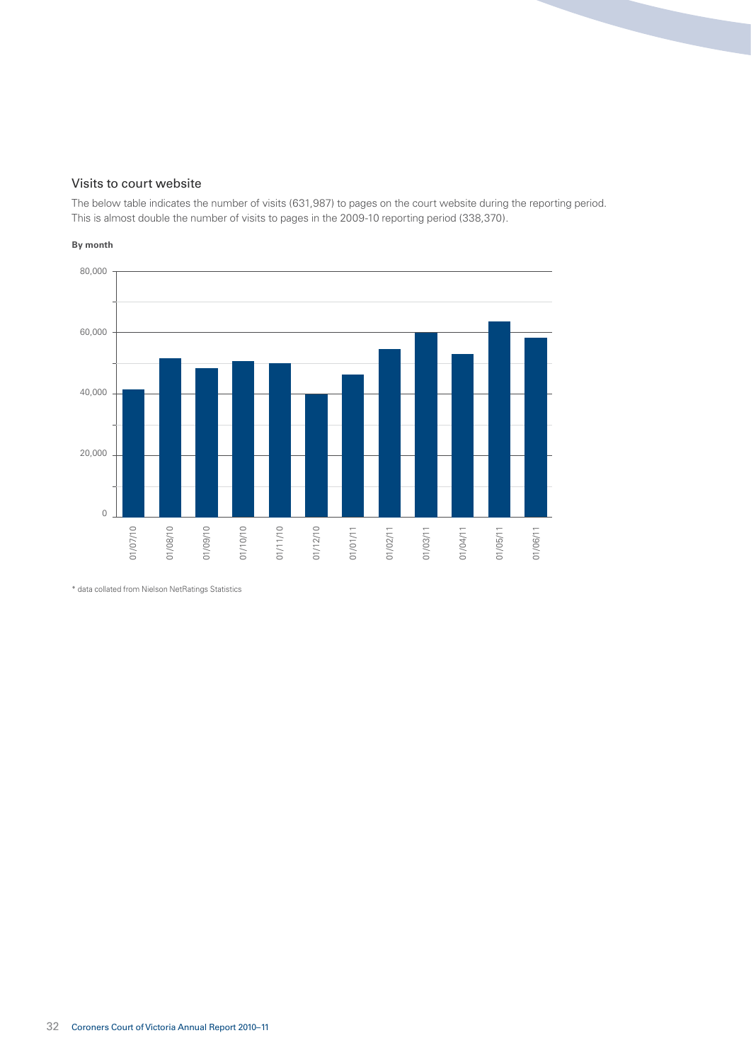## Visits to court website

The below table indicates the number of visits (631,987) to pages on the court website during the reporting period. This is almost double the number of visits to pages in the 2009-10 reporting period (338,370).

**By month**

80,000
60,000
40,000
20,000
0

01/07/10
01/08/10
01/09/10
01/10/10
01/11/10
01/12/10
01/01/11
01/02/11
01/03/11
01/04/11
01/05/11
01/06/11

* data collated from Nielson NetRatings Statistics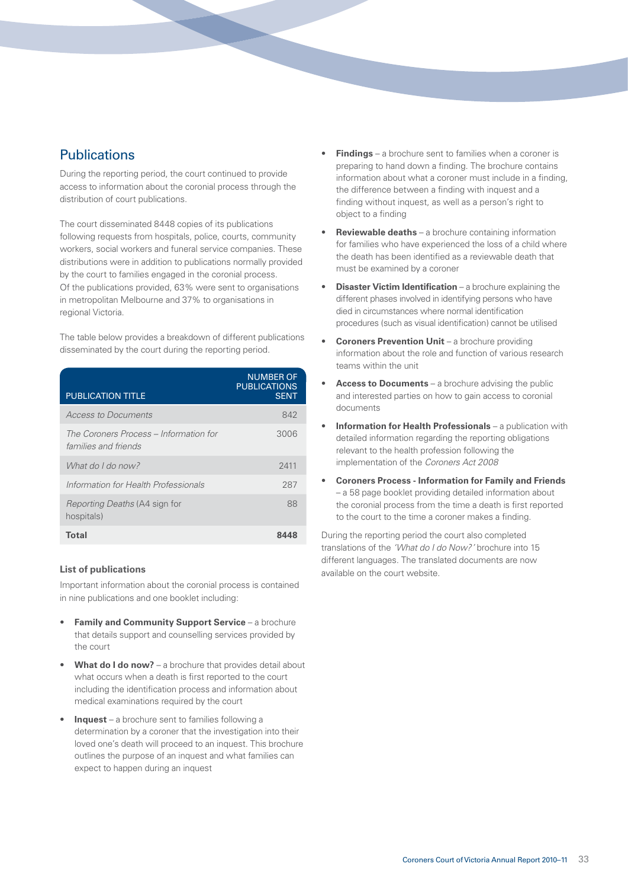## Publications

During the reporting period, the court continued to provide access to information about the coronial process through the distribution of court publications.

The court disseminated 8448 copies of its publications following requests from hospitals, police, courts, community workers, social workers and funeral service companies. These distributions were in addition to publications normally provided by the court to families engaged in the coronial process. Of the publications provided, 63% were sent to organisations in metropolitan Melbourne and 37% to organisations in regional Victoria.

The table below provides a breakdown of different publications disseminated by the court during the reporting period.

| PUBLICATION TITLE | NUMBER OF PUBLICATIONS SENT |
|---|---|
| *Access to Documents* | 842 |
| *The Coroners Process – Information for families and friends* | 3006 |
| *What do I do now?* | 2411 |
| *Information for Health Professionals* | 287 |
| *Reporting Deaths* (A4 sign for hospitals) | 88 |
| **Total** | **8448** |

### List of publications

Important information about the coronial process is contained in nine publications and one booklet including:

- **Family and Community Support Service** – a brochure that details support and counselling services provided by the court
- **What do I do now?** – a brochure that provides detail about what occurs when a death is first reported to the court including the identification process and information about medical examinations required by the court
- **Inquest** – a brochure sent to families following a determination by a coroner that the investigation into their loved one's death will proceed to an inquest. This brochure outlines the purpose of an inquest and what families can expect to happen during an inquest
- **Findings** – a brochure sent to families when a coroner is preparing to hand down a finding. The brochure contains information about what a coroner must include in a finding, the difference between a finding with inquest and a finding without inquest, as well as a person's right to object to a finding
- **Reviewable deaths** – a brochure containing information for families who have experienced the loss of a child where the death has been identified as a reviewable death that must be examined by a coroner
- **Disaster Victim Identification** – a brochure explaining the different phases involved in identifying persons who have died in circumstances where normal identification procedures (such as visual identification) cannot be utilised
- **Coroners Prevention Unit** – a brochure providing information about the role and function of various research teams within the unit
- **Access to Documents** – a brochure advising the public and interested parties on how to gain access to coronial documents
- **Information for Health Professionals** – a publication with detailed information regarding the reporting obligations relevant to the health profession following the implementation of the *Coroners Act 2008*
- **Coroners Process - Information for Family and Friends** – a 58 page booklet providing detailed information about the coronial process from the time a death is first reported to the court to the time a coroner makes a finding.

During the reporting period the court also completed translations of the *'What do I do Now?'* brochure into 15 different languages. The translated documents are now available on the court website.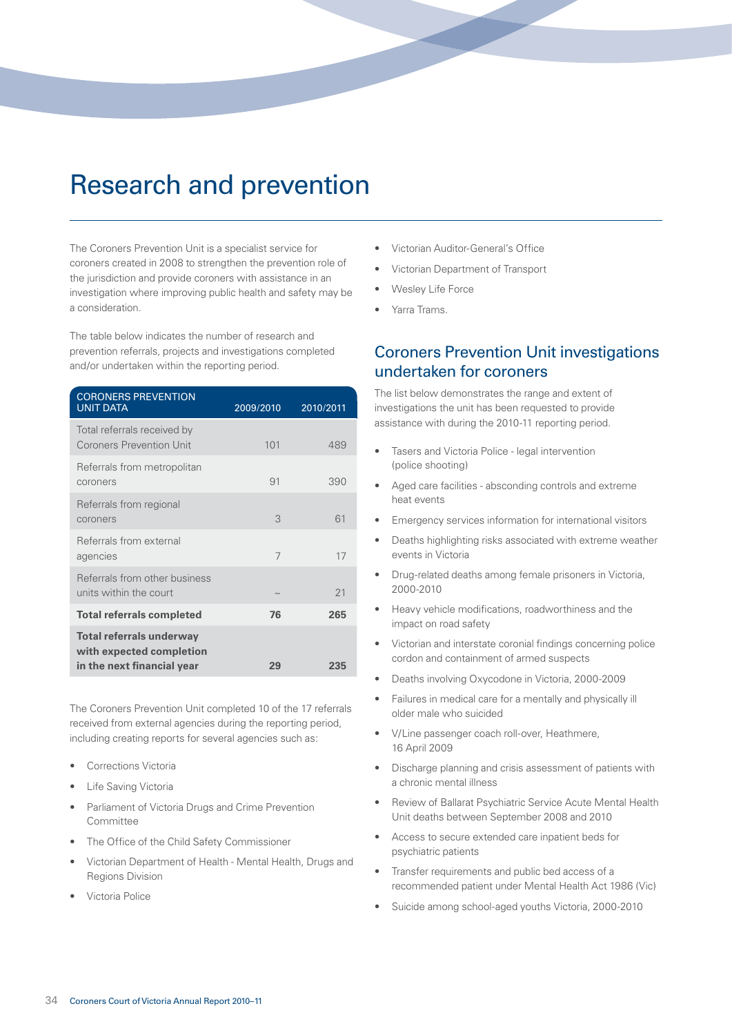# Research and prevention

The Coroners Prevention Unit is a specialist service for coroners created in 2008 to strengthen the prevention role of the jurisdiction and provide coroners with assistance in an investigation where improving public health and safety may be a consideration.

The table below indicates the number of research and prevention referrals, projects and investigations completed and/or undertaken within the reporting period.

| CORONERS PREVENTION UNIT DATA | 2009/2010 | 2010/2011 |
|---|---|---|
| Total referrals received by Coroners Prevention Unit | 101 | 489 |
| Referrals from metropolitan coroners | 91 | 390 |
| Referrals from regional coroners | 3 | 61 |
| Referrals from external agencies | 7 | 17 |
| Referrals from other business units within the court | ~ | 21 |
| **Total referrals completed** | **76** | **265** |
| **Total referrals underway with expected completion in the next financial year** | **29** | **235** |

The Coroners Prevention Unit completed 10 of the 17 referrals received from external agencies during the reporting period, including creating reports for several agencies such as:

- Corrections Victoria
- Life Saving Victoria
- Parliament of Victoria Drugs and Crime Prevention Committee
- The Office of the Child Safety Commissioner
- Victorian Department of Health - Mental Health, Drugs and Regions Division
- Victoria Police
- Victorian Auditor-General's Office
- Victorian Department of Transport
- Wesley Life Force
- Yarra Trams.

## Coroners Prevention Unit investigations undertaken for coroners

The list below demonstrates the range and extent of investigations the unit has been requested to provide assistance with during the 2010-11 reporting period.

- Tasers and Victoria Police - legal intervention (police shooting)
- Aged care facilities - absconding controls and extreme heat events
- Emergency services information for international visitors
- Deaths highlighting risks associated with extreme weather events in Victoria
- Drug-related deaths among female prisoners in Victoria, 2000-2010
- Heavy vehicle modifications, roadworthiness and the impact on road safety
- Victorian and interstate coronial findings concerning police cordon and containment of armed suspects
- Deaths involving Oxycodone in Victoria, 2000-2009
- Failures in medical care for a mentally and physically ill older male who suicided
- V/Line passenger coach roll-over, Heathmere, 16 April 2009
- Discharge planning and crisis assessment of patients with a chronic mental illness
- Review of Ballarat Psychiatric Service Acute Mental Health Unit deaths between September 2008 and 2010
- Access to secure extended care inpatient beds for psychiatric patients
- Transfer requirements and public bed access of a recommended patient under Mental Health Act 1986 (Vic)
- Suicide among school-aged youths Victoria, 2000-2010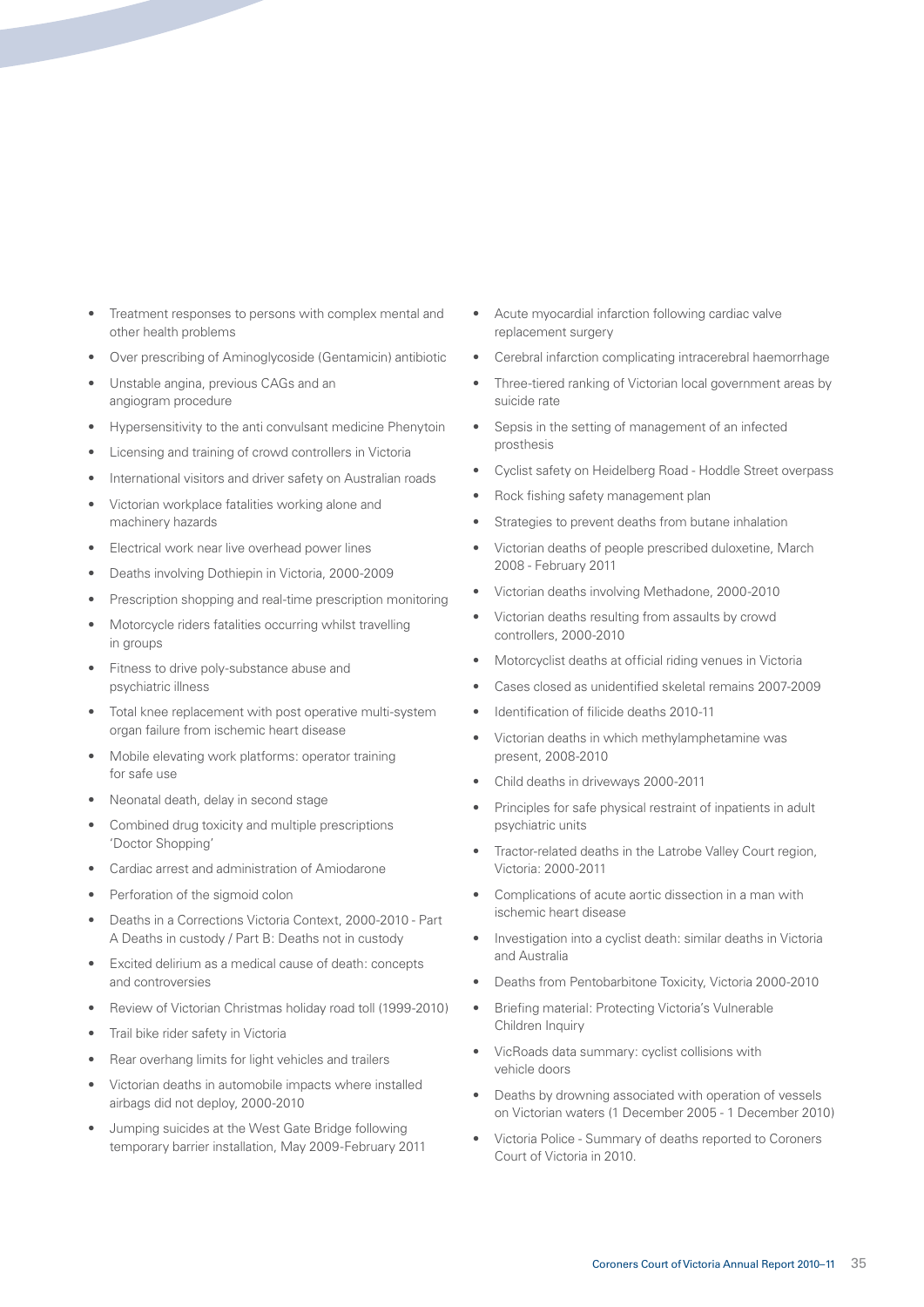- Treatment responses to persons with complex mental and other health problems
- Over prescribing of Aminoglycoside (Gentamicin) antibiotic
- Unstable angina, previous CAGs and an angiogram procedure
- Hypersensitivity to the anti convulsant medicine Phenytoin
- Licensing and training of crowd controllers in Victoria
- International visitors and driver safety on Australian roads
- Victorian workplace fatalities working alone and machinery hazards
- Electrical work near live overhead power lines
- Deaths involving Dothiepin in Victoria, 2000-2009
- Prescription shopping and real-time prescription monitoring
- Motorcycle riders fatalities occurring whilst travelling in groups
- Fitness to drive poly-substance abuse and psychiatric illness
- Total knee replacement with post operative multi-system organ failure from ischemic heart disease
- Mobile elevating work platforms: operator training for safe use
- Neonatal death, delay in second stage
- Combined drug toxicity and multiple prescriptions 'Doctor Shopping'
- Cardiac arrest and administration of Amiodarone
- Perforation of the sigmoid colon
- Deaths in a Corrections Victoria Context, 2000-2010 - Part A Deaths in custody / Part B: Deaths not in custody
- Excited delirium as a medical cause of death: concepts and controversies
- Review of Victorian Christmas holiday road toll (1999-2010)
- Trail bike rider safety in Victoria
- Rear overhang limits for light vehicles and trailers
- Victorian deaths in automobile impacts where installed airbags did not deploy, 2000-2010
- Jumping suicides at the West Gate Bridge following temporary barrier installation, May 2009-February 2011
- Acute myocardial infarction following cardiac valve replacement surgery
- Cerebral infarction complicating intracerebral haemorrhage
- Three-tiered ranking of Victorian local government areas by suicide rate
- Sepsis in the setting of management of an infected prosthesis
- Cyclist safety on Heidelberg Road - Hoddle Street overpass
- Rock fishing safety management plan
- Strategies to prevent deaths from butane inhalation
- Victorian deaths of people prescribed duloxetine, March 2008 - February 2011
- Victorian deaths involving Methadone, 2000-2010
- Victorian deaths resulting from assaults by crowd controllers, 2000-2010
- Motorcyclist deaths at official riding venues in Victoria
- Cases closed as unidentified skeletal remains 2007-2009
- Identification of filicide deaths 2010-11
- Victorian deaths in which methylamphetamine was present, 2008-2010
- Child deaths in driveways 2000-2011
- Principles for safe physical restraint of inpatients in adult psychiatric units
- Tractor-related deaths in the Latrobe Valley Court region, Victoria: 2000-2011
- Complications of acute aortic dissection in a man with ischemic heart disease
- Investigation into a cyclist death: similar deaths in Victoria and Australia
- Deaths from Pentobarbitone Toxicity, Victoria 2000-2010
- Briefing material: Protecting Victoria's Vulnerable Children Inquiry
- VicRoads data summary: cyclist collisions with vehicle doors
- Deaths by drowning associated with operation of vessels on Victorian waters (1 December 2005 - 1 December 2010)
- Victoria Police - Summary of deaths reported to Coroners Court of Victoria in 2010.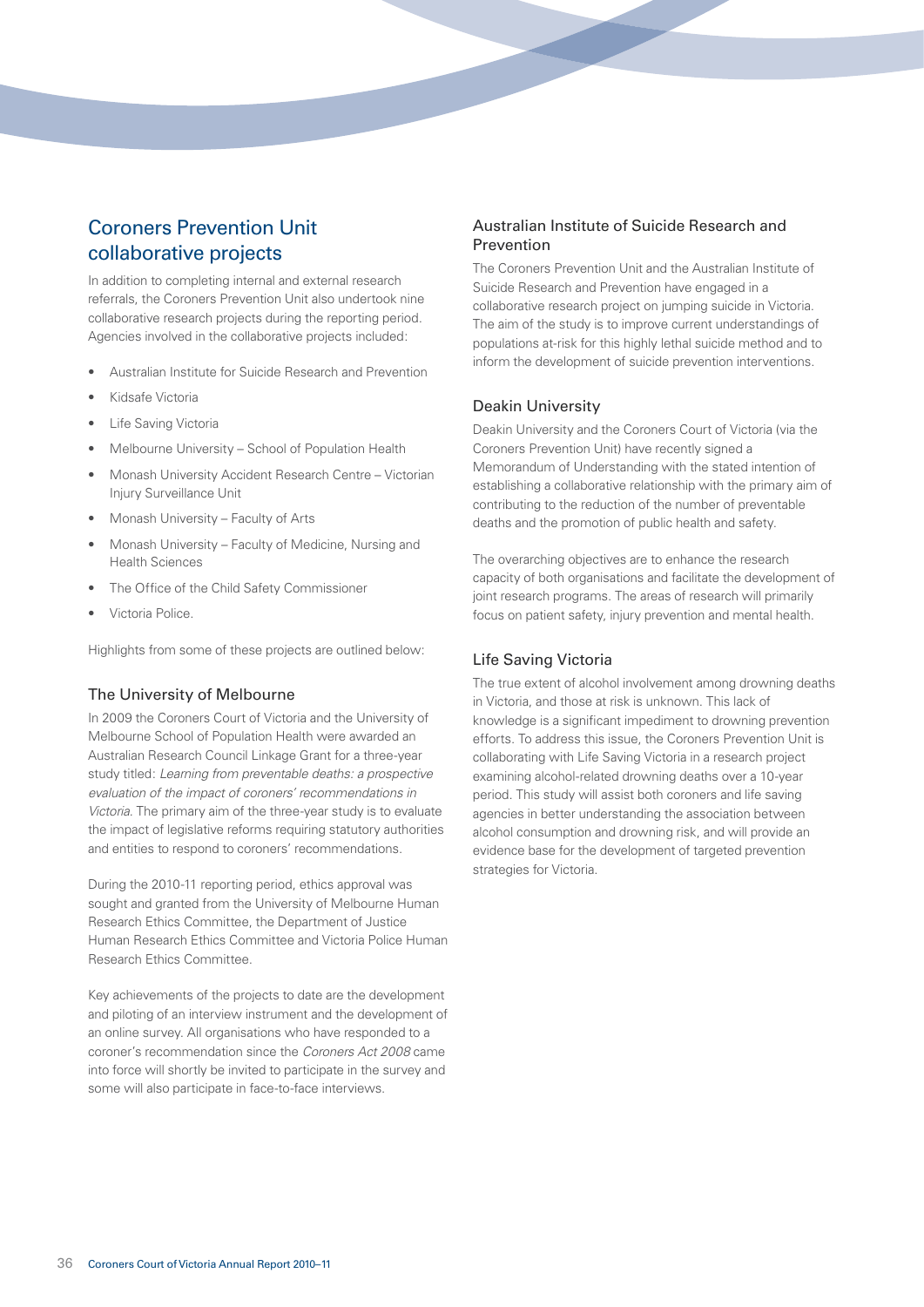## Coroners Prevention Unit collaborative projects

In addition to completing internal and external research referrals, the Coroners Prevention Unit also undertook nine collaborative research projects during the reporting period. Agencies involved in the collaborative projects included:

- Australian Institute for Suicide Research and Prevention
- Kidsafe Victoria
- Life Saving Victoria
- Melbourne University – School of Population Health
- Monash University Accident Research Centre – Victorian Injury Surveillance Unit
- Monash University – Faculty of Arts
- Monash University – Faculty of Medicine, Nursing and Health Sciences
- The Office of the Child Safety Commissioner
- Victoria Police.

Highlights from some of these projects are outlined below:

### The University of Melbourne

In 2009 the Coroners Court of Victoria and the University of Melbourne School of Population Health were awarded an Australian Research Council Linkage Grant for a three-year study titled: *Learning from preventable deaths: a prospective evaluation of the impact of coroners' recommendations in Victoria*. The primary aim of the three-year study is to evaluate the impact of legislative reforms requiring statutory authorities and entities to respond to coroners' recommendations.

During the 2010-11 reporting period, ethics approval was sought and granted from the University of Melbourne Human Research Ethics Committee, the Department of Justice Human Research Ethics Committee and Victoria Police Human Research Ethics Committee.

Key achievements of the projects to date are the development and piloting of an interview instrument and the development of an online survey. All organisations who have responded to a coroner's recommendation since the *Coroners Act 2008* came into force will shortly be invited to participate in the survey and some will also participate in face-to-face interviews.

### Australian Institute of Suicide Research and Prevention

The Coroners Prevention Unit and the Australian Institute of Suicide Research and Prevention have engaged in a collaborative research project on jumping suicide in Victoria. The aim of the study is to improve current understandings of populations at-risk for this highly lethal suicide method and to inform the development of suicide prevention interventions.

### Deakin University

Deakin University and the Coroners Court of Victoria (via the Coroners Prevention Unit) have recently signed a Memorandum of Understanding with the stated intention of establishing a collaborative relationship with the primary aim of contributing to the reduction of the number of preventable deaths and the promotion of public health and safety.

The overarching objectives are to enhance the research capacity of both organisations and facilitate the development of joint research programs. The areas of research will primarily focus on patient safety, injury prevention and mental health.

### Life Saving Victoria

The true extent of alcohol involvement among drowning deaths in Victoria, and those at risk is unknown. This lack of knowledge is a significant impediment to drowning prevention efforts. To address this issue, the Coroners Prevention Unit is collaborating with Life Saving Victoria in a research project examining alcohol-related drowning deaths over a 10-year period. This study will assist both coroners and life saving agencies in better understanding the association between alcohol consumption and drowning risk, and will provide an evidence base for the development of targeted prevention strategies for Victoria.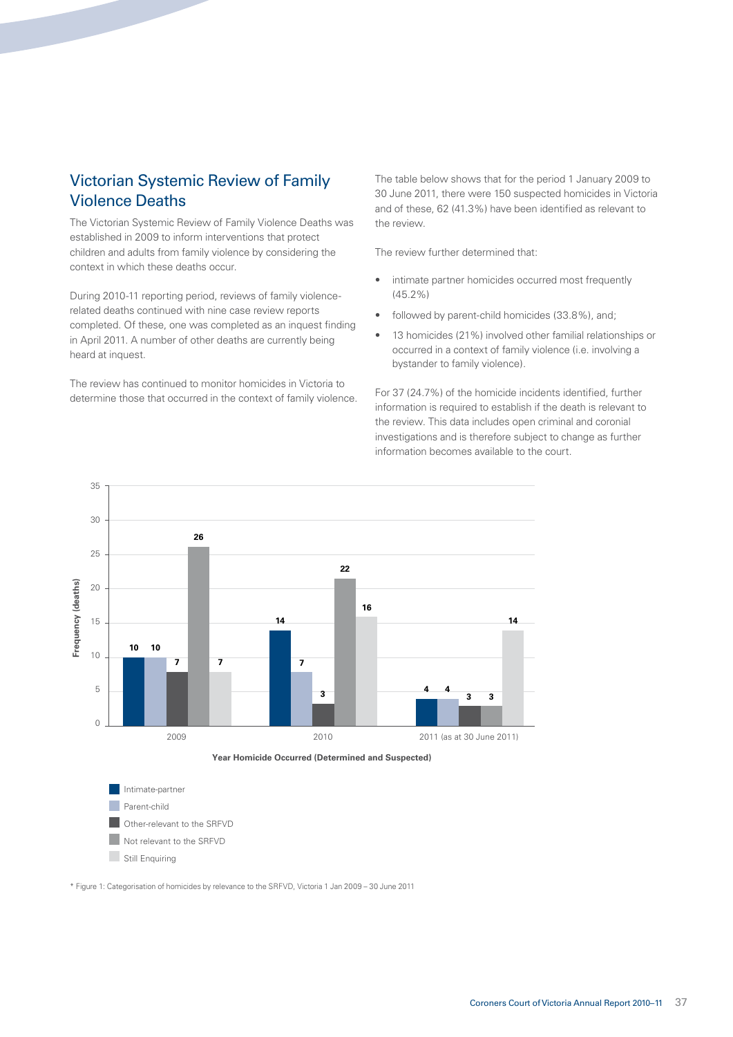## Victorian Systemic Review of Family Violence Deaths

The Victorian Systemic Review of Family Violence Deaths was established in 2009 to inform interventions that protect children and adults from family violence by considering the context in which these deaths occur.

During 2010-11 reporting period, reviews of family violence-related deaths continued with nine case review reports completed. Of these, one was completed as an inquest finding in April 2011. A number of other deaths are currently being heard at inquest.

The review has continued to monitor homicides in Victoria to determine those that occurred in the context of family violence.

The table below shows that for the period 1 January 2009 to 30 June 2011, there were 150 suspected homicides in Victoria and of these, 62 (41.3%) have been identified as relevant to the review.

The review further determined that:

- intimate partner homicides occurred most frequently (45.2%)
- followed by parent-child homicides (33.8%), and;
- 13 homicides (21%) involved other familial relationships or occurred in a context of family violence (i.e. involving a bystander to family violence).

For 37 (24.7%) of the homicide incidents identified, further information is required to establish if the death is relevant to the review. This data includes open criminal and coronial investigations and is therefore subject to change as further information becomes available to the court.

Frequency (deaths)

35
30
25
20
15
10
5
0

10 10 7 26 7
14 7 3 22 16
4 4 3 3 14

2009
2010
2011 (as at 30 June 2011)

Year Homicide Occurred (Determined and Suspected)

Intimate-partner
Parent-child
Other-relevant to the SRFVD
Not relevant to the SRFVD
Still Enquiring

* Figure 1: Categorisation of homicides by relevance to the SRFVD, Victoria 1 Jan 2009 – 30 June 2011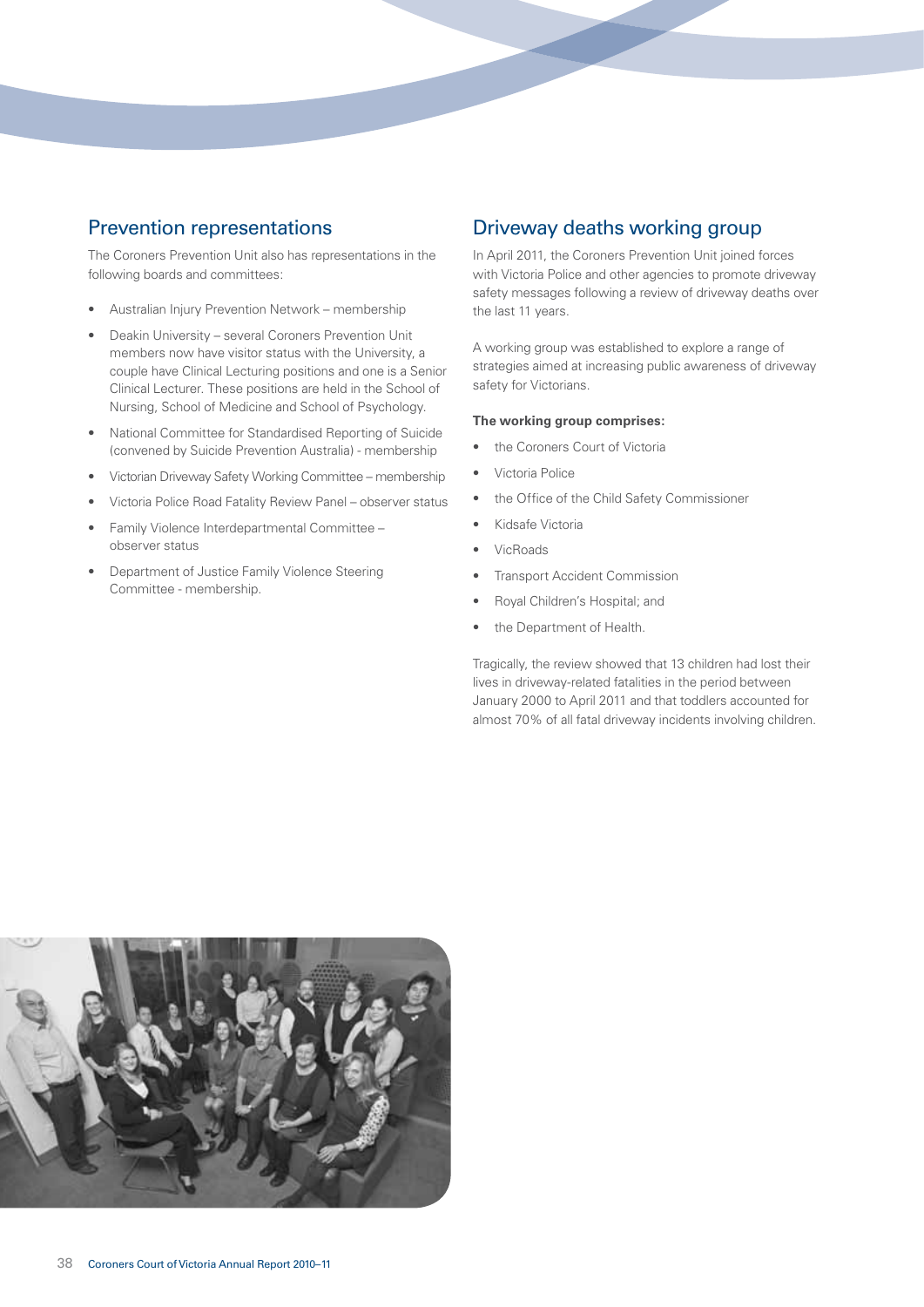## Prevention representations

The Coroners Prevention Unit also has representations in the following boards and committees:

- Australian Injury Prevention Network – membership
- Deakin University – several Coroners Prevention Unit members now have visitor status with the University, a couple have Clinical Lecturing positions and one is a Senior Clinical Lecturer. These positions are held in the School of Nursing, School of Medicine and School of Psychology.
- National Committee for Standardised Reporting of Suicide (convened by Suicide Prevention Australia) - membership
- Victorian Driveway Safety Working Committee – membership
- Victoria Police Road Fatality Review Panel – observer status
- Family Violence Interdepartmental Committee – observer status
- Department of Justice Family Violence Steering Committee - membership.

## Driveway deaths working group

In April 2011, the Coroners Prevention Unit joined forces with Victoria Police and other agencies to promote driveway safety messages following a review of driveway deaths over the last 11 years.

A working group was established to explore a range of strategies aimed at increasing public awareness of driveway safety for Victorians.

**The working group comprises:**

- the Coroners Court of Victoria
- Victoria Police
- the Office of the Child Safety Commissioner
- Kidsafe Victoria
- VicRoads
- Transport Accident Commission
- Royal Children's Hospital; and
- the Department of Health.

Tragically, the review showed that 13 children had lost their lives in driveway-related fatalities in the period between January 2000 to April 2011 and that toddlers accounted for almost 70% of all fatal driveway incidents involving children.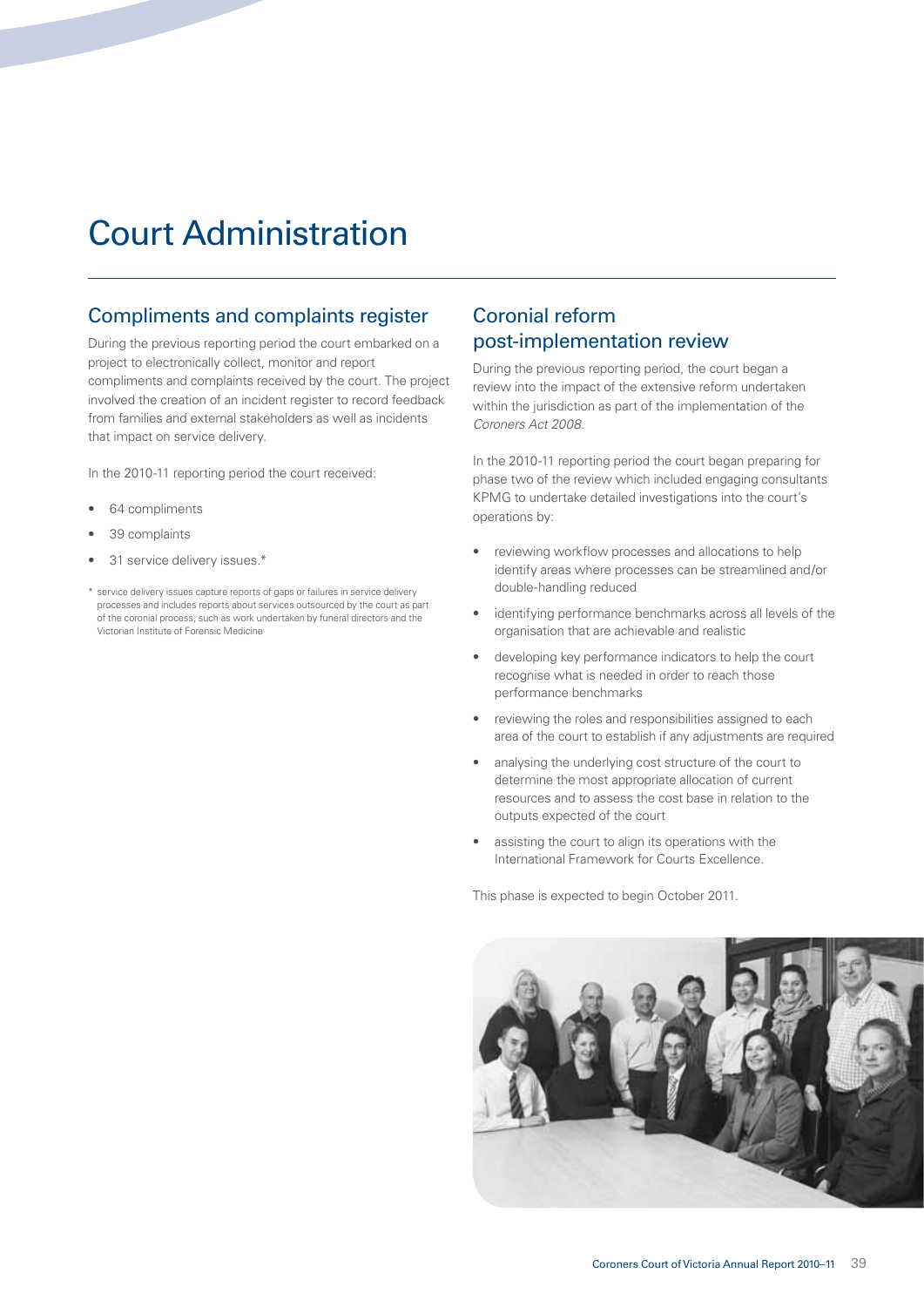# Court Administration

## Compliments and complaints register

During the previous reporting period the court embarked on a project to electronically collect, monitor and report compliments and complaints received by the court. The project involved the creation of an incident register to record feedback from families and external stakeholders as well as incidents that impact on service delivery.

In the 2010-11 reporting period the court received:

- 64 compliments
- 39 complaints
- 31 service delivery issues.*

\* service delivery issues capture reports of gaps or failures in service delivery processes and includes reports about services outsourced by the court as part of the coronial process, such as work undertaken by funeral directors and the Victorian Institute of Forensic Medicine

## Coronial reform post-implementation review

During the previous reporting period, the court began a review into the impact of the extensive reform undertaken within the jurisdiction as part of the implementation of the *Coroners Act 2008*.

In the 2010-11 reporting period the court began preparing for phase two of the review which included engaging consultants KPMG to undertake detailed investigations into the court's operations by:

- reviewing workflow processes and allocations to help identify areas where processes can be streamlined and/or double-handling reduced
- identifying performance benchmarks across all levels of the organisation that are achievable and realistic
- developing key performance indicators to help the court recognise what is needed in order to reach those performance benchmarks
- reviewing the roles and responsibilities assigned to each area of the court to establish if any adjustments are required
- analysing the underlying cost structure of the court to determine the most appropriate allocation of current resources and to assess the cost base in relation to the outputs expected of the court
- assisting the court to align its operations with the International Framework for Courts Excellence.

This phase is expected to begin October 2011.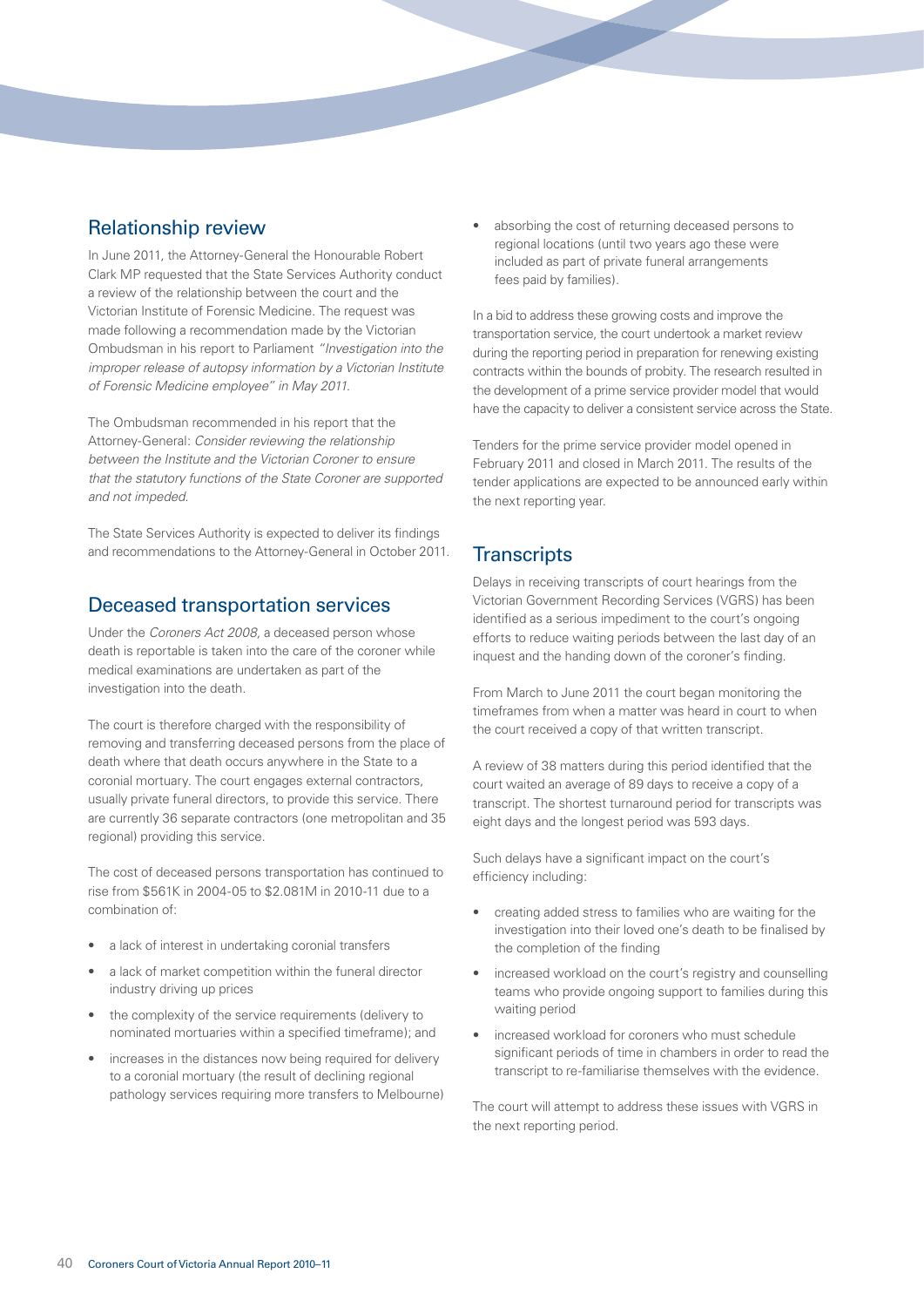## Relationship review

In June 2011, the Attorney-General the Honourable Robert Clark MP requested that the State Services Authority conduct a review of the relationship between the court and the Victorian Institute of Forensic Medicine. The request was made following a recommendation made by the Victorian Ombudsman in his report to Parliament *"Investigation into the improper release of autopsy information by a Victorian Institute of Forensic Medicine employee" in May 2011.*

The Ombudsman recommended in his report that the Attorney-General: *Consider reviewing the relationship between the Institute and the Victorian Coroner to ensure that the statutory functions of the State Coroner are supported and not impeded.*

The State Services Authority is expected to deliver its findings and recommendations to the Attorney-General in October 2011.

## Deceased transportation services

Under the *Coroners Act 2008*, a deceased person whose death is reportable is taken into the care of the coroner while medical examinations are undertaken as part of the investigation into the death.

The court is therefore charged with the responsibility of removing and transferring deceased persons from the place of death where that death occurs anywhere in the State to a coronial mortuary. The court engages external contractors, usually private funeral directors, to provide this service. There are currently 36 separate contractors (one metropolitan and 35 regional) providing this service.

The cost of deceased persons transportation has continued to rise from $561K in 2004-05 to $2.081M in 2010-11 due to a combination of:

- a lack of interest in undertaking coronial transfers
- a lack of market competition within the funeral director industry driving up prices
- the complexity of the service requirements (delivery to nominated mortuaries within a specified timeframe); and
- increases in the distances now being required for delivery to a coronial mortuary (the result of declining regional pathology services requiring more transfers to Melbourne)
- absorbing the cost of returning deceased persons to regional locations (until two years ago these were included as part of private funeral arrangements fees paid by families).

In a bid to address these growing costs and improve the transportation service, the court undertook a market review during the reporting period in preparation for renewing existing contracts within the bounds of probity. The research resulted in the development of a prime service provider model that would have the capacity to deliver a consistent service across the State.

Tenders for the prime service provider model opened in February 2011 and closed in March 2011. The results of the tender applications are expected to be announced early within the next reporting year.

## Transcripts

Delays in receiving transcripts of court hearings from the Victorian Government Recording Services (VGRS) has been identified as a serious impediment to the court's ongoing efforts to reduce waiting periods between the last day of an inquest and the handing down of the coroner's finding.

From March to June 2011 the court began monitoring the timeframes from when a matter was heard in court to when the court received a copy of that written transcript.

A review of 38 matters during this period identified that the court waited an average of 89 days to receive a copy of a transcript. The shortest turnaround period for transcripts was eight days and the longest period was 593 days.

Such delays have a significant impact on the court's efficiency including:

- creating added stress to families who are waiting for the investigation into their loved one's death to be finalised by the completion of the finding
- increased workload on the court's registry and counselling teams who provide ongoing support to families during this waiting period
- increased workload for coroners who must schedule significant periods of time in chambers in order to read the transcript to re-familiarise themselves with the evidence.

The court will attempt to address these issues with VGRS in the next reporting period.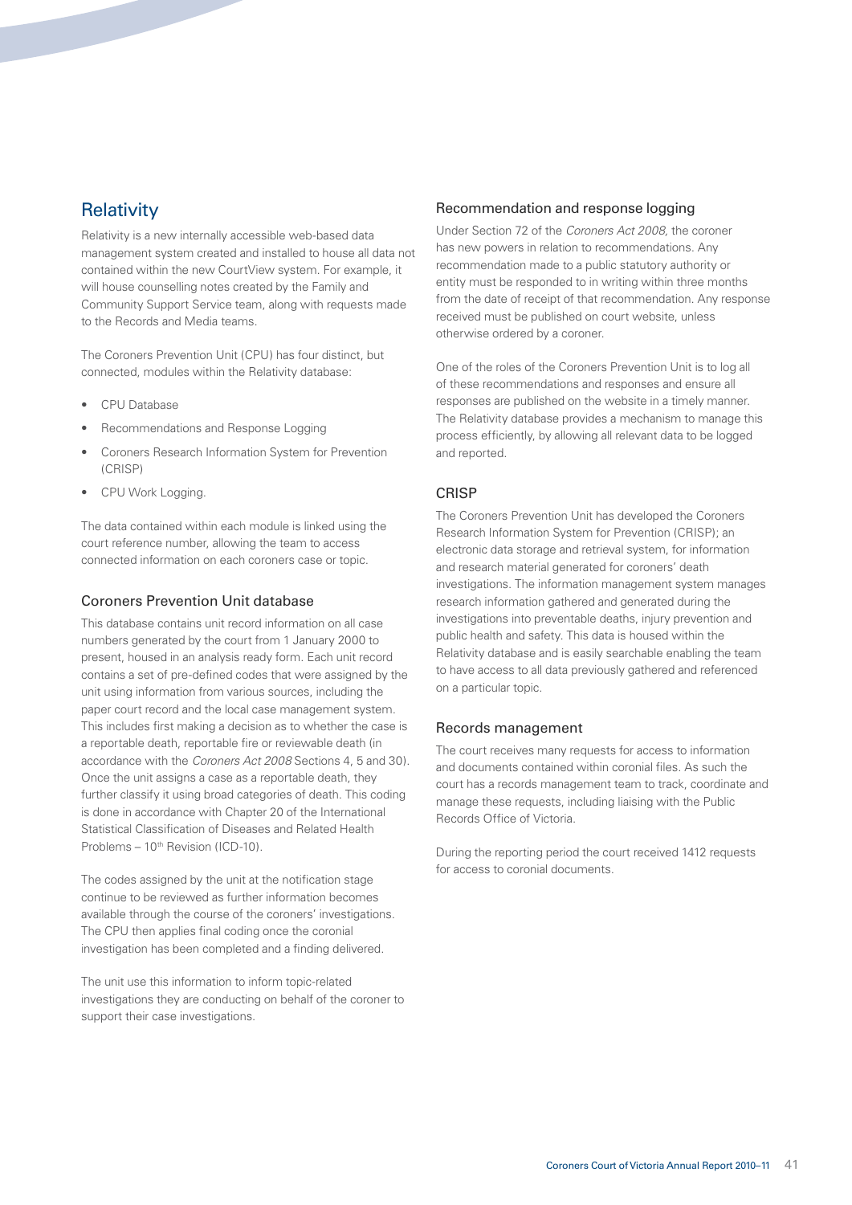## Relativity

Relativity is a new internally accessible web-based data management system created and installed to house all data not contained within the new CourtView system. For example, it will house counselling notes created by the Family and Community Support Service team, along with requests made to the Records and Media teams.

The Coroners Prevention Unit (CPU) has four distinct, but connected, modules within the Relativity database:

- CPU Database
- Recommendations and Response Logging
- Coroners Research Information System for Prevention (CRISP)
- CPU Work Logging.

The data contained within each module is linked using the court reference number, allowing the team to access connected information on each coroners case or topic.

### Coroners Prevention Unit database

This database contains unit record information on all case numbers generated by the court from 1 January 2000 to present, housed in an analysis ready form. Each unit record contains a set of pre-defined codes that were assigned by the unit using information from various sources, including the paper court record and the local case management system. This includes first making a decision as to whether the case is a reportable death, reportable fire or reviewable death (in accordance with the *Coroners Act 2008* Sections 4, 5 and 30). Once the unit assigns a case as a reportable death, they further classify it using broad categories of death. This coding is done in accordance with Chapter 20 of the International Statistical Classification of Diseases and Related Health Problems – 10th Revision (ICD-10).

The codes assigned by the unit at the notification stage continue to be reviewed as further information becomes available through the course of the coroners' investigations. The CPU then applies final coding once the coronial investigation has been completed and a finding delivered.

The unit use this information to inform topic-related investigations they are conducting on behalf of the coroner to support their case investigations.

### Recommendation and response logging

Under Section 72 of the *Coroners Act 2008*, the coroner has new powers in relation to recommendations. Any recommendation made to a public statutory authority or entity must be responded to in writing within three months from the date of receipt of that recommendation. Any response received must be published on court website, unless otherwise ordered by a coroner.

One of the roles of the Coroners Prevention Unit is to log all of these recommendations and responses and ensure all responses are published on the website in a timely manner. The Relativity database provides a mechanism to manage this process efficiently, by allowing all relevant data to be logged and reported.

### CRISP

The Coroners Prevention Unit has developed the Coroners Research Information System for Prevention (CRISP); an electronic data storage and retrieval system, for information and research material generated for coroners' death investigations. The information management system manages research information gathered and generated during the investigations into preventable deaths, injury prevention and public health and safety. This data is housed within the Relativity database and is easily searchable enabling the team to have access to all data previously gathered and referenced on a particular topic.

### Records management

The court receives many requests for access to information and documents contained within coronial files. As such the court has a records management team to track, coordinate and manage these requests, including liaising with the Public Records Office of Victoria.

During the reporting period the court received 1412 requests for access to coronial documents.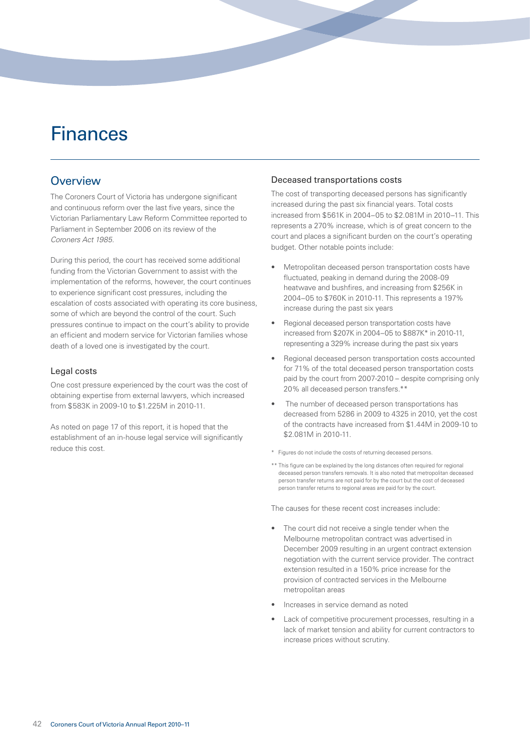# Finances

## Overview

The Coroners Court of Victoria has undergone significant and continuous reform over the last five years, since the Victorian Parliamentary Law Reform Committee reported to Parliament in September 2006 on its review of the *Coroners Act 1985*.

During this period, the court has received some additional funding from the Victorian Government to assist with the implementation of the reforms, however, the court continues to experience significant cost pressures, including the escalation of costs associated with operating its core business, some of which are beyond the control of the court. Such pressures continue to impact on the court's ability to provide an efficient and modern service for Victorian families whose death of a loved one is investigated by the court.

### Legal costs

One cost pressure experienced by the court was the cost of obtaining expertise from external lawyers, which increased from $583K in 2009-10 to $1.225M in 2010-11.

As noted on page 17 of this report, it is hoped that the establishment of an in-house legal service will significantly reduce this cost.

### Deceased transportations costs

The cost of transporting deceased persons has significantly increased during the past six financial years. Total costs increased from $561K in 2004–05 to $2.081M in 2010–11. This represents a 270% increase, which is of great concern to the court and places a significant burden on the court's operating budget. Other notable points include:

- Metropolitan deceased person transportation costs have fluctuated, peaking in demand during the 2008-09 heatwave and bushfires, and increasing from $256K in 2004–05 to $760K in 2010-11. This represents a 197% increase during the past six years
- Regional deceased person transportation costs have increased from $207K in 2004–05 to $887K* in 2010-11, representing a 329% increase during the past six years
- Regional deceased person transportation costs accounted for 71% of the total deceased person transportation costs paid by the court from 2007-2010 – despite comprising only 20% all deceased person transfers.**
- The number of deceased person transportations has decreased from 5286 in 2009 to 4325 in 2010, yet the cost of the contracts have increased from $1.44M in 2009-10 to $2.081M in 2010-11.

\* Figures do not include the costs of returning deceased persons.

\*\* This figure can be explained by the long distances often required for regional deceased person transfers removals. It is also noted that metropolitan deceased person transfer returns are not paid for by the court but the cost of deceased person transfer returns to regional areas are paid for by the court.

The causes for these recent cost increases include:

- The court did not receive a single tender when the Melbourne metropolitan contract was advertised in December 2009 resulting in an urgent contract extension negotiation with the current service provider. The contract extension resulted in a 150% price increase for the provision of contracted services in the Melbourne metropolitan areas
- Increases in service demand as noted
- Lack of competitive procurement processes, resulting in a lack of market tension and ability for current contractors to increase prices without scrutiny.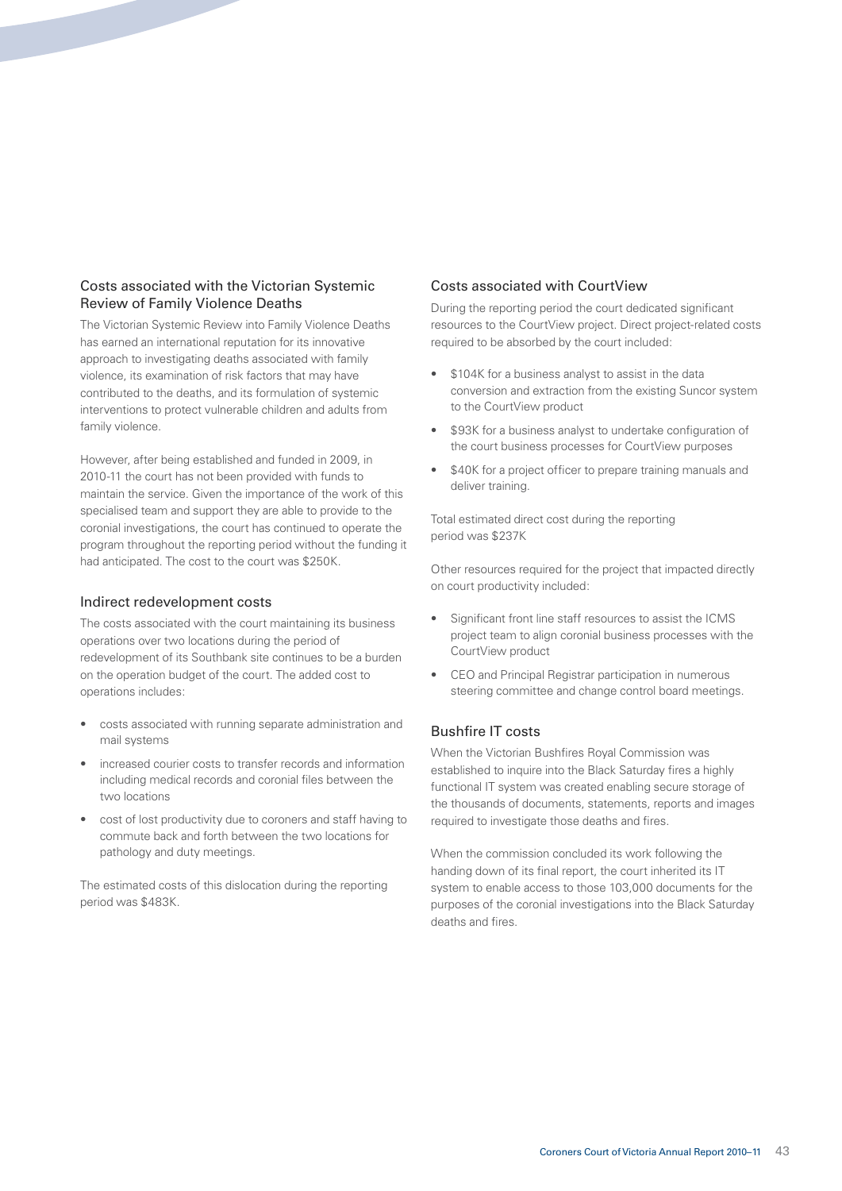### Costs associated with the Victorian Systemic Review of Family Violence Deaths

The Victorian Systemic Review into Family Violence Deaths has earned an international reputation for its innovative approach to investigating deaths associated with family violence, its examination of risk factors that may have contributed to the deaths, and its formulation of systemic interventions to protect vulnerable children and adults from family violence.

However, after being established and funded in 2009, in 2010-11 the court has not been provided with funds to maintain the service. Given the importance of the work of this specialised team and support they are able to provide to the coronial investigations, the court has continued to operate the program throughout the reporting period without the funding it had anticipated. The cost to the court was $250K.

### Indirect redevelopment costs

The costs associated with the court maintaining its business operations over two locations during the period of redevelopment of its Southbank site continues to be a burden on the operation budget of the court. The added cost to operations includes:

- costs associated with running separate administration and mail systems
- increased courier costs to transfer records and information including medical records and coronial files between the two locations
- cost of lost productivity due to coroners and staff having to commute back and forth between the two locations for pathology and duty meetings.

The estimated costs of this dislocation during the reporting period was $483K.

### Costs associated with CourtView

During the reporting period the court dedicated significant resources to the CourtView project. Direct project-related costs required to be absorbed by the court included:

- $104K for a business analyst to assist in the data conversion and extraction from the existing Suncor system to the CourtView product
- $93K for a business analyst to undertake configuration of the court business processes for CourtView purposes
- $40K for a project officer to prepare training manuals and deliver training.

Total estimated direct cost during the reporting period was $237K

Other resources required for the project that impacted directly on court productivity included:

- Significant front line staff resources to assist the ICMS project team to align coronial business processes with the CourtView product
- CEO and Principal Registrar participation in numerous steering committee and change control board meetings.

### Bushfire IT costs

When the Victorian Bushfires Royal Commission was established to inquire into the Black Saturday fires a highly functional IT system was created enabling secure storage of the thousands of documents, statements, reports and images required to investigate those deaths and fires.

When the commission concluded its work following the handing down of its final report, the court inherited its IT system to enable access to those 103,000 documents for the purposes of the coronial investigations into the Black Saturday deaths and fires.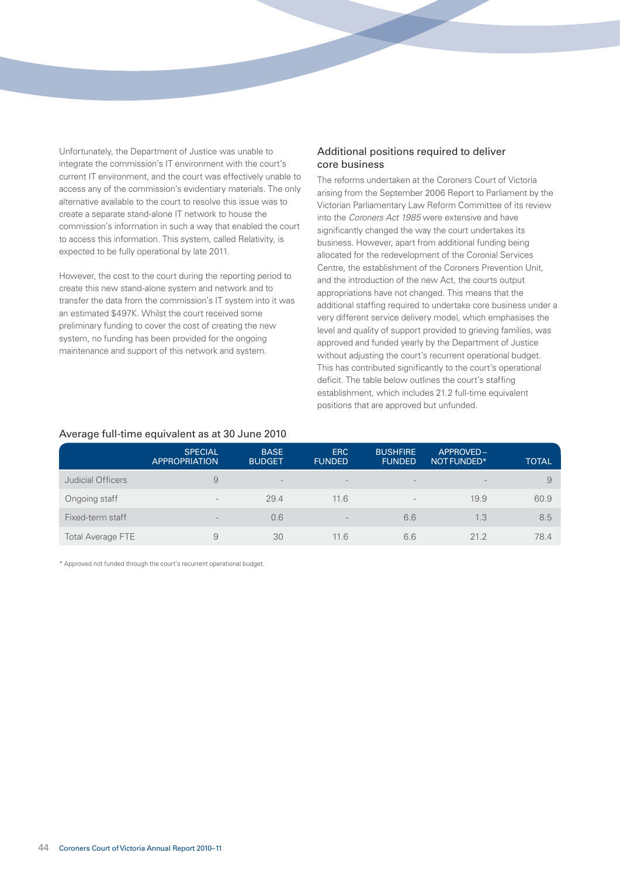Unfortunately, the Department of Justice was unable to integrate the commission's IT environment with the court's current IT environment, and the court was effectively unable to access any of the commission's evidentiary materials. The only alternative available to the court to resolve this issue was to create a separate stand-alone IT network to house the commission's information in such a way that enabled the court to access this information. This system, called Relativity, is expected to be fully operational by late 2011.

However, the cost to the court during the reporting period to create this new stand-alone system and network and to transfer the data from the commission's IT system into it was an estimated $497K. Whilst the court received some preliminary funding to cover the cost of creating the new system, no funding has been provided for the ongoing maintenance and support of this network and system.

### Additional positions required to deliver core business

The reforms undertaken at the Coroners Court of Victoria arising from the September 2006 Report to Parliament by the Victorian Parliamentary Law Reform Committee of its review into the *Coroners Act 1985* were extensive and have significantly changed the way the court undertakes its business. However, apart from additional funding being allocated for the redevelopment of the Coronial Services Centre, the establishment of the Coroners Prevention Unit, and the introduction of the new Act, the courts output appropriations have not changed. This means that the additional staffing required to undertake core business under a very different service delivery model, which emphasises the level and quality of support provided to grieving families, was approved and funded yearly by the Department of Justice without adjusting the court's recurrent operational budget. This has contributed significantly to the court's operational deficit. The table below outlines the court's staffing establishment, which includes 21.2 full-time equivalent positions that are approved but unfunded.

### Average full-time equivalent as at 30 June 2010

| | SPECIAL APPROPRIATION | BASE BUDGET | ERC FUNDED | BUSHFIRE FUNDED | APPROVED – NOT FUNDED* | TOTAL |
|---|---|---|---|---|---|---|
| Judicial Officers | 9 | – | – | – | – | 9 |
| Ongoing staff | – | 29.4 | 11.6 | – | 19.9 | 60.9 |
| Fixed-term staff | – | 0.6 | – | 6.6 | 1.3 | 8.5 |
| Total Average FTE | 9 | 30 | 11.6 | 6.6 | 21.2 | 78.4 |

* Approved not funded through the court's recurrent operational budget.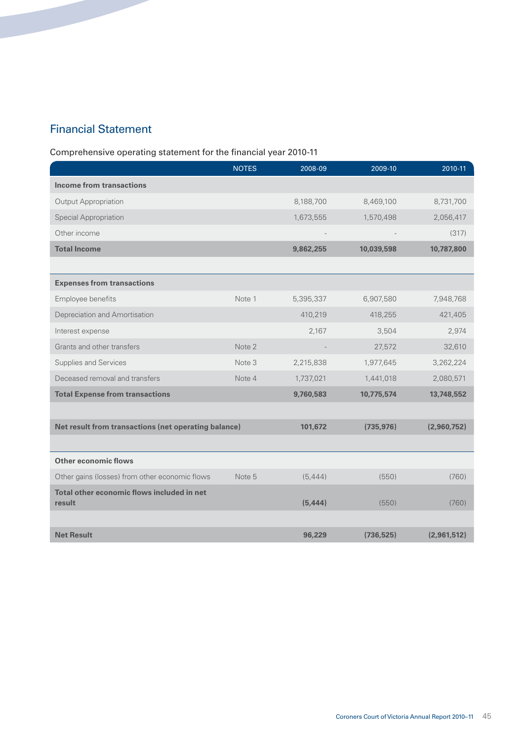## Financial Statement

Comprehensive operating statement for the financial year 2010-11

| | NOTES | 2008-09 | 2009-10 | 2010-11 |
|---|---|---|---|---|
| **Income from transactions** | | | | |
| Output Appropriation | | 8,188,700 | 8,469,100 | 8,731,700 |
| Special Appropriation | | 1,673,555 | 1,570,498 | 2,056,417 |
| Other income | | - | - | (317) |
| **Total Income** | | **9,862,255** | **10,039,598** | **10,787,800** |
| | | | | |
| **Expenses from transactions** | | | | |
| Employee benefits | Note 1 | 5,395,337 | 6,907,580 | 7,948,768 |
| Depreciation and Amortisation | | 410,219 | 418,255 | 421,405 |
| Interest expense | | 2,167 | 3,504 | 2,974 |
| Grants and other transfers | Note 2 | - | 27,572 | 32,610 |
| Supplies and Services | Note 3 | 2,215,838 | 1,977,645 | 3,262,224 |
| Deceased removal and transfers | Note 4 | 1,737,021 | 1,441,018 | 2,080,571 |
| **Total Expense from transactions** | | **9,760,583** | **10,775,574** | **13,748,552** |
| | | | | |
| **Net result from transactions (net operating balance)** | | **101,672** | **(735,976)** | **(2,960,752)** |
| | | | | |
| **Other economic flows** | | | | |
| Other gains (losses) from other economic flows | Note 5 | (5,444) | (550) | (760) |
| **Total other economic flows included in net result** | | **(5,444)** | (550) | (760) |
| | | | | |
| **Net Result** | | **96,229** | **(736,525)** | **(2,961,512)** |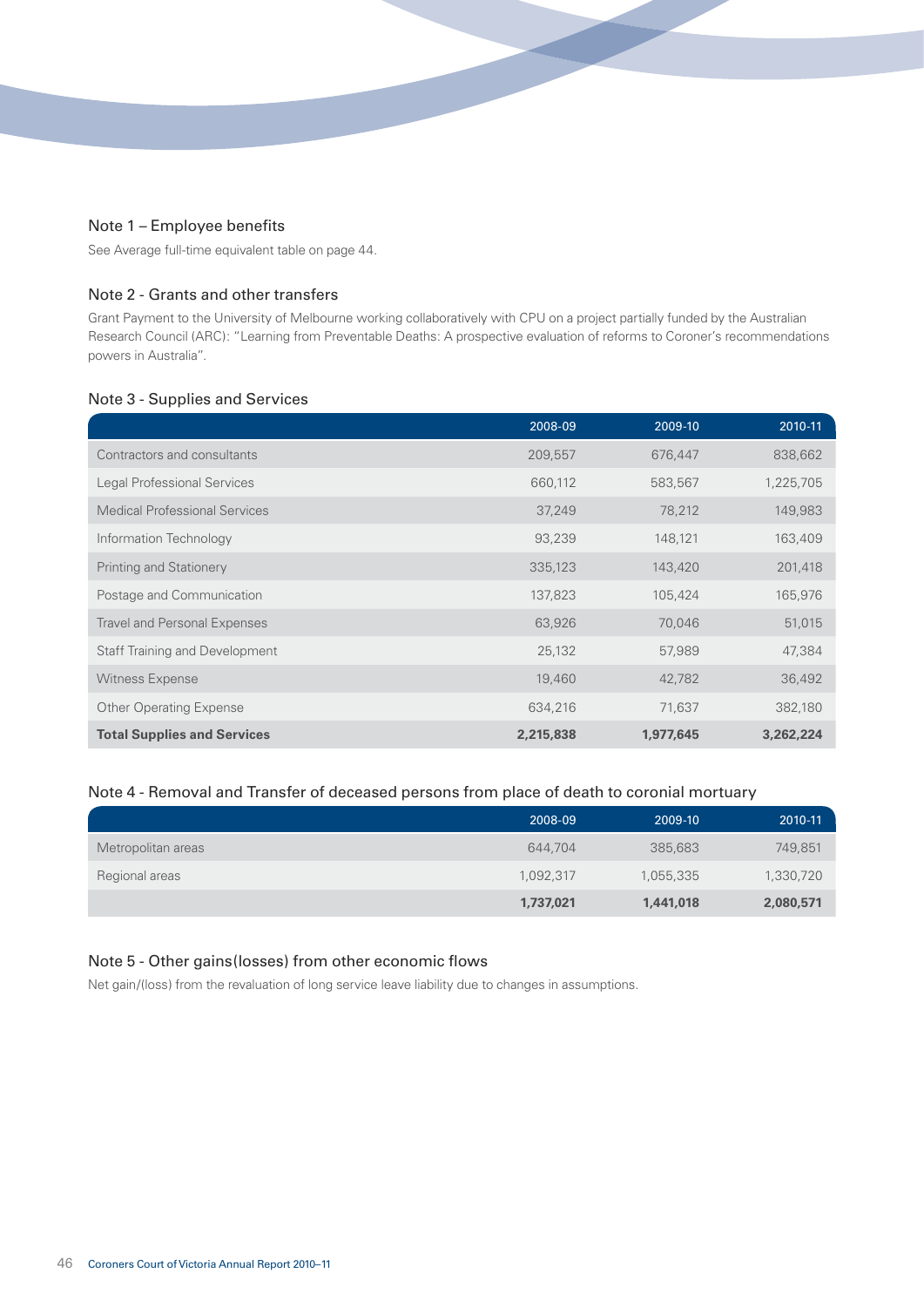### Note 1 – Employee benefits

See Average full-time equivalent table on page 44.

### Note 2 - Grants and other transfers

Grant Payment to the University of Melbourne working collaboratively with CPU on a project partially funded by the Australian Research Council (ARC): "Learning from Preventable Deaths: A prospective evaluation of reforms to Coroner's recommendations powers in Australia".

### Note 3 - Supplies and Services

| | 2008-09 | 2009-10 | 2010-11 |
|---|---|---|---|
| Contractors and consultants | 209,557 | 676,447 | 838,662 |
| Legal Professional Services | 660,112 | 583,567 | 1,225,705 |
| Medical Professional Services | 37,249 | 78,212 | 149,983 |
| Information Technology | 93,239 | 148,121 | 163,409 |
| Printing and Stationery | 335,123 | 143,420 | 201,418 |
| Postage and Communication | 137,823 | 105,424 | 165,976 |
| Travel and Personal Expenses | 63,926 | 70,046 | 51,015 |
| Staff Training and Development | 25,132 | 57,989 | 47,384 |
| Witness Expense | 19,460 | 42,782 | 36,492 |
| Other Operating Expense | 634,216 | 71,637 | 382,180 |
| **Total Supplies and Services** | **2,215,838** | **1,977,645** | **3,262,224** |

### Note 4 - Removal and Transfer of deceased persons from place of death to coronial mortuary

| | 2008-09 | 2009-10 | 2010-11 |
|---|---|---|---|
| Metropolitan areas | 644,704 | 385,683 | 749,851 |
| Regional areas | 1,092,317 | 1,055,335 | 1,330,720 |
| | **1,737,021** | **1,441,018** | **2,080,571** |

### Note 5 - Other gains(losses) from other economic flows

Net gain/(loss) from the revaluation of long service leave liability due to changes in assumptions.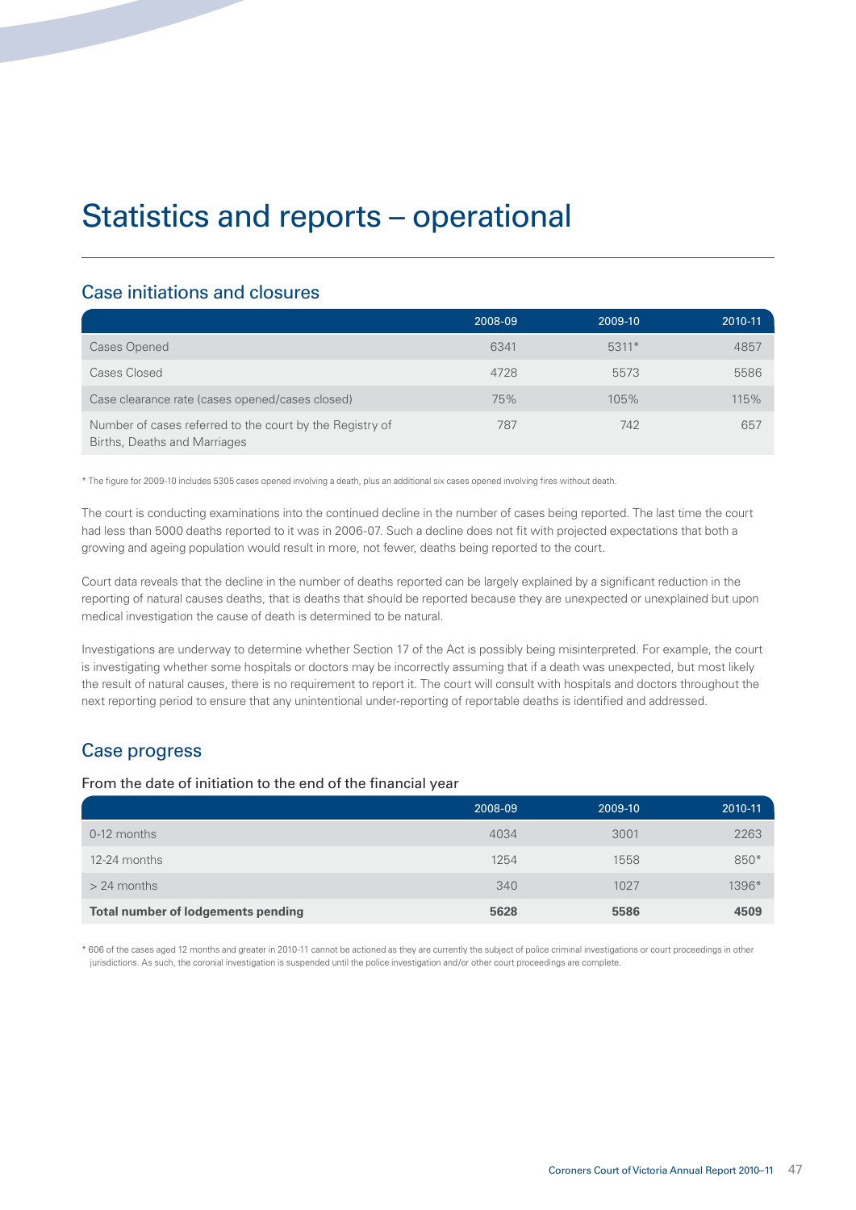# Statistics and reports – operational

## Case initiations and closures

| | 2008-09 | 2009-10 | 2010-11 |
|---|---|---|---|
| Cases Opened | 6341 | 5311* | 4857 |
| Cases Closed | 4728 | 5573 | 5586 |
| Case clearance rate (cases opened/cases closed) | 75% | 105% | 115% |
| Number of cases referred to the court by the Registry of Births, Deaths and Marriages | 787 | 742 | 657 |

* The figure for 2009-10 includes 5305 cases opened involving a death, plus an additional six cases opened involving fires without death.

The court is conducting examinations into the continued decline in the number of cases being reported. The last time the court had less than 5000 deaths reported to it was in 2006-07. Such a decline does not fit with projected expectations that both a growing and ageing population would result in more, not fewer, deaths being reported to the court.

Court data reveals that the decline in the number of deaths reported can be largely explained by a significant reduction in the reporting of natural causes deaths, that is deaths that should be reported because they are unexpected or unexplained but upon medical investigation the cause of death is determined to be natural.

Investigations are underway to determine whether Section 17 of the Act is possibly being misinterpreted. For example, the court is investigating whether some hospitals or doctors may be incorrectly assuming that if a death was unexpected, but most likely the result of natural causes, there is no requirement to report it. The court will consult with hospitals and doctors throughout the next reporting period to ensure that any unintentional under-reporting of reportable deaths is identified and addressed.

## Case progress

### From the date of initiation to the end of the financial year

| | 2008-09 | 2009-10 | 2010-11 |
|---|---|---|---|
| 0-12 months | 4034 | 3001 | 2263 |
| 12-24 months | 1254 | 1558 | 850* |
| > 24 months | 340 | 1027 | 1396* |
| **Total number of lodgements pending** | **5628** | **5586** | **4509** |

* 606 of the cases aged 12 months and greater in 2010-11 cannot be actioned as they are currently the subject of police criminal investigations or court proceedings in other jurisdictions. As such, the coronial investigation is suspended until the police investigation and/or other court proceedings are complete.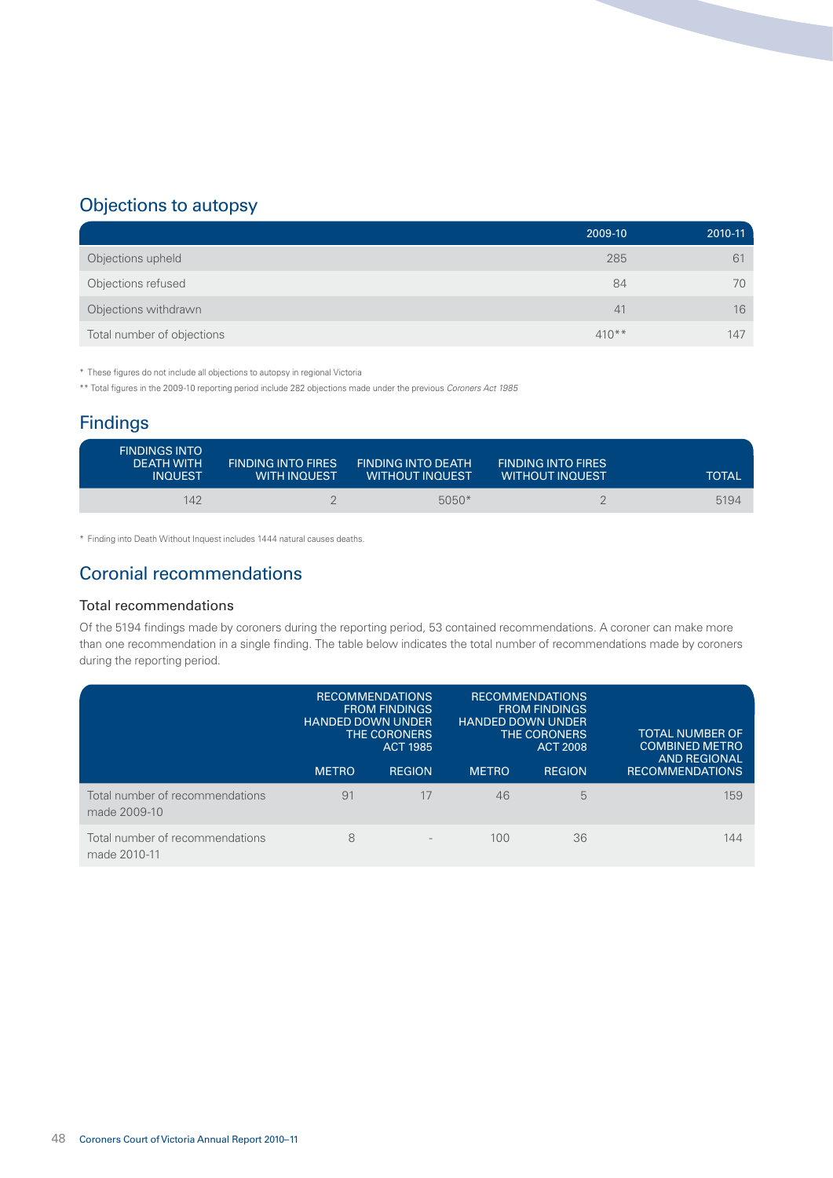## Objections to autopsy

| | 2009-10 | 2010-11 |
|---|---|---|
| Objections upheld | 285 | 61 |
| Objections refused | 84 | 70 |
| Objections withdrawn | 41 | 16 |
| Total number of objections | 410** | 147 |

\* These figures do not include all objections to autopsy in regional Victoria

** Total figures in the 2009-10 reporting period include 282 objections made under the previous *Coroners Act 1985*

## Findings

| FINDINGS INTO DEATH WITH INQUEST | FINDING INTO FIRES WITH INQUEST | FINDING INTO DEATH WITHOUT INQUEST | FINDING INTO FIRES WITHOUT INQUEST | TOTAL |
|---|---|---|---|---|
| 142 | 2 | 5050* | 2 | 5194 |

\* Finding into Death Without Inquest includes 1444 natural causes deaths.

## Coronial recommendations

### Total recommendations

Of the 5194 findings made by coroners during the reporting period, 53 contained recommendations. A coroner can make more than one recommendation in a single finding. The table below indicates the total number of recommendations made by coroners during the reporting period.

| | RECOMMENDATIONS FROM FINDINGS HANDED DOWN UNDER THE CORONERS ACT 1985 | | RECOMMENDATIONS FROM FINDINGS HANDED DOWN UNDER THE CORONERS ACT 2008 | | TOTAL NUMBER OF COMBINED METRO AND REGIONAL RECOMMENDATIONS |
|---|---|---|---|---|---|
| | METRO | REGION | METRO | REGION | |
| Total number of recommendations made 2009-10 | 91 | 17 | 46 | 5 | 159 |
| Total number of recommendations made 2010-11 | 8 | - | 100 | 36 | 144 |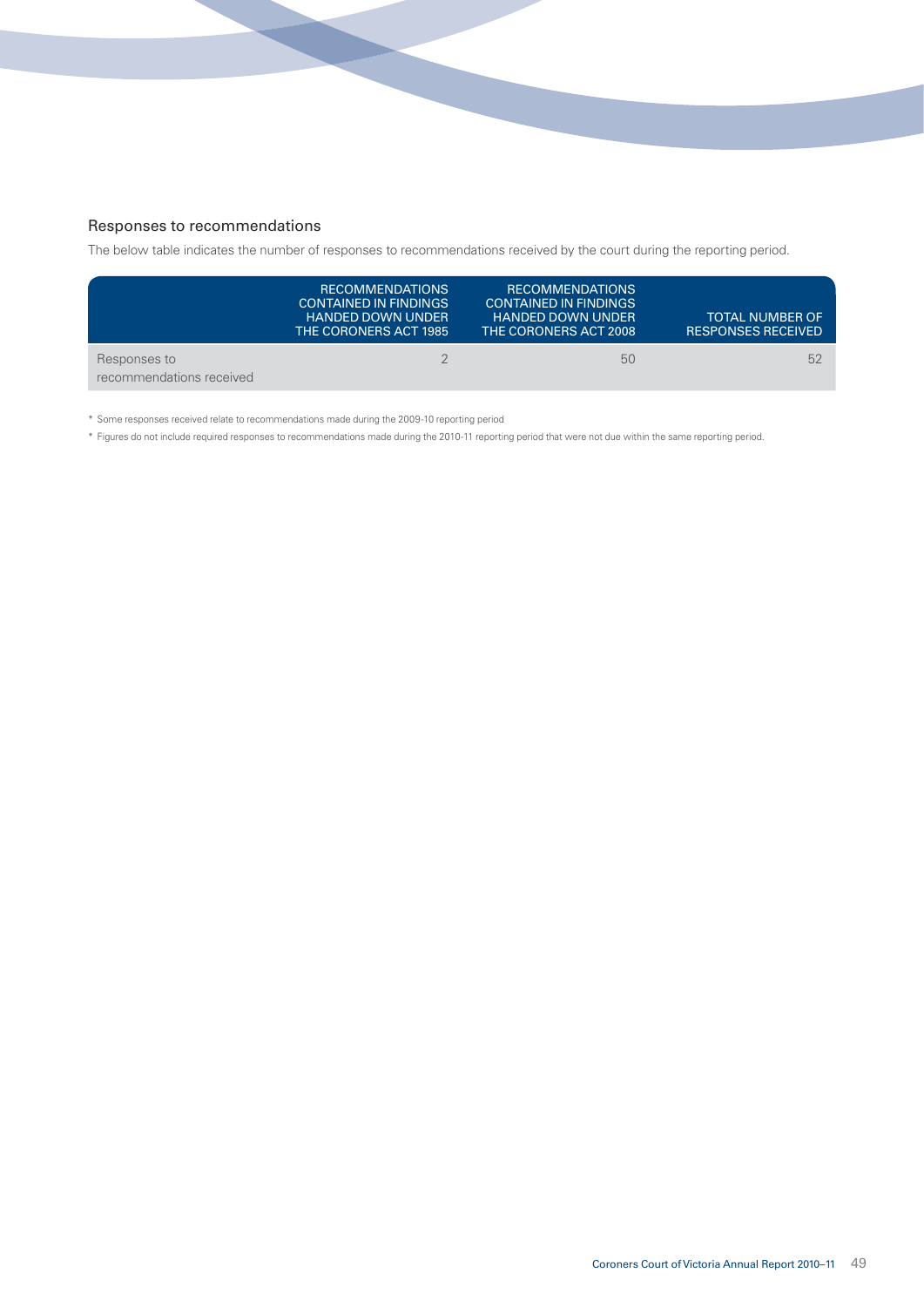## Responses to recommendations

The below table indicates the number of responses to recommendations received by the court during the reporting period.

| | RECOMMENDATIONS CONTAINED IN FINDINGS HANDED DOWN UNDER THE CORONERS ACT 1985 | RECOMMENDATIONS CONTAINED IN FINDINGS HANDED DOWN UNDER THE CORONERS ACT 2008 | TOTAL NUMBER OF RESPONSES RECEIVED |
|---|---|---|---|
| Responses to recommendations received | 2 | 50 | 52 |

* Some responses received relate to recommendations made during the 2009-10 reporting period

* Figures do not include required responses to recommendations made during the 2010-11 reporting period that were not due within the same reporting period.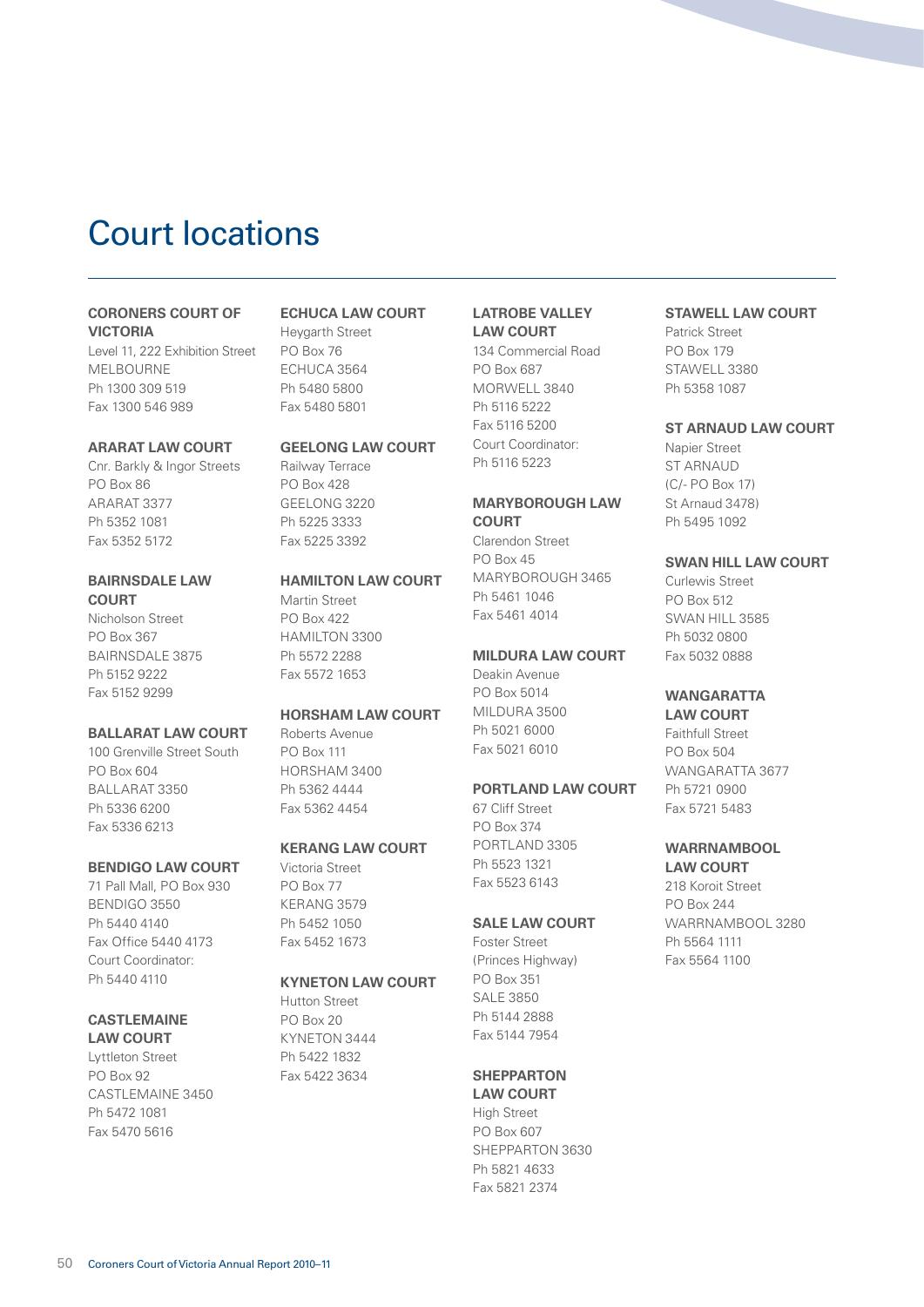# Court locations

**CORONERS COURT OF VICTORIA**
Level 11, 222 Exhibition Street
MELBOURNE
Ph 1300 309 519
Fax 1300 546 989

**ARARAT LAW COURT**
Cnr. Barkly & Ingor Streets
PO Box 86
ARARAT 3377
Ph 5352 1081
Fax 5352 5172

**BAIRNSDALE LAW COURT**
Nicholson Street
PO Box 367
BAIRNSDALE 3875
Ph 5152 9222
Fax 5152 9299

**BALLARAT LAW COURT**
100 Grenville Street South
PO Box 604
BALLARAT 3350
Ph 5336 6200
Fax 5336 6213

**BENDIGO LAW COURT**
71 Pall Mall, PO Box 930
BENDIGO 3550
Ph 5440 4140
Fax Office 5440 4173
Court Coordinator:
Ph 5440 4110

**CASTLEMAINE LAW COURT**
Lyttleton Street
PO Box 92
CASTLEMAINE 3450
Ph 5472 1081
Fax 5470 5616

**ECHUCA LAW COURT**
Heygarth Street
PO Box 76
ECHUCA 3564
Ph 5480 5800
Fax 5480 5801

**GEELONG LAW COURT**
Railway Terrace
PO Box 428
GEELONG 3220
Ph 5225 3333
Fax 5225 3392

**HAMILTON LAW COURT**
Martin Street
PO Box 422
HAMILTON 3300
Ph 5572 2288
Fax 5572 1653

**HORSHAM LAW COURT**
Roberts Avenue
PO Box 111
HORSHAM 3400
Ph 5362 4444
Fax 5362 4454

**KERANG LAW COURT**
Victoria Street
PO Box 77
KERANG 3579
Ph 5452 1050
Fax 5452 1673

**KYNETON LAW COURT**
Hutton Street
PO Box 20
KYNETON 3444
Ph 5422 1832
Fax 5422 3634

**LATROBE VALLEY LAW COURT**
134 Commercial Road
PO Box 687
MORWELL 3840
Ph 5116 5222
Fax 5116 5200
Court Coordinator:
Ph 5116 5223

**MARYBOROUGH LAW COURT**
Clarendon Street
PO Box 45
MARYBOROUGH 3465
Ph 5461 1046
Fax 5461 4014

**MILDURA LAW COURT**
Deakin Avenue
PO Box 5014
MILDURA 3500
Ph 5021 6000
Fax 5021 6010

**PORTLAND LAW COURT**
67 Cliff Street
PO Box 374
PORTLAND 3305
Ph 5523 1321
Fax 5523 6143

**SALE LAW COURT**
Foster Street
(Princes Highway)
PO Box 351
SALE 3850
Ph 5144 2888
Fax 5144 7954

**SHEPPARTON LAW COURT**
High Street
PO Box 607
SHEPPARTON 3630
Ph 5821 4633
Fax 5821 2374

**STAWELL LAW COURT**
Patrick Street
PO Box 179
STAWELL 3380
Ph 5358 1087

**ST ARNAUD LAW COURT**
Napier Street
ST ARNAUD
(C/- PO Box 17)
St Arnaud 3478)
Ph 5495 1092

**SWAN HILL LAW COURT**
Curlewis Street
PO Box 512
SWAN HILL 3585
Ph 5032 0800
Fax 5032 0888

**WANGARATTA LAW COURT**
Faithfull Street
PO Box 504
WANGARATTA 3677
Ph 5721 0900
Fax 5721 5483

**WARRNAMBOOL LAW COURT**
218 Koroit Street
PO Box 244
WARRNAMBOOL 3280
Ph 5564 1111
Fax 5564 1100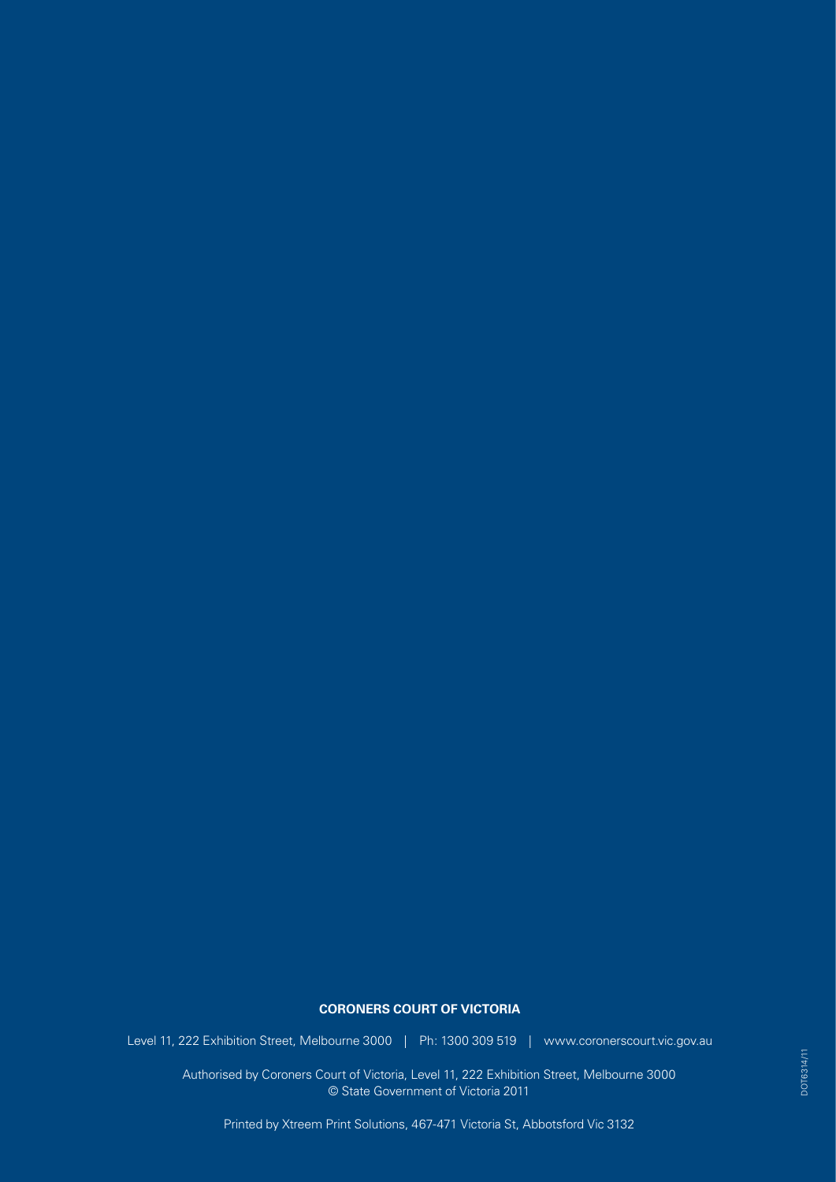**CORONERS COURT OF VICTORIA**

Level 11, 222 Exhibition Street, Melbourne 3000 | Ph: 1300 309 519 | www.coronerscourt.vic.gov.au

Authorised by Coroners Court of Victoria, Level 11, 222 Exhibition Street, Melbourne 3000
© State Government of Victoria 2011

Printed by Xtreem Print Solutions, 467-471 Victoria St, Abbotsford Vic 3132

DOT6314/11